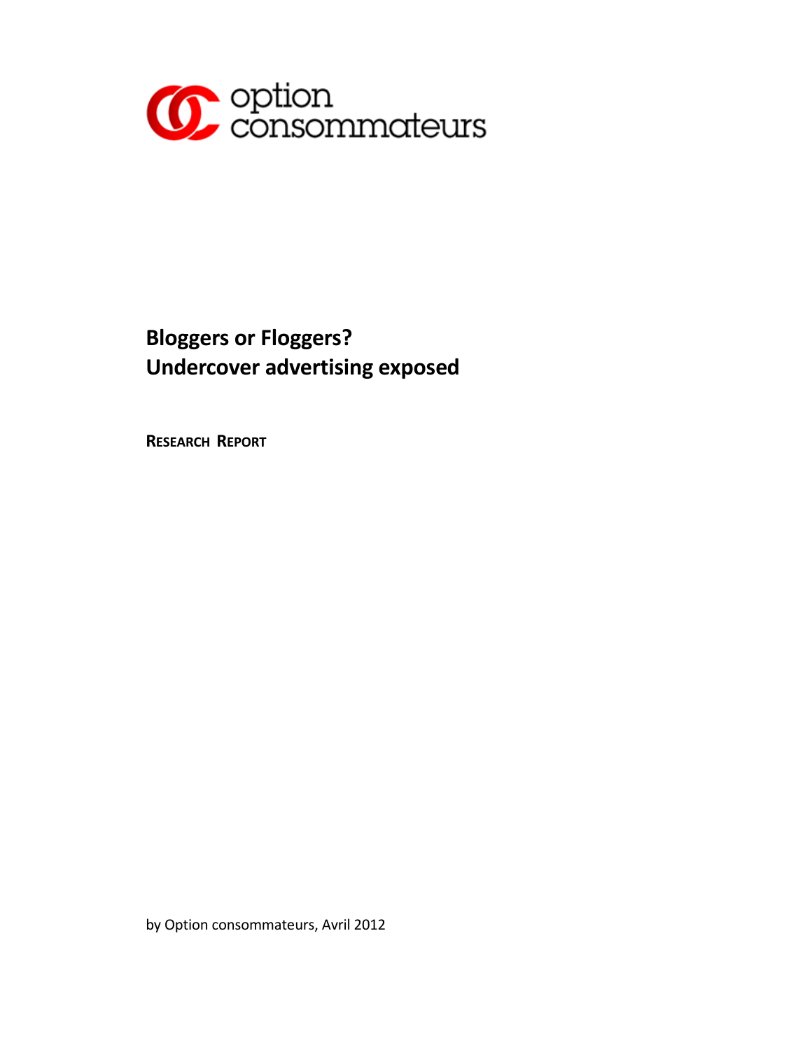option consommateurs

# Bloggers or Floggers?
# Undercover advertising exposed

**RESEARCH REPORT**

by Option consommateurs, Avril 2012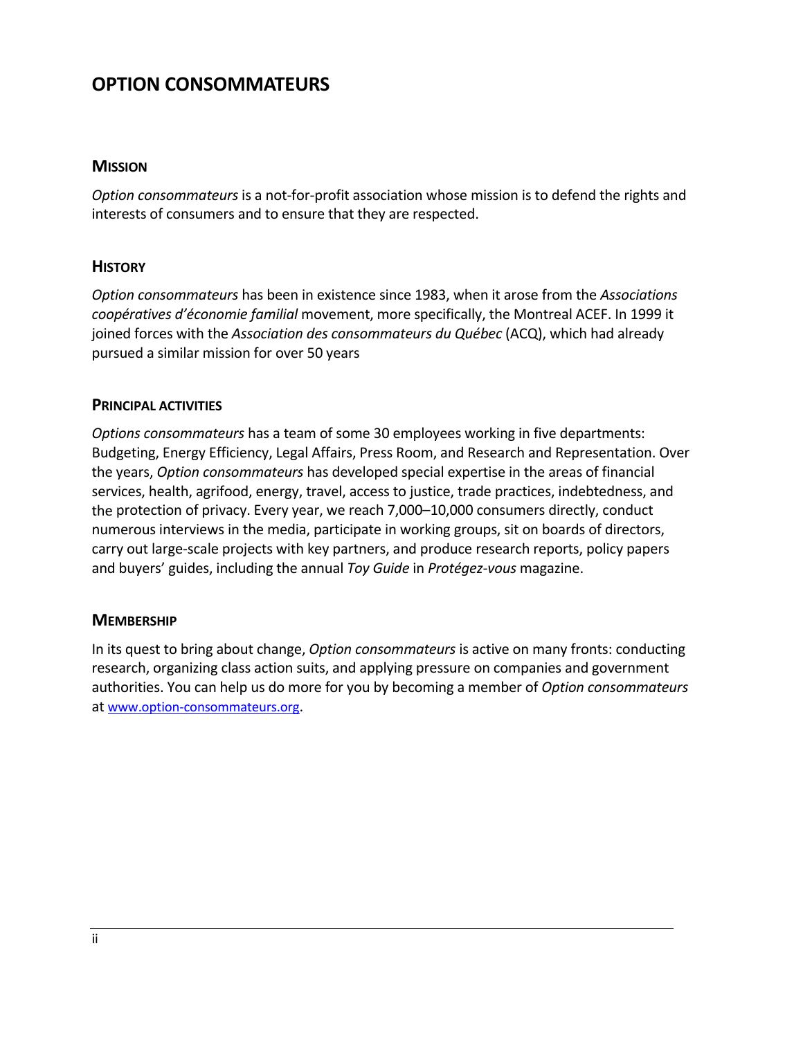# OPTION CONSOMMATEURS

## MISSION

*Option consommateurs* is a not-for-profit association whose mission is to defend the rights and interests of consumers and to ensure that they are respected.

## HISTORY

*Option consommateurs* has been in existence since 1983, when it arose from the *Associations coopératives d'économie familial* movement, more specifically, the Montreal ACEF. In 1999 it joined forces with the *Association des consommateurs du Québec* (ACQ), which had already pursued a similar mission for over 50 years

## PRINCIPAL ACTIVITIES

*Options consommateurs* has a team of some 30 employees working in five departments: Budgeting, Energy Efficiency, Legal Affairs, Press Room, and Research and Representation. Over the years, *Option consommateurs* has developed special expertise in the areas of financial services, health, agrifood, energy, travel, access to justice, trade practices, indebtedness, and the protection of privacy. Every year, we reach 7,000–10,000 consumers directly, conduct numerous interviews in the media, participate in working groups, sit on boards of directors, carry out large-scale projects with key partners, and produce research reports, policy papers and buyers' guides, including the annual *Toy Guide* in *Protégez-vous* magazine.

## MEMBERSHIP

In its quest to bring about change, *Option consommateurs* is active on many fronts: conducting research, organizing class action suits, and applying pressure on companies and government authorities. You can help us do more for you by becoming a member of *Option consommateurs* at www.option-consommateurs.org.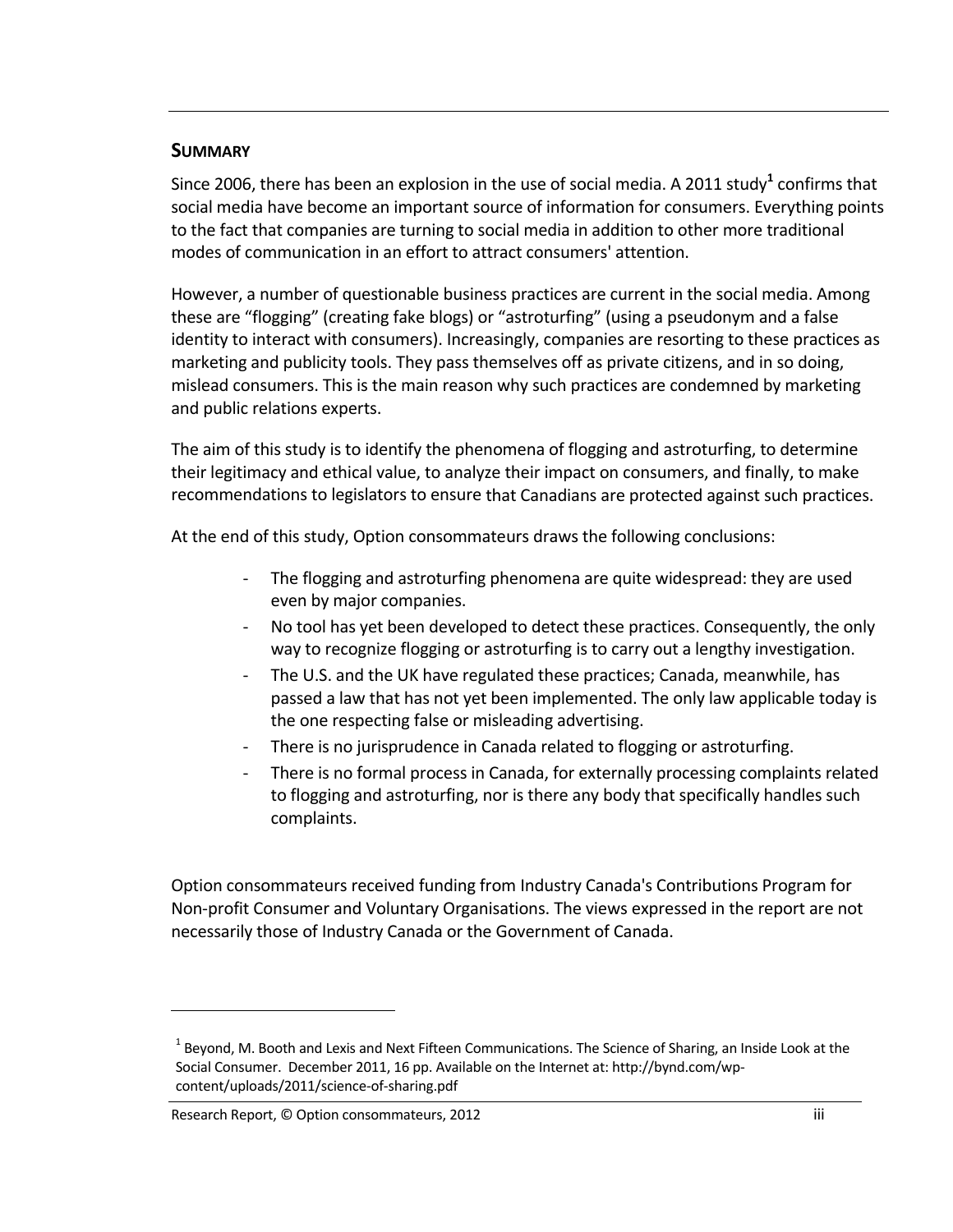## SUMMARY

Since 2006, there has been an explosion in the use of social media. A 2011 study[1] confirms that social media have become an important source of information for consumers. Everything points to the fact that companies are turning to social media in addition to other more traditional modes of communication in an effort to attract consumers' attention.

However, a number of questionable business practices are current in the social media. Among these are "flogging" (creating fake blogs) or "astroturfing" (using a pseudonym and a false identity to interact with consumers). Increasingly, companies are resorting to these practices as marketing and publicity tools. They pass themselves off as private citizens, and in so doing, mislead consumers. This is the main reason why such practices are condemned by marketing and public relations experts.

The aim of this study is to identify the phenomena of flogging and astroturfing, to determine their legitimacy and ethical value, to analyze their impact on consumers, and finally, to make recommendations to legislators to ensure that Canadians are protected against such practices.

At the end of this study, Option consommateurs draws the following conclusions:

- The flogging and astroturfing phenomena are quite widespread: they are used even by major companies.
- No tool has yet been developed to detect these practices. Consequently, the only way to recognize flogging or astroturfing is to carry out a lengthy investigation.
- The U.S. and the UK have regulated these practices; Canada, meanwhile, has passed a law that has not yet been implemented. The only law applicable today is the one respecting false or misleading advertising.
- There is no jurisprudence in Canada related to flogging or astroturfing.
- There is no formal process in Canada, for externally processing complaints related to flogging and astroturfing, nor is there any body that specifically handles such complaints.

Option consommateurs received funding from Industry Canada's Contributions Program for Non-profit Consumer and Voluntary Organisations. The views expressed in the report are not necessarily those of Industry Canada or the Government of Canada.

---

[1] Beyond, M. Booth and Lexis and Next Fifteen Communications. The Science of Sharing, an Inside Look at the Social Consumer. December 2011, 16 pp. Available on the Internet at: http://bynd.com/wp-content/uploads/2011/science-of-sharing.pdf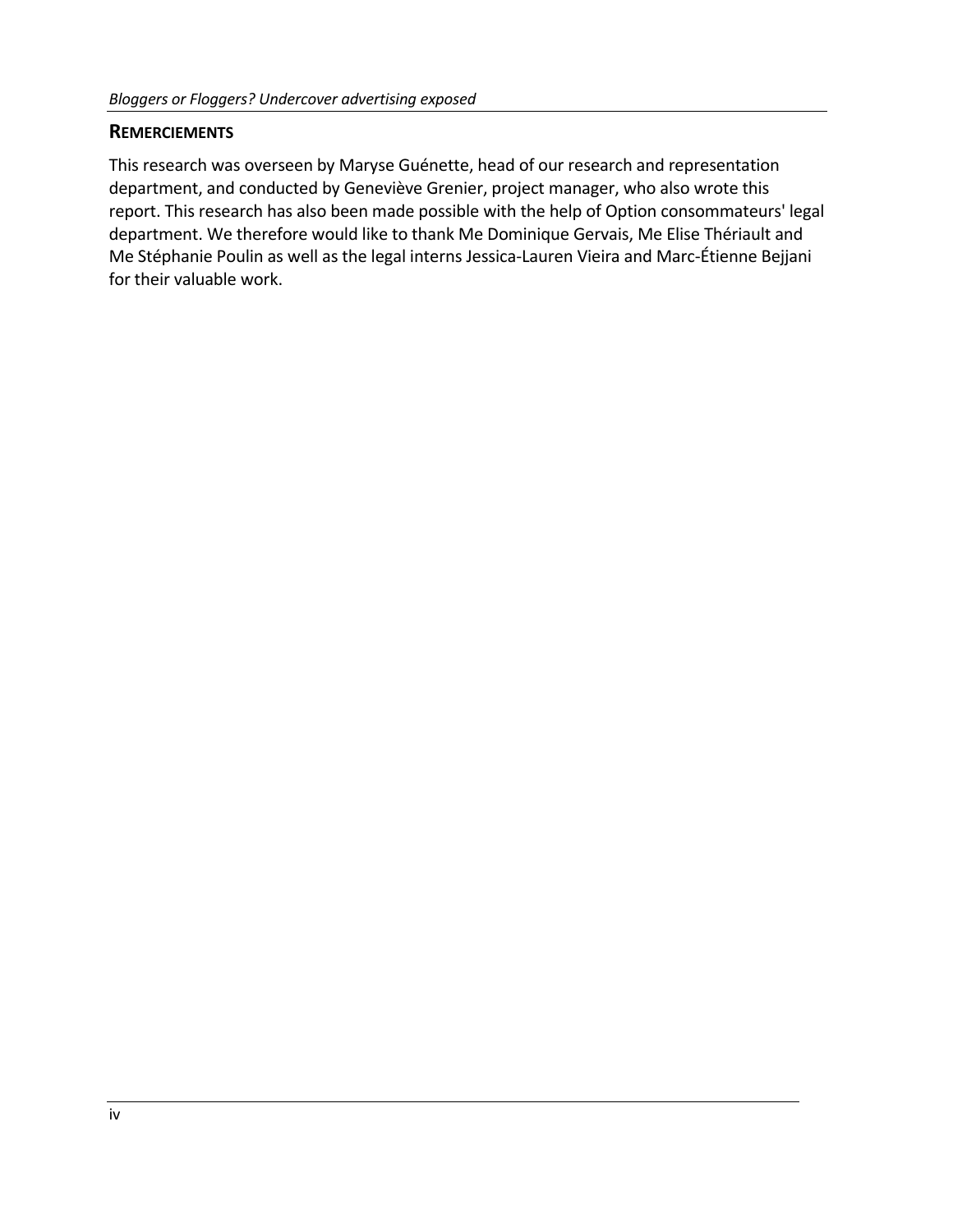## REMERCIEMENTS

This research was overseen by Maryse Guénette, head of our research and representation department, and conducted by Geneviève Grenier, project manager, who also wrote this report. This research has also been made possible with the help of Option consommateurs' legal department. We therefore would like to thank Me Dominique Gervais, Me Elise Thériault and Me Stéphanie Poulin as well as the legal interns Jessica-Lauren Vieira and Marc-Étienne Bejjani for their valuable work.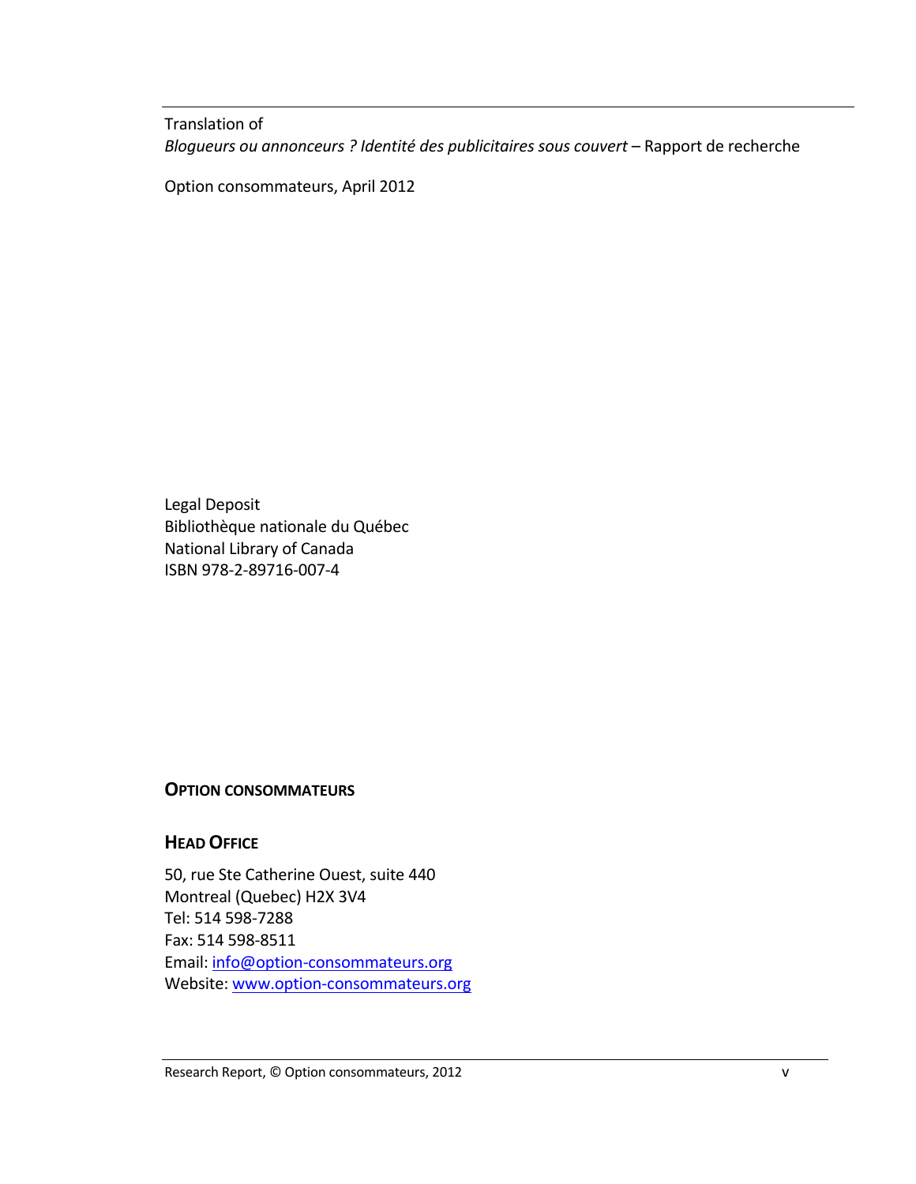Translation of
*Blogueurs ou annonceurs ? Identité des publicitaires sous couvert* – Rapport de recherche

Option consommateurs, April 2012

Legal Deposit
Bibliothèque nationale du Québec
National Library of Canada
ISBN 978-2-89716-007-4

**OPTION CONSOMMATEURS**

**HEAD OFFICE**

50, rue Ste Catherine Ouest, suite 440
Montreal (Quebec) H2X 3V4
Tel: 514 598-7288
Fax: 514 598-8511
Email: info@option-consommateurs.org
Website: www.option-consommateurs.org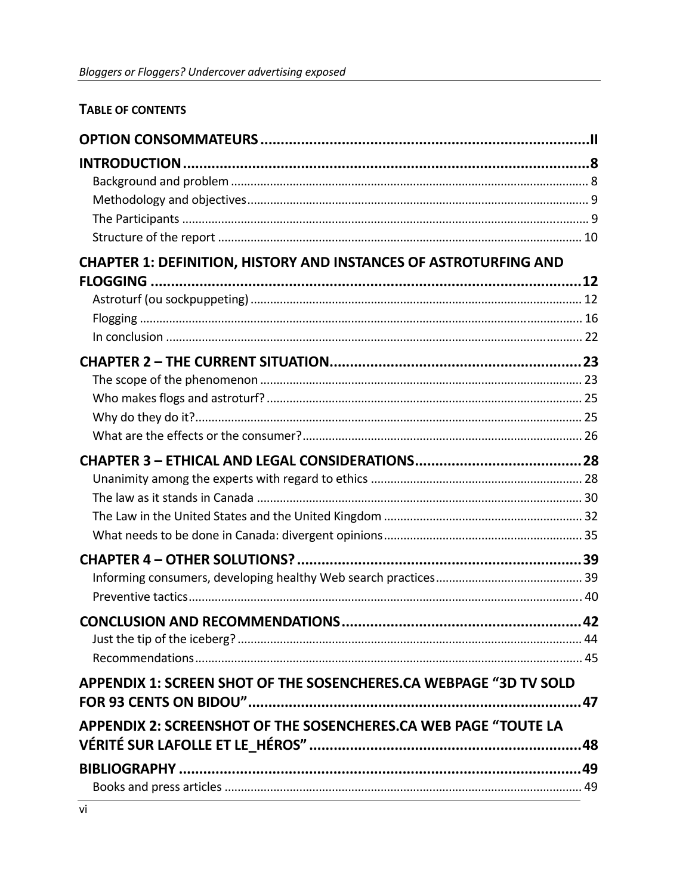## TABLE OF CONTENTS

**OPTION CONSOMMATEURS** ........ II

**INTRODUCTION** ........ 8

- Background and problem ........ 8
- Methodology and objectives ........ 9
- The Participants ........ 9
- Structure of the report ........ 10

**CHAPTER 1: DEFINITION, HISTORY AND INSTANCES OF ASTROTURFING AND FLOGGING** ........ 12

- Astroturf (ou sockpuppeting) ........ 12
- Flogging ........ 16
- In conclusion ........ 22

**CHAPTER 2 – THE CURRENT SITUATION** ........ 23

- The scope of the phenomenon ........ 23
- Who makes flogs and astroturf? ........ 25
- Why do they do it? ........ 25
- What are the effects or the consumer? ........ 26

**CHAPTER 3 – ETHICAL AND LEGAL CONSIDERATIONS** ........ 28

- Unanimity among the experts with regard to ethics ........ 28
- The law as it stands in Canada ........ 30
- The Law in the United States and the United Kingdom ........ 32
- What needs to be done in Canada: divergent opinions ........ 35

**CHAPTER 4 – OTHER SOLUTIONS?** ........ 39

- Informing consumers, developing healthy Web search practices ........ 39
- Preventive tactics ........ 40

**CONCLUSION AND RECOMMENDATIONS** ........ 42

- Just the tip of the iceberg? ........ 44
- Recommendations ........ 45

**APPENDIX 1: SCREEN SHOT OF THE SOSENCHERES.CA WEBPAGE "3D TV SOLD FOR 93 CENTS ON BIDOU"** ........ 47

**APPENDIX 2: SCREENSHOT OF THE SOSENCHERES.CA WEB PAGE "TOUTE LA VÉRITÉ SUR LAFOLLE ET LE_HÉROS"** ........ 48

**BIBLIOGRAPHY** ........ 49

- Books and press articles ........ 49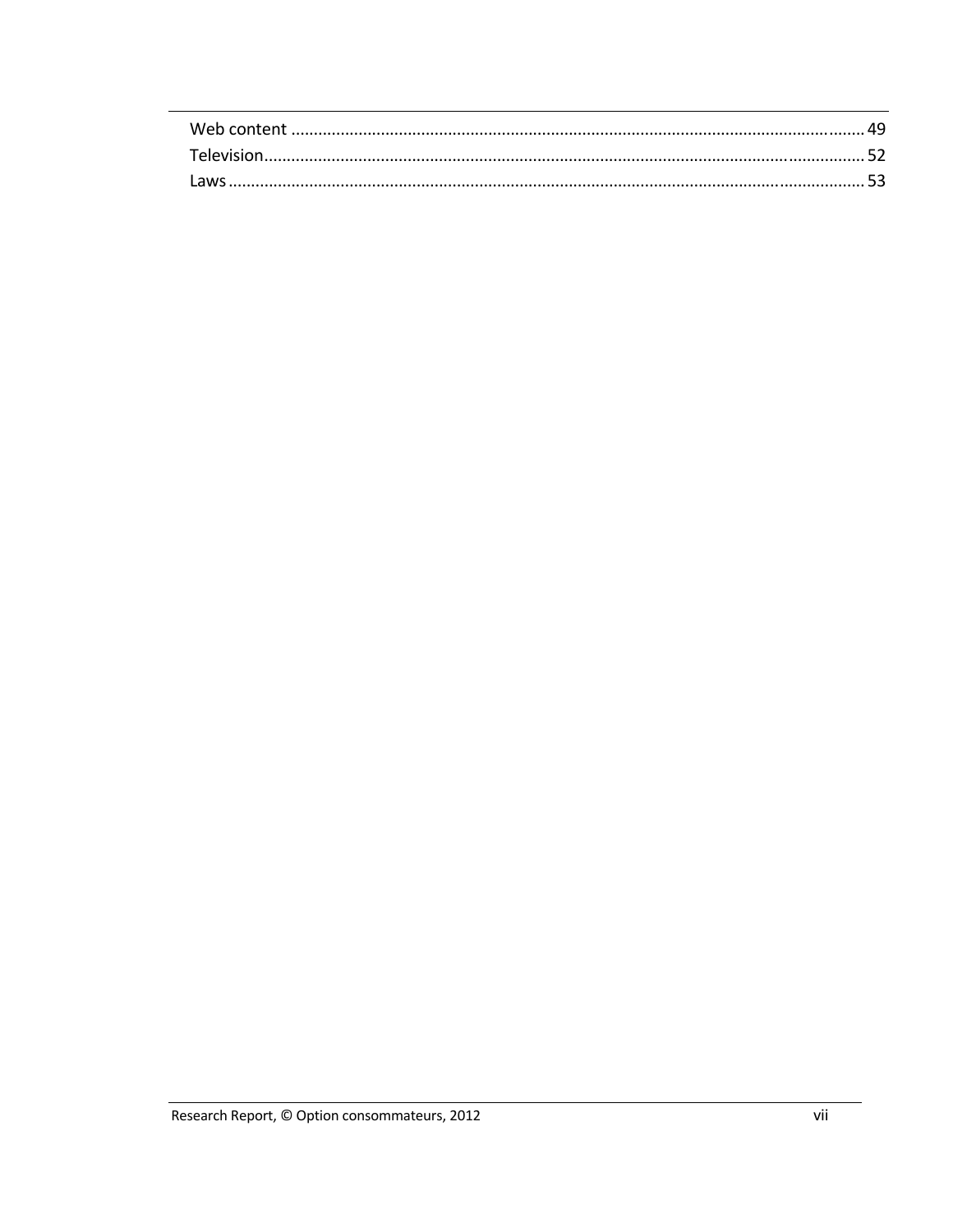Web content ........................................................................................................................ 49
Television.............................................................................................................................. 52
Laws ..................................................................................................................................... 53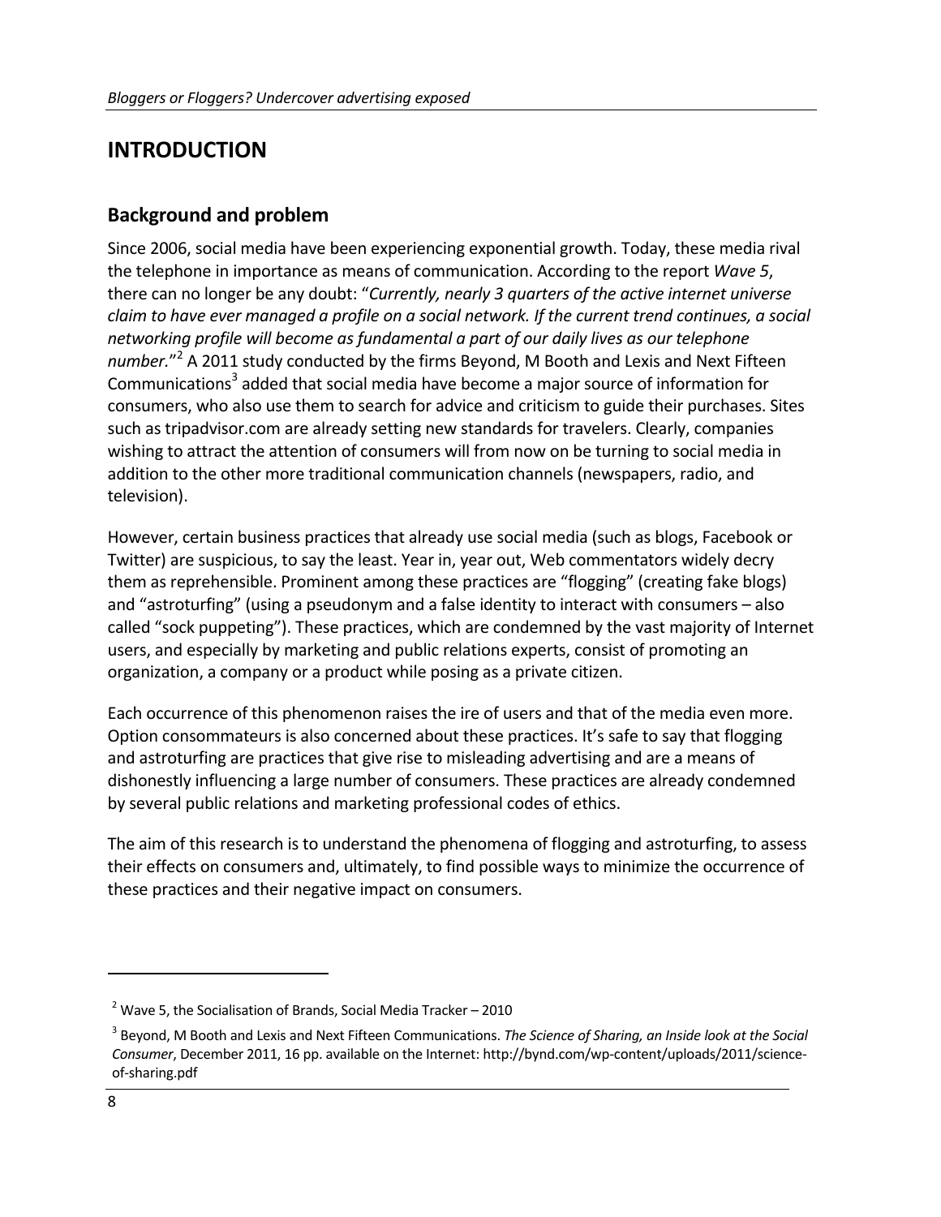# INTRODUCTION

## Background and problem

Since 2006, social media have been experiencing exponential growth. Today, these media rival the telephone in importance as means of communication. According to the report *Wave 5*, there can no longer be any doubt: "*Currently, nearly 3 quarters of the active internet universe claim to have ever managed a profile on a social network. If the current trend continues, a social networking profile will become as fundamental a part of our daily lives as our telephone number.*"[2] A 2011 study conducted by the firms Beyond, M Booth and Lexis and Next Fifteen Communications[3] added that social media have become a major source of information for consumers, who also use them to search for advice and criticism to guide their purchases. Sites such as tripadvisor.com are already setting new standards for travelers. Clearly, companies wishing to attract the attention of consumers will from now on be turning to social media in addition to the other more traditional communication channels (newspapers, radio, and television).

However, certain business practices that already use social media (such as blogs, Facebook or Twitter) are suspicious, to say the least. Year in, year out, Web commentators widely decry them as reprehensible. Prominent among these practices are "flogging" (creating fake blogs) and "astroturfing" (using a pseudonym and a false identity to interact with consumers – also called "sock puppeting"). These practices, which are condemned by the vast majority of Internet users, and especially by marketing and public relations experts, consist of promoting an organization, a company or a product while posing as a private citizen.

Each occurrence of this phenomenon raises the ire of users and that of the media even more. Option consommateurs is also concerned about these practices. It's safe to say that flogging and astroturfing are practices that give rise to misleading advertising and are a means of dishonestly influencing a large number of consumers. These practices are already condemned by several public relations and marketing professional codes of ethics.

The aim of this research is to understand the phenomena of flogging and astroturfing, to assess their effects on consumers and, ultimately, to find possible ways to minimize the occurrence of these practices and their negative impact on consumers.

---

[2] Wave 5, the Socialisation of Brands, Social Media Tracker – 2010

[3] Beyond, M Booth and Lexis and Next Fifteen Communications. *The Science of Sharing, an Inside look at the Social Consumer*, December 2011, 16 pp. available on the Internet: http://bynd.com/wp-content/uploads/2011/science-of-sharing.pdf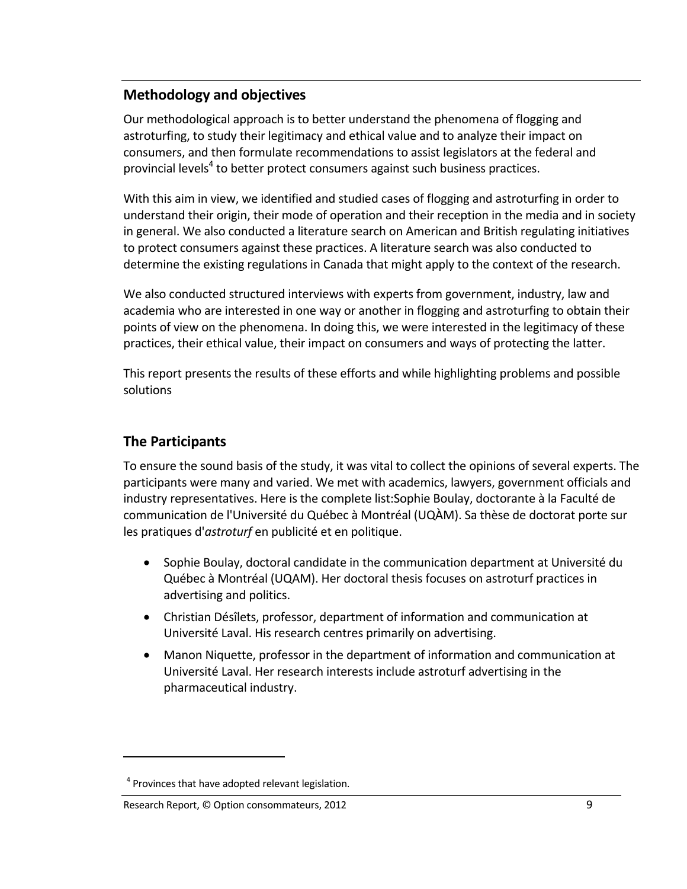## Methodology and objectives

Our methodological approach is to better understand the phenomena of flogging and astroturfing, to study their legitimacy and ethical value and to analyze their impact on consumers, and then formulate recommendations to assist legislators at the federal and provincial levels[4] to better protect consumers against such business practices.

With this aim in view, we identified and studied cases of flogging and astroturfing in order to understand their origin, their mode of operation and their reception in the media and in society in general. We also conducted a literature search on American and British regulating initiatives to protect consumers against these practices. A literature search was also conducted to determine the existing regulations in Canada that might apply to the context of the research.

We also conducted structured interviews with experts from government, industry, law and academia who are interested in one way or another in flogging and astroturfing to obtain their points of view on the phenomena. In doing this, we were interested in the legitimacy of these practices, their ethical value, their impact on consumers and ways of protecting the latter.

This report presents the results of these efforts and while highlighting problems and possible solutions

## The Participants

To ensure the sound basis of the study, it was vital to collect the opinions of several experts. The participants were many and varied. We met with academics, lawyers, government officials and industry representatives. Here is the complete list:Sophie Boulay, doctorante à la Faculté de communication de l'Université du Québec à Montréal (UQÀM). Sa thèse de doctorat porte sur les pratiques d'*astroturf* en publicité et en politique.

- Sophie Boulay, doctoral candidate in the communication department at Université du Québec à Montréal (UQAM). Her doctoral thesis focuses on astroturf practices in advertising and politics.
- Christian Désîlets, professor, department of information and communication at Université Laval. His research centres primarily on advertising.
- Manon Niquette, professor in the department of information and communication at Université Laval. Her research interests include astroturf advertising in the pharmaceutical industry.

[4] Provinces that have adopted relevant legislation.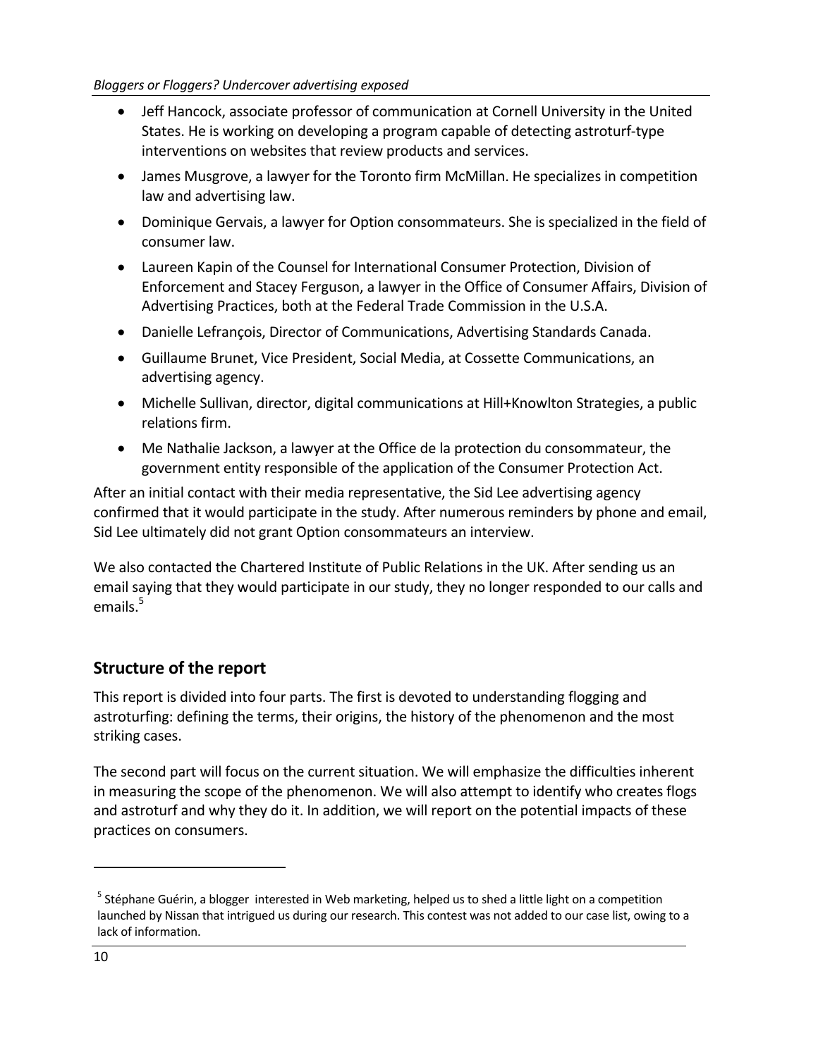- Jeff Hancock, associate professor of communication at Cornell University in the United States. He is working on developing a program capable of detecting astroturf-type interventions on websites that review products and services.
- James Musgrove, a lawyer for the Toronto firm McMillan. He specializes in competition law and advertising law.
- Dominique Gervais, a lawyer for Option consommateurs. She is specialized in the field of consumer law.
- Laureen Kapin of the Counsel for International Consumer Protection, Division of Enforcement and Stacey Ferguson, a lawyer in the Office of Consumer Affairs, Division of Advertising Practices, both at the Federal Trade Commission in the U.S.A.
- Danielle Lefrançois, Director of Communications, Advertising Standards Canada.
- Guillaume Brunet, Vice President, Social Media, at Cossette Communications, an advertising agency.
- Michelle Sullivan, director, digital communications at Hill+Knowlton Strategies, a public relations firm.
- Me Nathalie Jackson, a lawyer at the Office de la protection du consommateur, the government entity responsible of the application of the Consumer Protection Act.

After an initial contact with their media representative, the Sid Lee advertising agency confirmed that it would participate in the study. After numerous reminders by phone and email, Sid Lee ultimately did not grant Option consommateurs an interview.

We also contacted the Chartered Institute of Public Relations in the UK. After sending us an email saying that they would participate in our study, they no longer responded to our calls and emails.[5]

## Structure of the report

This report is divided into four parts. The first is devoted to understanding flogging and astroturfing: defining the terms, their origins, the history of the phenomenon and the most striking cases.

The second part will focus on the current situation. We will emphasize the difficulties inherent in measuring the scope of the phenomenon. We will also attempt to identify who creates flogs and astroturf and why they do it. In addition, we will report on the potential impacts of these practices on consumers.

[5] Stéphane Guérin, a blogger interested in Web marketing, helped us to shed a little light on a competition launched by Nissan that intrigued us during our research. This contest was not added to our case list, owing to a lack of information.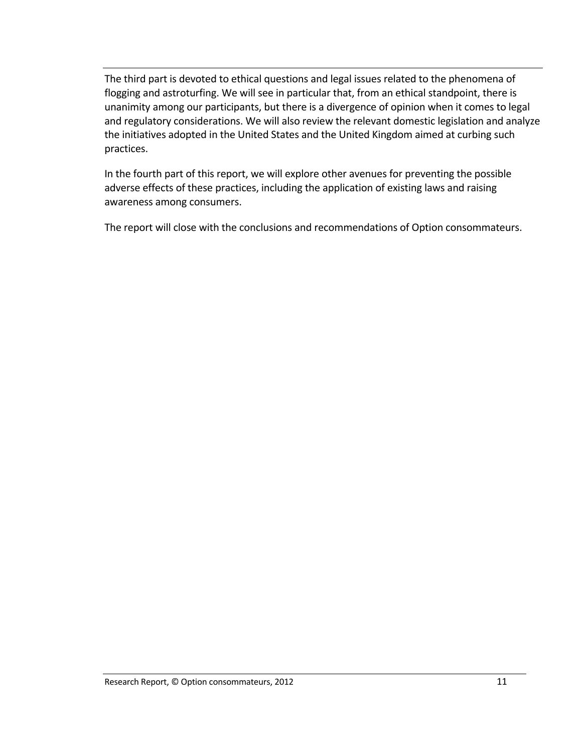The third part is devoted to ethical questions and legal issues related to the phenomena of flogging and astroturfing. We will see in particular that, from an ethical standpoint, there is unanimity among our participants, but there is a divergence of opinion when it comes to legal and regulatory considerations. We will also review the relevant domestic legislation and analyze the initiatives adopted in the United States and the United Kingdom aimed at curbing such practices.

In the fourth part of this report, we will explore other avenues for preventing the possible adverse effects of these practices, including the application of existing laws and raising awareness among consumers.

The report will close with the conclusions and recommendations of Option consommateurs.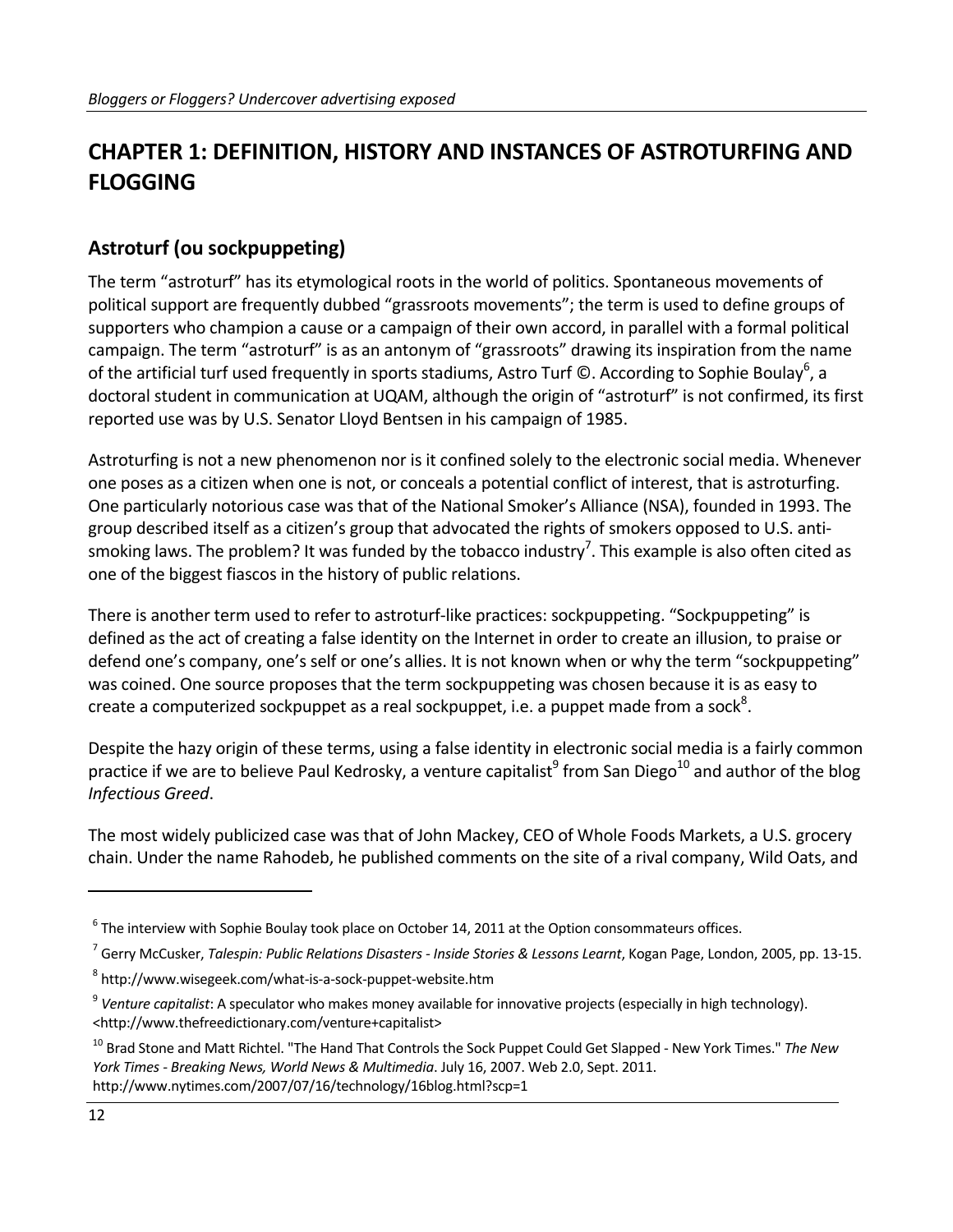# CHAPTER 1: DEFINITION, HISTORY AND INSTANCES OF ASTROTURFING AND FLOGGING

## Astroturf (ou sockpuppeting)

The term "astroturf" has its etymological roots in the world of politics. Spontaneous movements of political support are frequently dubbed "grassroots movements"; the term is used to define groups of supporters who champion a cause or a campaign of their own accord, in parallel with a formal political campaign. The term "astroturf" is as an antonym of "grassroots" drawing its inspiration from the name of the artificial turf used frequently in sports stadiums, Astro Turf ©. According to Sophie Boulay[6], a doctoral student in communication at UQAM, although the origin of "astroturf" is not confirmed, its first reported use was by U.S. Senator Lloyd Bentsen in his campaign of 1985.

Astroturfing is not a new phenomenon nor is it confined solely to the electronic social media. Whenever one poses as a citizen when one is not, or conceals a potential conflict of interest, that is astroturfing. One particularly notorious case was that of the National Smoker's Alliance (NSA), founded in 1993. The group described itself as a citizen's group that advocated the rights of smokers opposed to U.S. anti-smoking laws. The problem? It was funded by the tobacco industry[7]. This example is also often cited as one of the biggest fiascos in the history of public relations.

There is another term used to refer to astroturf-like practices: sockpuppeting. "Sockpuppeting" is defined as the act of creating a false identity on the Internet in order to create an illusion, to praise or defend one's company, one's self or one's allies. It is not known when or why the term "sockpuppeting" was coined. One source proposes that the term sockpuppeting was chosen because it is as easy to create a computerized sockpuppet as a real sockpuppet, i.e. a puppet made from a sock[8].

Despite the hazy origin of these terms, using a false identity in electronic social media is a fairly common practice if we are to believe Paul Kedrosky, a venture capitalist[9] from San Diego[10] and author of the blog *Infectious Greed*.

The most widely publicized case was that of John Mackey, CEO of Whole Foods Markets, a U.S. grocery chain. Under the name Rahodeb, he published comments on the site of a rival company, Wild Oats, and

---

[6] The interview with Sophie Boulay took place on October 14, 2011 at the Option consommateurs offices.

[7] Gerry McCusker, *Talespin: Public Relations Disasters - Inside Stories & Lessons Learnt*, Kogan Page, London, 2005, pp. 13-15.

[8] http://www.wisegeek.com/what-is-a-sock-puppet-website.htm

[9] *Venture capitalist*: A speculator who makes money available for innovative projects (especially in high technology). <http://www.thefreedictionary.com/venture+capitalist>

[10] Brad Stone and Matt Richtel. "The Hand That Controls the Sock Puppet Could Get Slapped - New York Times." *The New York Times - Breaking News, World News & Multimedia*. July 16, 2007. Web 2.0, Sept. 2011. http://www.nytimes.com/2007/07/16/technology/16blog.html?scp=1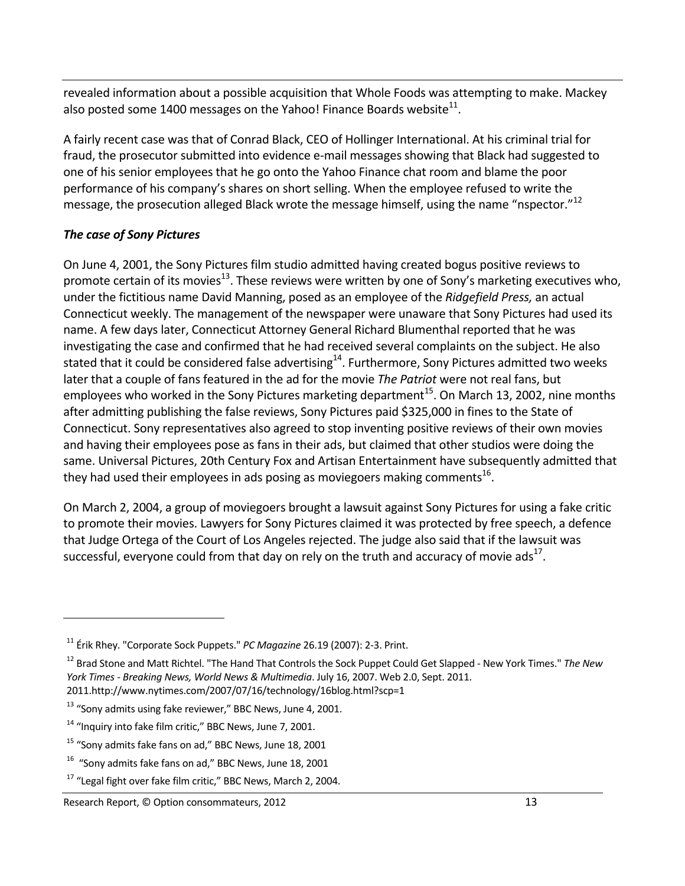revealed information about a possible acquisition that Whole Foods was attempting to make. Mackey also posted some 1400 messages on the Yahoo! Finance Boards website[11].

A fairly recent case was that of Conrad Black, CEO of Hollinger International. At his criminal trial for fraud, the prosecutor submitted into evidence e-mail messages showing that Black had suggested to one of his senior employees that he go onto the Yahoo Finance chat room and blame the poor performance of his company's shares on short selling. When the employee refused to write the message, the prosecution alleged Black wrote the message himself, using the name "nspector."[12]

### *The case of Sony Pictures*

On June 4, 2001, the Sony Pictures film studio admitted having created bogus positive reviews to promote certain of its movies[13]. These reviews were written by one of Sony's marketing executives who, under the fictitious name David Manning, posed as an employee of the *Ridgefield Press,* an actual Connecticut weekly. The management of the newspaper were unaware that Sony Pictures had used its name. A few days later, Connecticut Attorney General Richard Blumenthal reported that he was investigating the case and confirmed that he had received several complaints on the subject. He also stated that it could be considered false advertising[14]. Furthermore, Sony Pictures admitted two weeks later that a couple of fans featured in the ad for the movie *The Patriot* were not real fans, but employees who worked in the Sony Pictures marketing department[15]. On March 13, 2002, nine months after admitting publishing the false reviews, Sony Pictures paid $325,000 in fines to the State of Connecticut. Sony representatives also agreed to stop inventing positive reviews of their own movies and having their employees pose as fans in their ads, but claimed that other studios were doing the same. Universal Pictures, 20th Century Fox and Artisan Entertainment have subsequently admitted that they had used their employees in ads posing as moviegoers making comments[16].

On March 2, 2004, a group of moviegoers brought a lawsuit against Sony Pictures for using a fake critic to promote their movies. Lawyers for Sony Pictures claimed it was protected by free speech, a defence that Judge Ortega of the Court of Los Angeles rejected. The judge also said that if the lawsuit was successful, everyone could from that day on rely on the truth and accuracy of movie ads[17].

---

[11] Érik Rhey. "Corporate Sock Puppets." *PC Magazine* 26.19 (2007): 2-3. Print.

[12] Brad Stone and Matt Richtel. "The Hand That Controls the Sock Puppet Could Get Slapped - New York Times." *The New York Times - Breaking News, World News & Multimedia*. July 16, 2007. Web 2.0, Sept. 2011. 2011.http://www.nytimes.com/2007/07/16/technology/16blog.html?scp=1

[13] "Sony admits using fake reviewer," BBC News, June 4, 2001.

[14] "Inquiry into fake film critic," BBC News, June 7, 2001.

[15] "Sony admits fake fans on ad," BBC News, June 18, 2001

[16] "Sony admits fake fans on ad," BBC News, June 18, 2001

[17] "Legal fight over fake film critic," BBC News, March 2, 2004.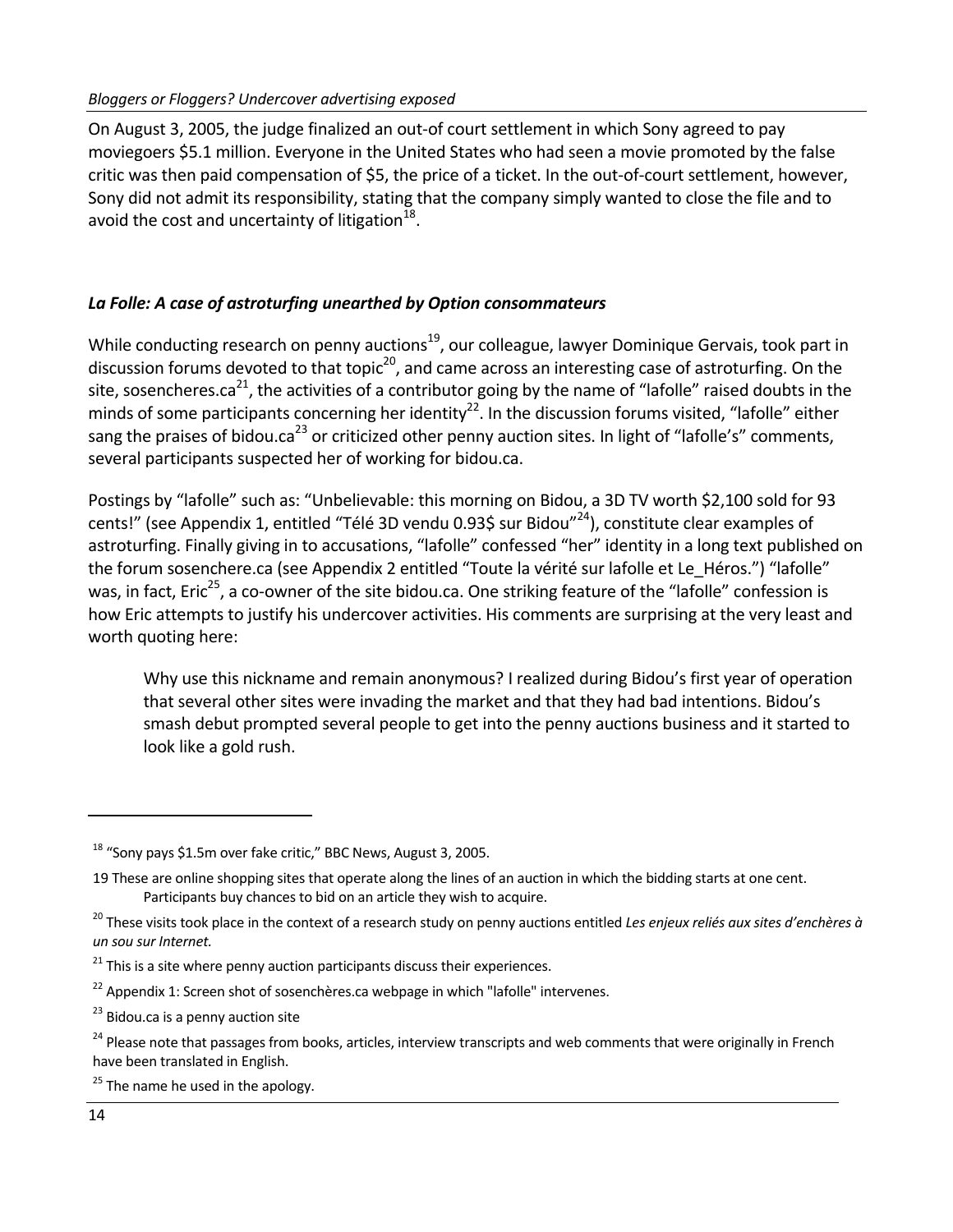On August 3, 2005, the judge finalized an out-of court settlement in which Sony agreed to pay moviegoers $5.1 million. Everyone in the United States who had seen a movie promoted by the false critic was then paid compensation of $5, the price of a ticket. In the out-of-court settlement, however, Sony did not admit its responsibility, stating that the company simply wanted to close the file and to avoid the cost and uncertainty of litigation[18].

### *La Folle: A case of astroturfing unearthed by Option consommateurs*

While conducting research on penny auctions[19], our colleague, lawyer Dominique Gervais, took part in discussion forums devoted to that topic[20], and came across an interesting case of astroturfing. On the site, sosencheres.ca[21], the activities of a contributor going by the name of "lafolle" raised doubts in the minds of some participants concerning her identity[22]. In the discussion forums visited, "lafolle" either sang the praises of bidou.ca[23] or criticized other penny auction sites. In light of "lafolle's" comments, several participants suspected her of working for bidou.ca.

Postings by "lafolle" such as: "Unbelievable: this morning on Bidou, a 3D TV worth $2,100 sold for 93 cents!" (see Appendix 1, entitled "Télé 3D vendu 0.93$ sur Bidou"[24]), constitute clear examples of astroturfing. Finally giving in to accusations, "lafolle" confessed "her" identity in a long text published on the forum sosenchere.ca (see Appendix 2 entitled "Toute la vérité sur lafolle et Le_Héros.") "lafolle" was, in fact, Eric[25], a co-owner of the site bidou.ca. One striking feature of the "lafolle" confession is how Eric attempts to justify his undercover activities. His comments are surprising at the very least and worth quoting here:

> Why use this nickname and remain anonymous? I realized during Bidou's first year of operation that several other sites were invading the market and that they had bad intentions. Bidou's smash debut prompted several people to get into the penny auctions business and it started to look like a gold rush.

---

[18] "Sony pays $1.5m over fake critic," BBC News, August 3, 2005.

[19] These are online shopping sites that operate along the lines of an auction in which the bidding starts at one cent. Participants buy chances to bid on an article they wish to acquire.

[20] These visits took place in the context of a research study on penny auctions entitled *Les enjeux reliés aux sites d'enchères à un sou sur Internet.*

[21] This is a site where penny auction participants discuss their experiences.

[22] Appendix 1: Screen shot of sosenchères.ca webpage in which "lafolle" intervenes.

[23] Bidou.ca is a penny auction site

[24] Please note that passages from books, articles, interview transcripts and web comments that were originally in French have been translated in English.

[25] The name he used in the apology.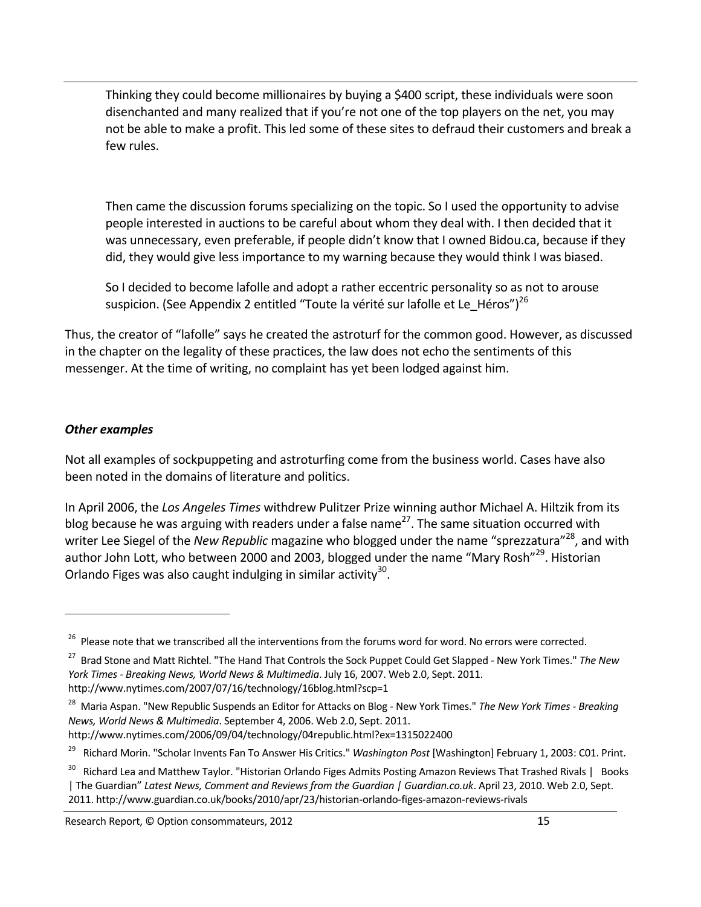> Thinking they could become millionaires by buying a $400 script, these individuals were soon disenchanted and many realized that if you're not one of the top players on the net, you may not be able to make a profit. This led some of these sites to defraud their customers and break a few rules.
>
> Then came the discussion forums specializing on the topic. So I used the opportunity to advise people interested in auctions to be careful about whom they deal with. I then decided that it was unnecessary, even preferable, if people didn't know that I owned Bidou.ca, because if they did, they would give less importance to my warning because they would think I was biased.
>
> So I decided to become lafolle and adopt a rather eccentric personality so as not to arouse suspicion. (See Appendix 2 entitled "Toute la vérité sur lafolle et Le_Héros")[26]

Thus, the creator of "lafolle" says he created the astroturf for the common good. However, as discussed in the chapter on the legality of these practices, the law does not echo the sentiments of this messenger. At the time of writing, no complaint has yet been lodged against him.

### *Other examples*

Not all examples of sockpuppeting and astroturfing come from the business world. Cases have also been noted in the domains of literature and politics.

In April 2006, the *Los Angeles Times* withdrew Pulitzer Prize winning author Michael A. Hiltzik from its blog because he was arguing with readers under a false name[27]. The same situation occurred with writer Lee Siegel of the *New Republic* magazine who blogged under the name "sprezzatura"[28], and with author John Lott, who between 2000 and 2003, blogged under the name "Mary Rosh"[29]. Historian Orlando Figes was also caught indulging in similar activity[30].

---

[26] Please note that we transcribed all the interventions from the forums word for word. No errors were corrected.

[27] Brad Stone and Matt Richtel. "The Hand That Controls the Sock Puppet Could Get Slapped - New York Times." *The New York Times - Breaking News, World News & Multimedia*. July 16, 2007. Web 2.0, Sept. 2011. http://www.nytimes.com/2007/07/16/technology/16blog.html?scp=1

[28] Maria Aspan. "New Republic Suspends an Editor for Attacks on Blog - New York Times." *The New York Times - Breaking News, World News & Multimedia*. September 4, 2006. Web 2.0, Sept. 2011. http://www.nytimes.com/2006/09/04/technology/04republic.html?ex=1315022400

[29] Richard Morin. "Scholar Invents Fan To Answer His Critics." *Washington Post* [Washington] February 1, 2003: C01. Print.

[30] Richard Lea and Matthew Taylor. "Historian Orlando Figes Admits Posting Amazon Reviews That Trashed Rivals | Books | The Guardian" *Latest News, Comment and Reviews from the Guardian | Guardian.co.uk*. April 23, 2010. Web 2.0, Sept. 2011. http://www.guardian.co.uk/books/2010/apr/23/historian-orlando-figes-amazon-reviews-rivals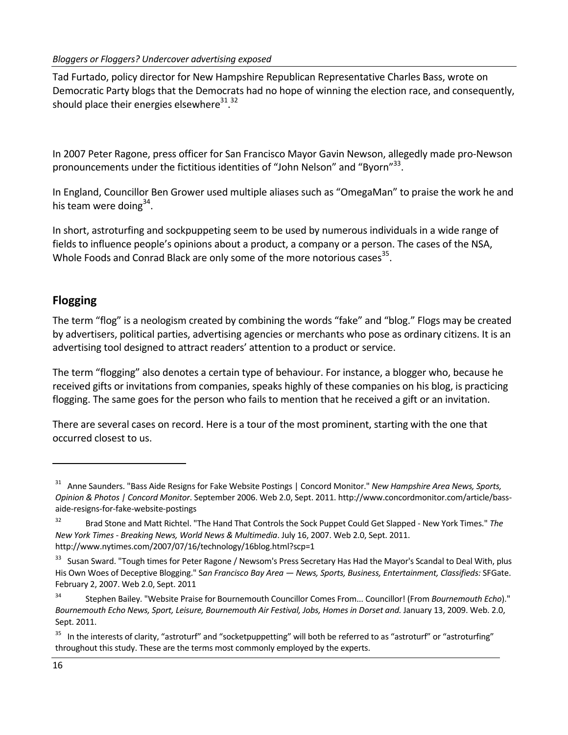Tad Furtado, policy director for New Hampshire Republican Representative Charles Bass, wrote on Democratic Party blogs that the Democrats had no hope of winning the election race, and consequently, should place their energies elsewhere[31].[32]

In 2007 Peter Ragone, press officer for San Francisco Mayor Gavin Newson, allegedly made pro-Newson pronouncements under the fictitious identities of "John Nelson" and "Byorn"[33].

In England, Councillor Ben Grower used multiple aliases such as "OmegaMan" to praise the work he and his team were doing[34].

In short, astroturfing and sockpuppeting seem to be used by numerous individuals in a wide range of fields to influence people's opinions about a product, a company or a person. The cases of the NSA, Whole Foods and Conrad Black are only some of the more notorious cases[35].

## Flogging

The term "flog" is a neologism created by combining the words "fake" and "blog." Flogs may be created by advertisers, political parties, advertising agencies or merchants who pose as ordinary citizens. It is an advertising tool designed to attract readers' attention to a product or service.

The term "flogging" also denotes a certain type of behaviour. For instance, a blogger who, because he received gifts or invitations from companies, speaks highly of these companies on his blog, is practicing flogging. The same goes for the person who fails to mention that he received a gift or an invitation.

There are several cases on record. Here is a tour of the most prominent, starting with the one that occurred closest to us.

---

[31] Anne Saunders. "Bass Aide Resigns for Fake Website Postings | Concord Monitor." *New Hampshire Area News, Sports, Opinion & Photos | Concord Monitor*. September 2006. Web 2.0, Sept. 2011. http://www.concordmonitor.com/article/bass-aide-resigns-for-fake-website-postings

[32] Brad Stone and Matt Richtel. "The Hand That Controls the Sock Puppet Could Get Slapped - New York Times." *The New York Times - Breaking News, World News & Multimedia*. July 16, 2007. Web 2.0, Sept. 2011. http://www.nytimes.com/2007/07/16/technology/16blog.html?scp=1

[33] Susan Sward. "Tough times for Peter Ragone / Newsom's Press Secretary Has Had the Mayor's Scandal to Deal With, plus His Own Woes of Deceptive Blogging." S*an Francisco Bay Area — News, Sports, Business, Entertainment, Classifieds:* SFGate. February 2, 2007. Web 2.0, Sept. 2011

[34] Stephen Bailey. "Website Praise for Bournemouth Councillor Comes From... Councillor! (From *Bournemouth Echo*)." *Bournemouth Echo News, Sport, Leisure, Bournemouth Air Festival, Jobs, Homes in Dorset and.* January 13, 2009. Web. 2.0, Sept. 2011.

[35] In the interests of clarity, "astroturf" and "socketpuppetting" will both be referred to as "astroturf" or "astroturfing" throughout this study. These are the terms most commonly employed by the experts.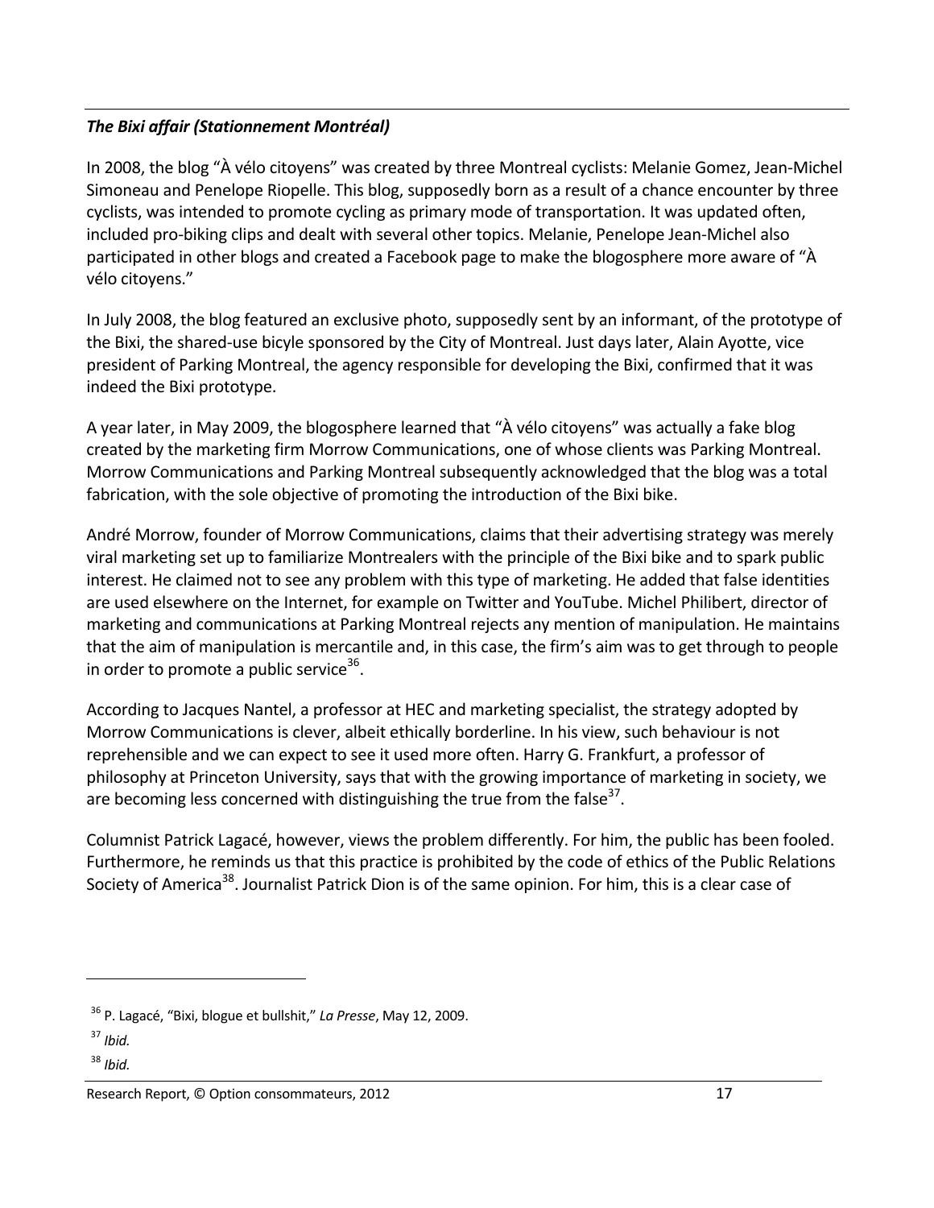***The Bixi affair (Stationnement Montréal)***

In 2008, the blog "À vélo citoyens" was created by three Montreal cyclists: Melanie Gomez, Jean-Michel Simoneau and Penelope Riopelle. This blog, supposedly born as a result of a chance encounter by three cyclists, was intended to promote cycling as primary mode of transportation. It was updated often, included pro-biking clips and dealt with several other topics. Melanie, Penelope Jean-Michel also participated in other blogs and created a Facebook page to make the blogosphere more aware of "À vélo citoyens."

In July 2008, the blog featured an exclusive photo, supposedly sent by an informant, of the prototype of the Bixi, the shared-use bicyle sponsored by the City of Montreal. Just days later, Alain Ayotte, vice president of Parking Montreal, the agency responsible for developing the Bixi, confirmed that it was indeed the Bixi prototype.

A year later, in May 2009, the blogosphere learned that "À vélo citoyens" was actually a fake blog created by the marketing firm Morrow Communications, one of whose clients was Parking Montreal. Morrow Communications and Parking Montreal subsequently acknowledged that the blog was a total fabrication, with the sole objective of promoting the introduction of the Bixi bike.

André Morrow, founder of Morrow Communications, claims that their advertising strategy was merely viral marketing set up to familiarize Montrealers with the principle of the Bixi bike and to spark public interest. He claimed not to see any problem with this type of marketing. He added that false identities are used elsewhere on the Internet, for example on Twitter and YouTube. Michel Philibert, director of marketing and communications at Parking Montreal rejects any mention of manipulation. He maintains that the aim of manipulation is mercantile and, in this case, the firm's aim was to get through to people in order to promote a public service[36].

According to Jacques Nantel, a professor at HEC and marketing specialist, the strategy adopted by Morrow Communications is clever, albeit ethically borderline. In his view, such behaviour is not reprehensible and we can expect to see it used more often. Harry G. Frankfurt, a professor of philosophy at Princeton University, says that with the growing importance of marketing in society, we are becoming less concerned with distinguishing the true from the false[37].

Columnist Patrick Lagacé, however, views the problem differently. For him, the public has been fooled. Furthermore, he reminds us that this practice is prohibited by the code of ethics of the Public Relations Society of America[38]. Journalist Patrick Dion is of the same opinion. For him, this is a clear case of

---

[36] P. Lagacé, "Bixi, blogue et bullshit," *La Presse*, May 12, 2009.

[37] *Ibid.*

[38] *Ibid.*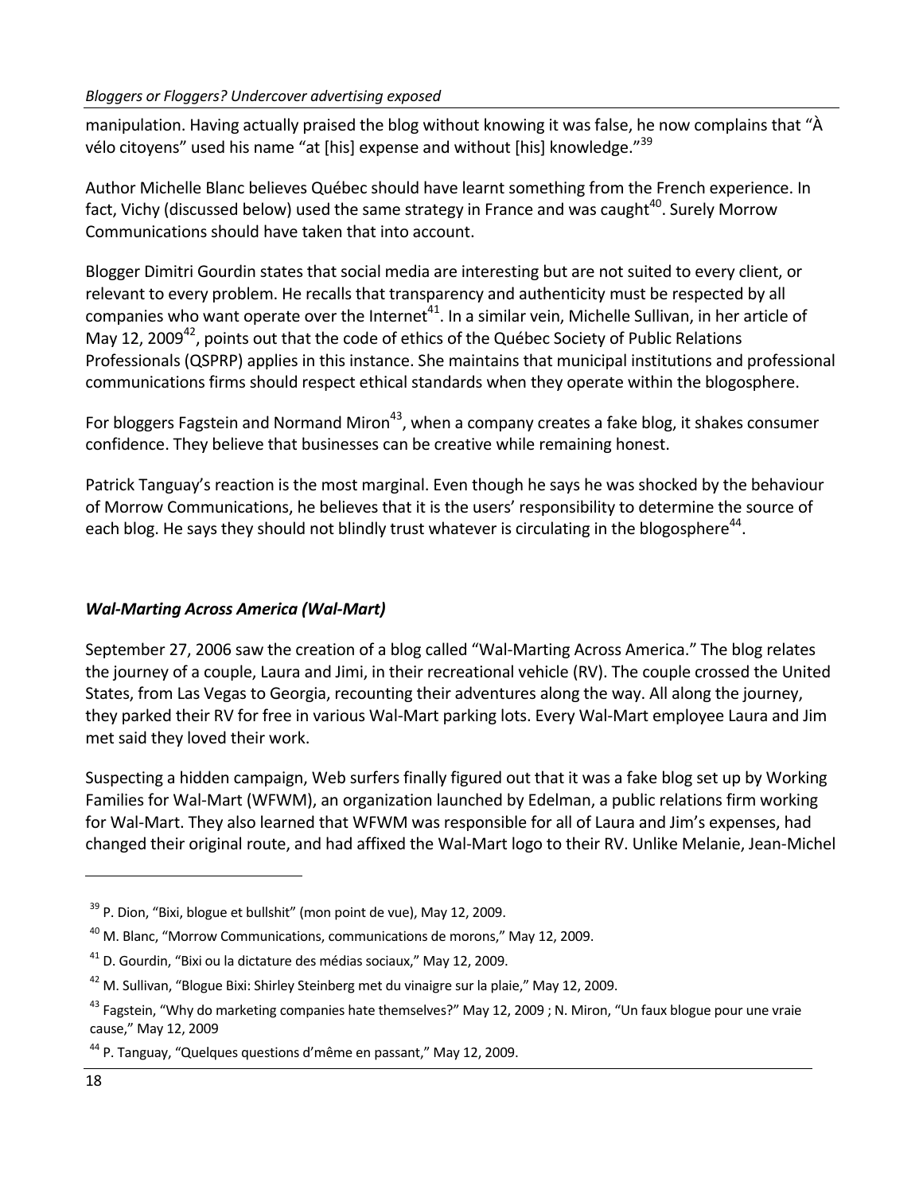manipulation. Having actually praised the blog without knowing it was false, he now complains that "À vélo citoyens" used his name "at [his] expense and without [his] knowledge."[39]

Author Michelle Blanc believes Québec should have learnt something from the French experience. In fact, Vichy (discussed below) used the same strategy in France and was caught[40]. Surely Morrow Communications should have taken that into account.

Blogger Dimitri Gourdin states that social media are interesting but are not suited to every client, or relevant to every problem. He recalls that transparency and authenticity must be respected by all companies who want operate over the Internet[41]. In a similar vein, Michelle Sullivan, in her article of May 12, 2009[42], points out that the code of ethics of the Québec Society of Public Relations Professionals (QSPRP) applies in this instance. She maintains that municipal institutions and professional communications firms should respect ethical standards when they operate within the blogosphere.

For bloggers Fagstein and Normand Miron[43], when a company creates a fake blog, it shakes consumer confidence. They believe that businesses can be creative while remaining honest.

Patrick Tanguay's reaction is the most marginal. Even though he says he was shocked by the behaviour of Morrow Communications, he believes that it is the users' responsibility to determine the source of each blog. He says they should not blindly trust whatever is circulating in the blogosphere[44].

### *Wal-Marting Across America (Wal-Mart)*

September 27, 2006 saw the creation of a blog called "Wal-Marting Across America." The blog relates the journey of a couple, Laura and Jimi, in their recreational vehicle (RV). The couple crossed the United States, from Las Vegas to Georgia, recounting their adventures along the way. All along the journey, they parked their RV for free in various Wal-Mart parking lots. Every Wal-Mart employee Laura and Jim met said they loved their work.

Suspecting a hidden campaign, Web surfers finally figured out that it was a fake blog set up by Working Families for Wal-Mart (WFWM), an organization launched by Edelman, a public relations firm working for Wal-Mart. They also learned that WFWM was responsible for all of Laura and Jim's expenses, had changed their original route, and had affixed the Wal-Mart logo to their RV. Unlike Melanie, Jean-Michel

---

[39] P. Dion, "Bixi, blogue et bullshit" (mon point de vue), May 12, 2009.

[40] M. Blanc, "Morrow Communications, communications de morons," May 12, 2009.

[41] D. Gourdin, "Bixi ou la dictature des médias sociaux," May 12, 2009.

[42] M. Sullivan, "Blogue Bixi: Shirley Steinberg met du vinaigre sur la plaie," May 12, 2009.

[43] Fagstein, "Why do marketing companies hate themselves?" May 12, 2009 ; N. Miron, "Un faux blogue pour une vraie cause," May 12, 2009

[44] P. Tanguay, "Quelques questions d'même en passant," May 12, 2009.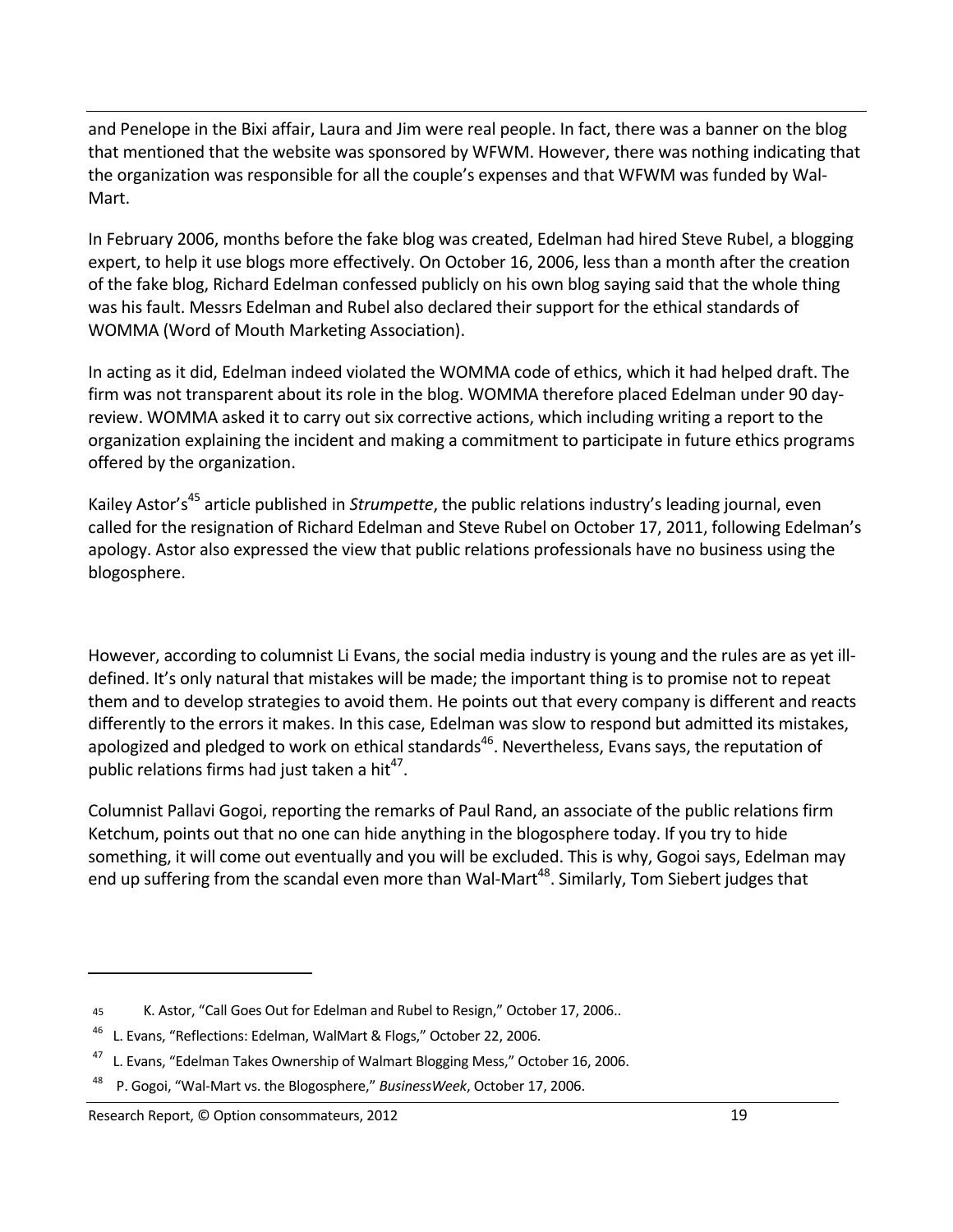and Penelope in the Bixi affair, Laura and Jim were real people. In fact, there was a banner on the blog that mentioned that the website was sponsored by WFWM. However, there was nothing indicating that the organization was responsible for all the couple's expenses and that WFWM was funded by Wal-Mart.

In February 2006, months before the fake blog was created, Edelman had hired Steve Rubel, a blogging expert, to help it use blogs more effectively. On October 16, 2006, less than a month after the creation of the fake blog, Richard Edelman confessed publicly on his own blog saying said that the whole thing was his fault. Messrs Edelman and Rubel also declared their support for the ethical standards of WOMMA (Word of Mouth Marketing Association).

In acting as it did, Edelman indeed violated the WOMMA code of ethics, which it had helped draft. The firm was not transparent about its role in the blog. WOMMA therefore placed Edelman under 90 day-review. WOMMA asked it to carry out six corrective actions, which including writing a report to the organization explaining the incident and making a commitment to participate in future ethics programs offered by the organization.

Kailey Astor's[45] article published in *Strumpette*, the public relations industry's leading journal, even called for the resignation of Richard Edelman and Steve Rubel on October 17, 2011, following Edelman's apology. Astor also expressed the view that public relations professionals have no business using the blogosphere.

However, according to columnist Li Evans, the social media industry is young and the rules are as yet ill-defined. It's only natural that mistakes will be made; the important thing is to promise not to repeat them and to develop strategies to avoid them. He points out that every company is different and reacts differently to the errors it makes. In this case, Edelman was slow to respond but admitted its mistakes, apologized and pledged to work on ethical standards[46]. Nevertheless, Evans says, the reputation of public relations firms had just taken a hit[47].

Columnist Pallavi Gogoi, reporting the remarks of Paul Rand, an associate of the public relations firm Ketchum, points out that no one can hide anything in the blogosphere today. If you try to hide something, it will come out eventually and you will be excluded. This is why, Gogoi says, Edelman may end up suffering from the scandal even more than Wal-Mart[48]. Similarly, Tom Siebert judges that

---

45 K. Astor, "Call Goes Out for Edelman and Rubel to Resign," October 17, 2006..

46 L. Evans, "Reflections: Edelman, WalMart & Flogs," October 22, 2006.

47 L. Evans, "Edelman Takes Ownership of Walmart Blogging Mess," October 16, 2006.

48 P. Gogoi, "Wal-Mart vs. the Blogosphere," *BusinessWeek*, October 17, 2006.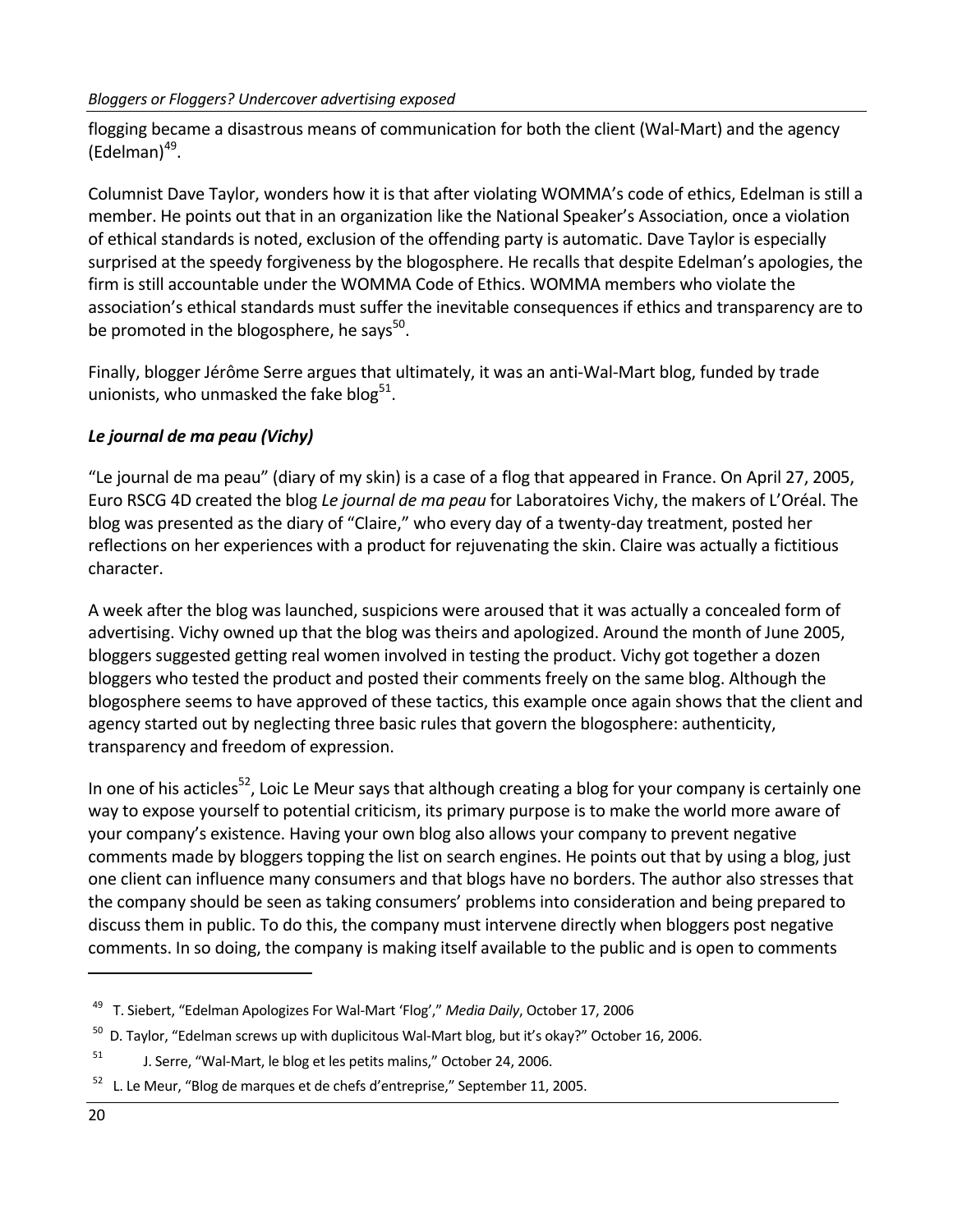flogging became a disastrous means of communication for both the client (Wal-Mart) and the agency (Edelman)[49].

Columnist Dave Taylor, wonders how it is that after violating WOMMA's code of ethics, Edelman is still a member. He points out that in an organization like the National Speaker's Association, once a violation of ethical standards is noted, exclusion of the offending party is automatic. Dave Taylor is especially surprised at the speedy forgiveness by the blogosphere. He recalls that despite Edelman's apologies, the firm is still accountable under the WOMMA Code of Ethics. WOMMA members who violate the association's ethical standards must suffer the inevitable consequences if ethics and transparency are to be promoted in the blogosphere, he says[50].

Finally, blogger Jérôme Serre argues that ultimately, it was an anti-Wal-Mart blog, funded by trade unionists, who unmasked the fake blog[51].

### *Le journal de ma peau (Vichy)*

"Le journal de ma peau" (diary of my skin) is a case of a flog that appeared in France. On April 27, 2005, Euro RSCG 4D created the blog *Le journal de ma peau* for Laboratoires Vichy, the makers of L'Oréal. The blog was presented as the diary of "Claire," who every day of a twenty-day treatment, posted her reflections on her experiences with a product for rejuvenating the skin. Claire was actually a fictitious character.

A week after the blog was launched, suspicions were aroused that it was actually a concealed form of advertising. Vichy owned up that the blog was theirs and apologized. Around the month of June 2005, bloggers suggested getting real women involved in testing the product. Vichy got together a dozen bloggers who tested the product and posted their comments freely on the same blog. Although the blogosphere seems to have approved of these tactics, this example once again shows that the client and agency started out by neglecting three basic rules that govern the blogosphere: authenticity, transparency and freedom of expression.

In one of his acticles[52], Loic Le Meur says that although creating a blog for your company is certainly one way to expose yourself to potential criticism, its primary purpose is to make the world more aware of your company's existence. Having your own blog also allows your company to prevent negative comments made by bloggers topping the list on search engines. He points out that by using a blog, just one client can influence many consumers and that blogs have no borders. The author also stresses that the company should be seen as taking consumers' problems into consideration and being prepared to discuss them in public. To do this, the company must intervene directly when bloggers post negative comments. In so doing, the company is making itself available to the public and is open to comments

---

[49] T. Siebert, "Edelman Apologizes For Wal-Mart 'Flog'," *Media Daily*, October 17, 2006

[50] D. Taylor, "Edelman screws up with duplicitous Wal-Mart blog, but it's okay?" October 16, 2006.

[51] J. Serre, "Wal-Mart, le blog et les petits malins," October 24, 2006.

[52] L. Le Meur, "Blog de marques et de chefs d'entreprise," September 11, 2005.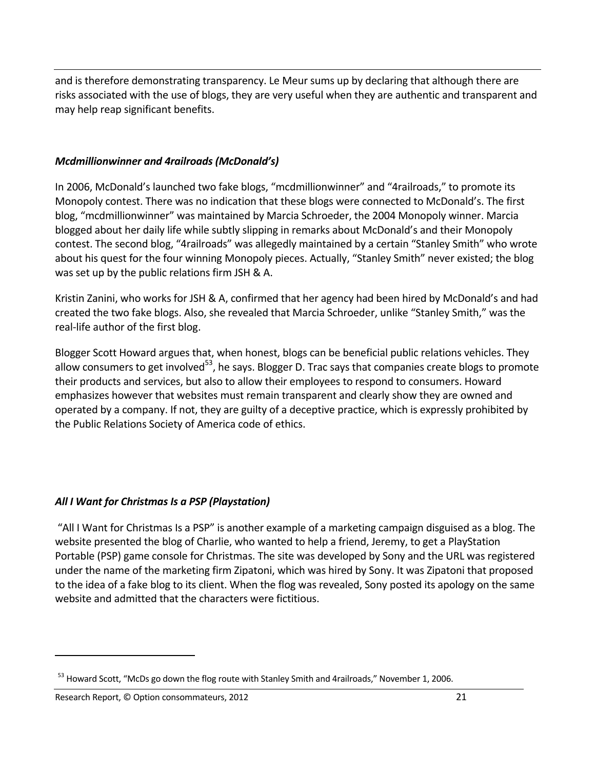and is therefore demonstrating transparency. Le Meur sums up by declaring that although there are risks associated with the use of blogs, they are very useful when they are authentic and transparent and may help reap significant benefits.

### *Mcdmillionwinner and 4railroads (McDonald's)*

In 2006, McDonald's launched two fake blogs, "mcdmillionwinner" and "4railroads," to promote its Monopoly contest. There was no indication that these blogs were connected to McDonald's. The first blog, "mcdmillionwinner" was maintained by Marcia Schroeder, the 2004 Monopoly winner. Marcia blogged about her daily life while subtly slipping in remarks about McDonald's and their Monopoly contest. The second blog, "4railroads" was allegedly maintained by a certain "Stanley Smith" who wrote about his quest for the four winning Monopoly pieces. Actually, "Stanley Smith" never existed; the blog was set up by the public relations firm JSH & A.

Kristin Zanini, who works for JSH & A, confirmed that her agency had been hired by McDonald's and had created the two fake blogs. Also, she revealed that Marcia Schroeder, unlike "Stanley Smith," was the real-life author of the first blog.

Blogger Scott Howard argues that, when honest, blogs can be beneficial public relations vehicles. They allow consumers to get involved[53], he says. Blogger D. Trac says that companies create blogs to promote their products and services, but also to allow their employees to respond to consumers. Howard emphasizes however that websites must remain transparent and clearly show they are owned and operated by a company. If not, they are guilty of a deceptive practice, which is expressly prohibited by the Public Relations Society of America code of ethics.

### *All I Want for Christmas Is a PSP (Playstation)*

"All I Want for Christmas Is a PSP" is another example of a marketing campaign disguised as a blog. The website presented the blog of Charlie, who wanted to help a friend, Jeremy, to get a PlayStation Portable (PSP) game console for Christmas. The site was developed by Sony and the URL was registered under the name of the marketing firm Zipatoni, which was hired by Sony. It was Zipatoni that proposed to the idea of a fake blog to its client. When the flog was revealed, Sony posted its apology on the same website and admitted that the characters were fictitious.

---

[53] Howard Scott, "McDs go down the flog route with Stanley Smith and 4railroads," November 1, 2006.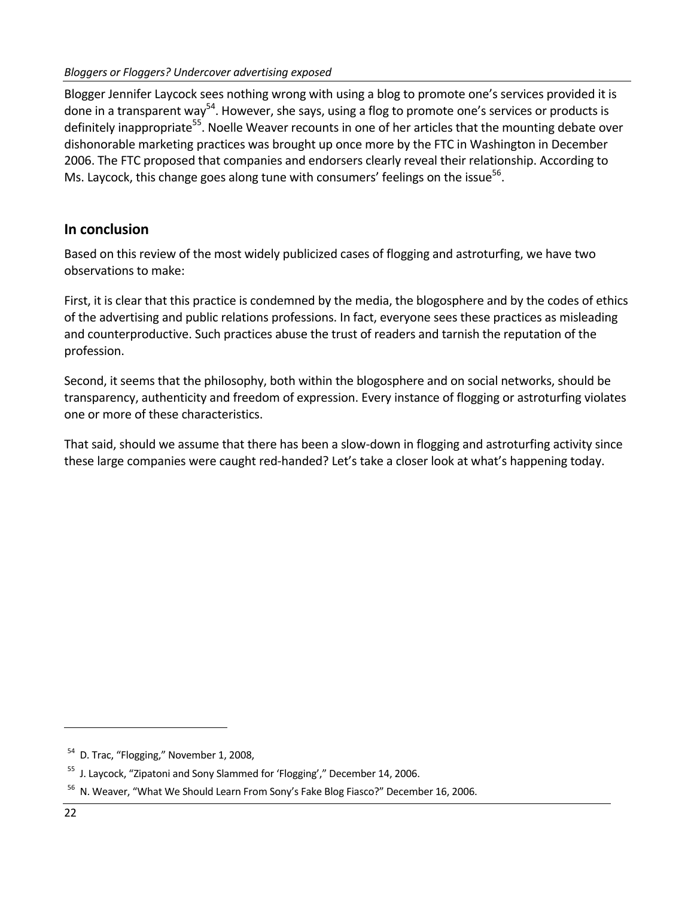Blogger Jennifer Laycock sees nothing wrong with using a blog to promote one's services provided it is done in a transparent way[54]. However, she says, using a flog to promote one's services or products is definitely inappropriate[55]. Noelle Weaver recounts in one of her articles that the mounting debate over dishonorable marketing practices was brought up once more by the FTC in Washington in December 2006. The FTC proposed that companies and endorsers clearly reveal their relationship. According to Ms. Laycock, this change goes along tune with consumers' feelings on the issue[56].

## In conclusion

Based on this review of the most widely publicized cases of flogging and astroturfing, we have two observations to make:

First, it is clear that this practice is condemned by the media, the blogosphere and by the codes of ethics of the advertising and public relations professions. In fact, everyone sees these practices as misleading and counterproductive. Such practices abuse the trust of readers and tarnish the reputation of the profession.

Second, it seems that the philosophy, both within the blogosphere and on social networks, should be transparency, authenticity and freedom of expression. Every instance of flogging or astroturfing violates one or more of these characteristics.

That said, should we assume that there has been a slow-down in flogging and astroturfing activity since these large companies were caught red-handed? Let's take a closer look at what's happening today.

---

[54] D. Trac, "Flogging," November 1, 2008,

[55] J. Laycock, "Zipatoni and Sony Slammed for 'Flogging'," December 14, 2006.

[56] N. Weaver, "What We Should Learn From Sony's Fake Blog Fiasco?" December 16, 2006.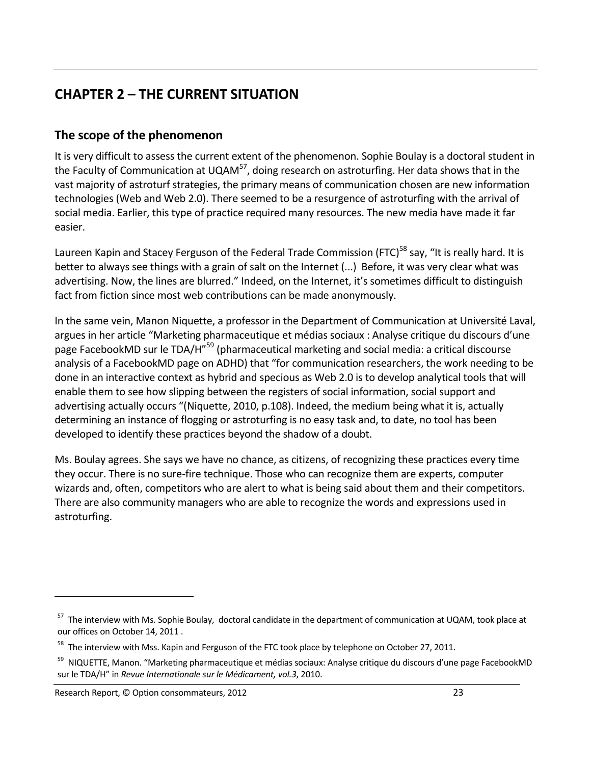# CHAPTER 2 – THE CURRENT SITUATION

## The scope of the phenomenon

It is very difficult to assess the current extent of the phenomenon. Sophie Boulay is a doctoral student in the Faculty of Communication at UQAM[57], doing research on astroturfing. Her data shows that in the vast majority of astroturf strategies, the primary means of communication chosen are new information technologies (Web and Web 2.0). There seemed to be a resurgence of astroturfing with the arrival of social media. Earlier, this type of practice required many resources. The new media have made it far easier.

Laureen Kapin and Stacey Ferguson of the Federal Trade Commission (FTC)[58] say, "It is really hard. It is better to always see things with a grain of salt on the Internet (...) Before, it was very clear what was advertising. Now, the lines are blurred." Indeed, on the Internet, it's sometimes difficult to distinguish fact from fiction since most web contributions can be made anonymously.

In the same vein, Manon Niquette, a professor in the Department of Communication at Université Laval, argues in her article "Marketing pharmaceutique et médias sociaux : Analyse critique du discours d'une page FacebookMD sur le TDA/H"[59] (pharmaceutical marketing and social media: a critical discourse analysis of a FacebookMD page on ADHD) that "for communication researchers, the work needing to be done in an interactive context as hybrid and specious as Web 2.0 is to develop analytical tools that will enable them to see how slipping between the registers of social information, social support and advertising actually occurs "(Niquette, 2010, p.108). Indeed, the medium being what it is, actually determining an instance of flogging or astroturfing is no easy task and, to date, no tool has been developed to identify these practices beyond the shadow of a doubt.

Ms. Boulay agrees. She says we have no chance, as citizens, of recognizing these practices every time they occur. There is no sure-fire technique. Those who can recognize them are experts, computer wizards and, often, competitors who are alert to what is being said about them and their competitors. There are also community managers who are able to recognize the words and expressions used in astroturfing.

---

[57] The interview with Ms. Sophie Boulay, doctoral candidate in the department of communication at UQAM, took place at our offices on October 14, 2011 .

[58] The interview with Mss. Kapin and Ferguson of the FTC took place by telephone on October 27, 2011.

[59] NIQUETTE, Manon. "Marketing pharmaceutique et médias sociaux: Analyse critique du discours d'une page FacebookMD sur le TDA/H" in *Revue Internationale sur le Médicament, vol.3*, 2010.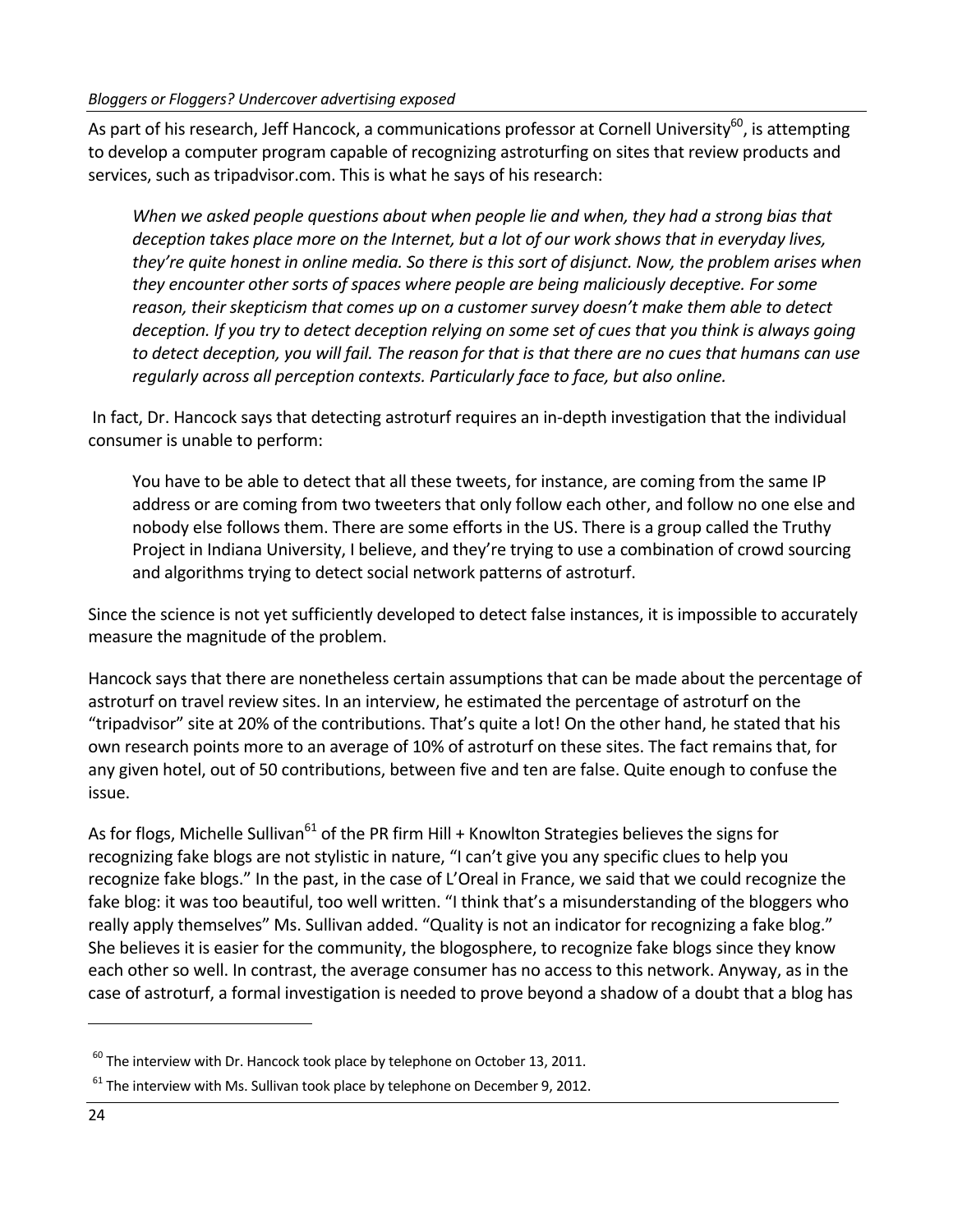As part of his research, Jeff Hancock, a communications professor at Cornell University[60], is attempting to develop a computer program capable of recognizing astroturfing on sites that review products and services, such as tripadvisor.com. This is what he says of his research:

> *When we asked people questions about when people lie and when, they had a strong bias that deception takes place more on the Internet, but a lot of our work shows that in everyday lives, they're quite honest in online media. So there is this sort of disjunct. Now, the problem arises when they encounter other sorts of spaces where people are being maliciously deceptive. For some reason, their skepticism that comes up on a customer survey doesn't make them able to detect deception. If you try to detect deception relying on some set of cues that you think is always going to detect deception, you will fail. The reason for that is that there are no cues that humans can use regularly across all perception contexts. Particularly face to face, but also online.*

In fact, Dr. Hancock says that detecting astroturf requires an in-depth investigation that the individual consumer is unable to perform:

> You have to be able to detect that all these tweets, for instance, are coming from the same IP address or are coming from two tweeters that only follow each other, and follow no one else and nobody else follows them. There are some efforts in the US. There is a group called the Truthy Project in Indiana University, I believe, and they're trying to use a combination of crowd sourcing and algorithms trying to detect social network patterns of astroturf.

Since the science is not yet sufficiently developed to detect false instances, it is impossible to accurately measure the magnitude of the problem.

Hancock says that there are nonetheless certain assumptions that can be made about the percentage of astroturf on travel review sites. In an interview, he estimated the percentage of astroturf on the "tripadvisor" site at 20% of the contributions. That's quite a lot! On the other hand, he stated that his own research points more to an average of 10% of astroturf on these sites. The fact remains that, for any given hotel, out of 50 contributions, between five and ten are false. Quite enough to confuse the issue.

As for flogs, Michelle Sullivan[61] of the PR firm Hill + Knowlton Strategies believes the signs for recognizing fake blogs are not stylistic in nature, "I can't give you any specific clues to help you recognize fake blogs." In the past, in the case of L'Oreal in France, we said that we could recognize the fake blog: it was too beautiful, too well written. "I think that's a misunderstanding of the bloggers who really apply themselves" Ms. Sullivan added. "Quality is not an indicator for recognizing a fake blog." She believes it is easier for the community, the blogosphere, to recognize fake blogs since they know each other so well. In contrast, the average consumer has no access to this network. Anyway, as in the case of astroturf, a formal investigation is needed to prove beyond a shadow of a doubt that a blog has

---

[60] The interview with Dr. Hancock took place by telephone on October 13, 2011.

[61] The interview with Ms. Sullivan took place by telephone on December 9, 2012.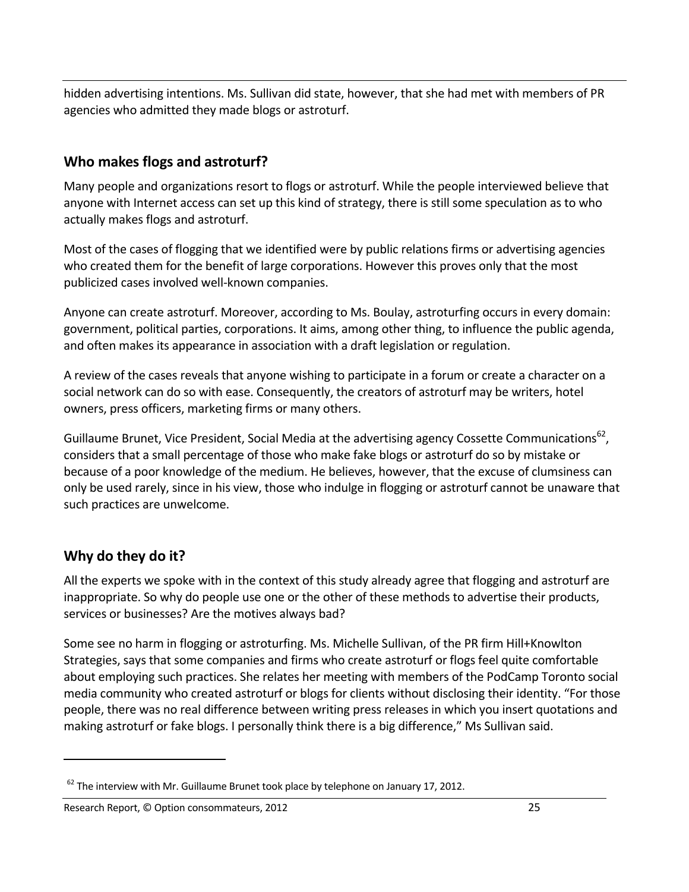hidden advertising intentions. Ms. Sullivan did state, however, that she had met with members of PR agencies who admitted they made blogs or astroturf.

## Who makes flogs and astroturf?

Many people and organizations resort to flogs or astroturf. While the people interviewed believe that anyone with Internet access can set up this kind of strategy, there is still some speculation as to who actually makes flogs and astroturf.

Most of the cases of flogging that we identified were by public relations firms or advertising agencies who created them for the benefit of large corporations. However this proves only that the most publicized cases involved well-known companies.

Anyone can create astroturf. Moreover, according to Ms. Boulay, astroturfing occurs in every domain: government, political parties, corporations. It aims, among other thing, to influence the public agenda, and often makes its appearance in association with a draft legislation or regulation.

A review of the cases reveals that anyone wishing to participate in a forum or create a character on a social network can do so with ease. Consequently, the creators of astroturf may be writers, hotel owners, press officers, marketing firms or many others.

Guillaume Brunet, Vice President, Social Media at the advertising agency Cossette Communications[62], considers that a small percentage of those who make fake blogs or astroturf do so by mistake or because of a poor knowledge of the medium. He believes, however, that the excuse of clumsiness can only be used rarely, since in his view, those who indulge in flogging or astroturf cannot be unaware that such practices are unwelcome.

## Why do they do it?

All the experts we spoke with in the context of this study already agree that flogging and astroturf are inappropriate. So why do people use one or the other of these methods to advertise their products, services or businesses? Are the motives always bad?

Some see no harm in flogging or astroturfing. Ms. Michelle Sullivan, of the PR firm Hill+Knowlton Strategies, says that some companies and firms who create astroturf or flogs feel quite comfortable about employing such practices. She relates her meeting with members of the PodCamp Toronto social media community who created astroturf or blogs for clients without disclosing their identity. "For those people, there was no real difference between writing press releases in which you insert quotations and making astroturf or fake blogs. I personally think there is a big difference," Ms Sullivan said.

---

[62] The interview with Mr. Guillaume Brunet took place by telephone on January 17, 2012.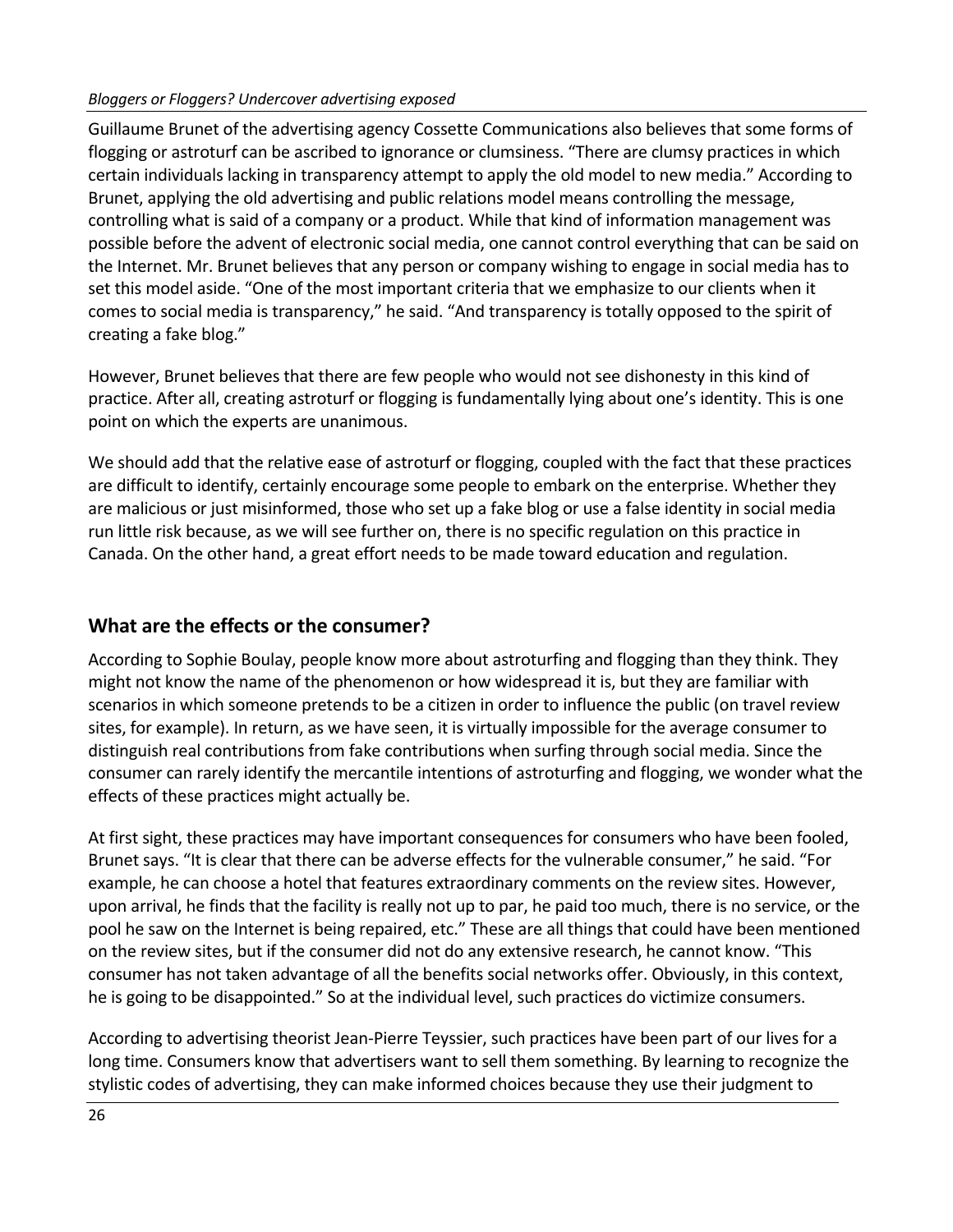Guillaume Brunet of the advertising agency Cossette Communications also believes that some forms of flogging or astroturf can be ascribed to ignorance or clumsiness. “There are clumsy practices in which certain individuals lacking in transparency attempt to apply the old model to new media.” According to Brunet, applying the old advertising and public relations model means controlling the message, controlling what is said of a company or a product. While that kind of information management was possible before the advent of electronic social media, one cannot control everything that can be said on the Internet. Mr. Brunet believes that any person or company wishing to engage in social media has to set this model aside. “One of the most important criteria that we emphasize to our clients when it comes to social media is transparency,” he said. “And transparency is totally opposed to the spirit of creating a fake blog.”

However, Brunet believes that there are few people who would not see dishonesty in this kind of practice. After all, creating astroturf or flogging is fundamentally lying about one’s identity. This is one point on which the experts are unanimous.

We should add that the relative ease of astroturf or flogging, coupled with the fact that these practices are difficult to identify, certainly encourage some people to embark on the enterprise. Whether they are malicious or just misinformed, those who set up a fake blog or use a false identity in social media run little risk because, as we will see further on, there is no specific regulation on this practice in Canada. On the other hand, a great effort needs to be made toward education and regulation.

## What are the effects or the consumer?

According to Sophie Boulay, people know more about astroturfing and flogging than they think. They might not know the name of the phenomenon or how widespread it is, but they are familiar with scenarios in which someone pretends to be a citizen in order to influence the public (on travel review sites, for example). In return, as we have seen, it is virtually impossible for the average consumer to distinguish real contributions from fake contributions when surfing through social media. Since the consumer can rarely identify the mercantile intentions of astroturfing and flogging, we wonder what the effects of these practices might actually be.

At first sight, these practices may have important consequences for consumers who have been fooled, Brunet says. “It is clear that there can be adverse effects for the vulnerable consumer,” he said. “For example, he can choose a hotel that features extraordinary comments on the review sites. However, upon arrival, he finds that the facility is really not up to par, he paid too much, there is no service, or the pool he saw on the Internet is being repaired, etc.” These are all things that could have been mentioned on the review sites, but if the consumer did not do any extensive research, he cannot know. “This consumer has not taken advantage of all the benefits social networks offer. Obviously, in this context, he is going to be disappointed.” So at the individual level, such practices do victimize consumers.

According to advertising theorist Jean-Pierre Teyssier, such practices have been part of our lives for a long time. Consumers know that advertisers want to sell them something. By learning to recognize the stylistic codes of advertising, they can make informed choices because they use their judgment to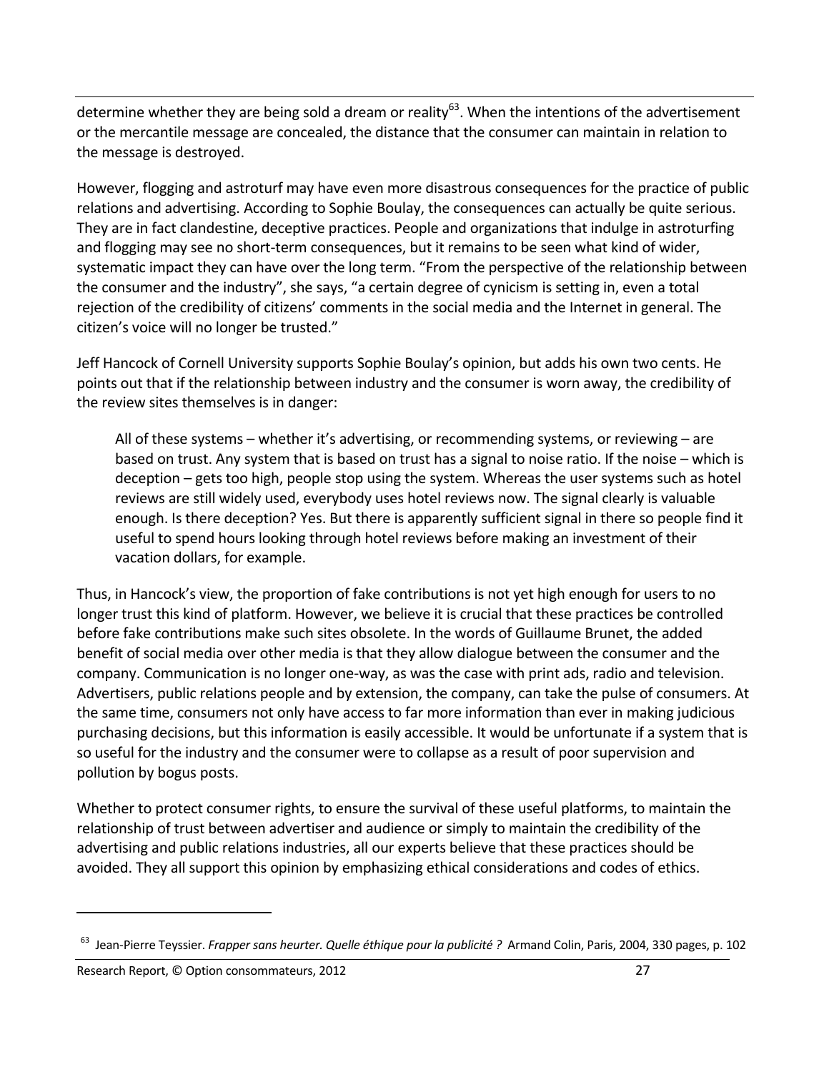determine whether they are being sold a dream or reality[63]. When the intentions of the advertisement or the mercantile message are concealed, the distance that the consumer can maintain in relation to the message is destroyed.

However, flogging and astroturf may have even more disastrous consequences for the practice of public relations and advertising. According to Sophie Boulay, the consequences can actually be quite serious. They are in fact clandestine, deceptive practices. People and organizations that indulge in astroturfing and flogging may see no short-term consequences, but it remains to be seen what kind of wider, systematic impact they can have over the long term. "From the perspective of the relationship between the consumer and the industry", she says, "a certain degree of cynicism is setting in, even a total rejection of the credibility of citizens' comments in the social media and the Internet in general. The citizen's voice will no longer be trusted."

Jeff Hancock of Cornell University supports Sophie Boulay's opinion, but adds his own two cents. He points out that if the relationship between industry and the consumer is worn away, the credibility of the review sites themselves is in danger:

> All of these systems – whether it's advertising, or recommending systems, or reviewing – are based on trust. Any system that is based on trust has a signal to noise ratio. If the noise – which is deception – gets too high, people stop using the system. Whereas the user systems such as hotel reviews are still widely used, everybody uses hotel reviews now. The signal clearly is valuable enough. Is there deception? Yes. But there is apparently sufficient signal in there so people find it useful to spend hours looking through hotel reviews before making an investment of their vacation dollars, for example.

Thus, in Hancock's view, the proportion of fake contributions is not yet high enough for users to no longer trust this kind of platform. However, we believe it is crucial that these practices be controlled before fake contributions make such sites obsolete. In the words of Guillaume Brunet, the added benefit of social media over other media is that they allow dialogue between the consumer and the company. Communication is no longer one-way, as was the case with print ads, radio and television. Advertisers, public relations people and by extension, the company, can take the pulse of consumers. At the same time, consumers not only have access to far more information than ever in making judicious purchasing decisions, but this information is easily accessible. It would be unfortunate if a system that is so useful for the industry and the consumer were to collapse as a result of poor supervision and pollution by bogus posts.

Whether to protect consumer rights, to ensure the survival of these useful platforms, to maintain the relationship of trust between advertiser and audience or simply to maintain the credibility of the advertising and public relations industries, all our experts believe that these practices should be avoided. They all support this opinion by emphasizing ethical considerations and codes of ethics.

---

[63] Jean-Pierre Teyssier. *Frapper sans heurter. Quelle éthique pour la publicité ?* Armand Colin, Paris, 2004, 330 pages, p. 102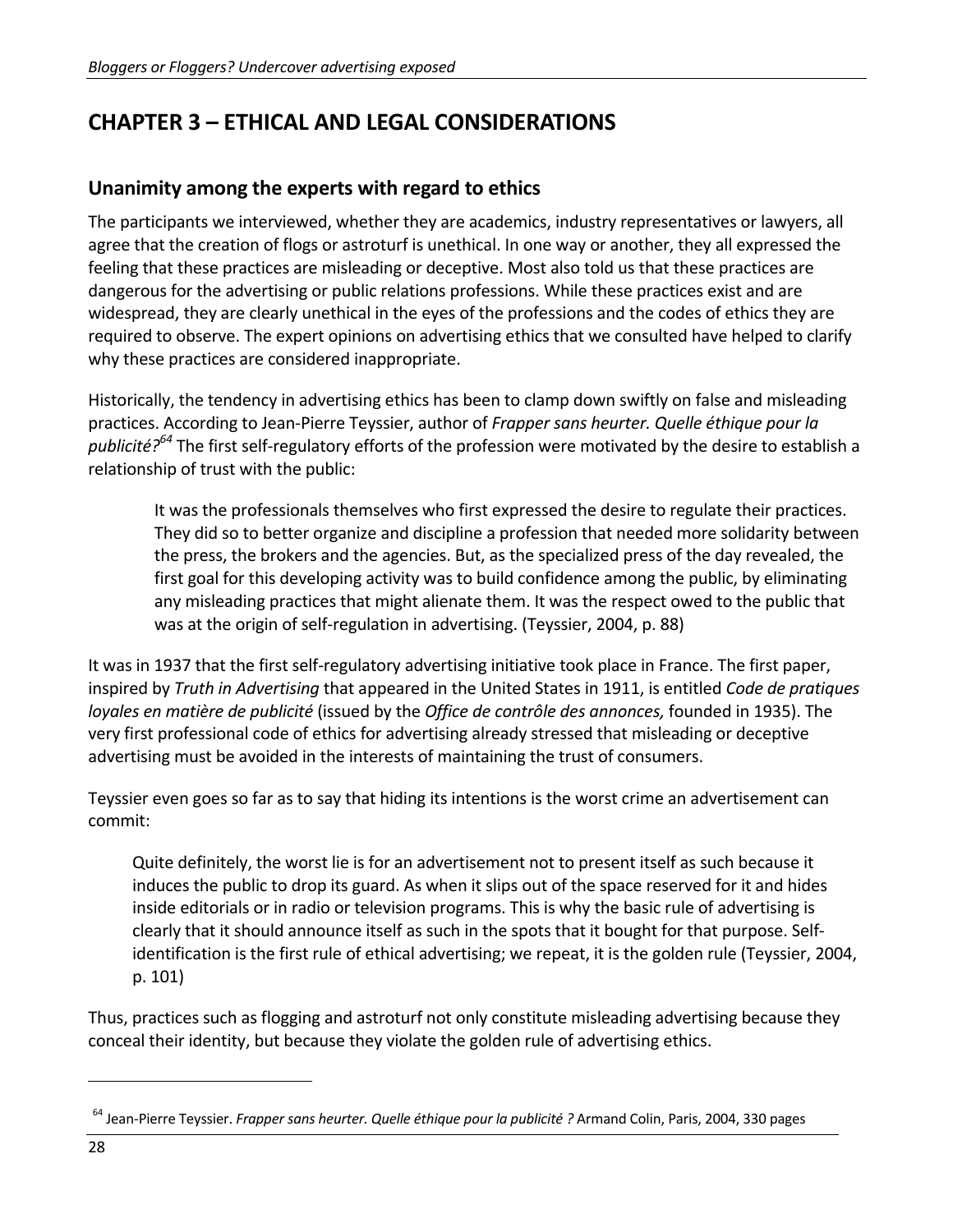# CHAPTER 3 – ETHICAL AND LEGAL CONSIDERATIONS

## Unanimity among the experts with regard to ethics

The participants we interviewed, whether they are academics, industry representatives or lawyers, all agree that the creation of flogs or astroturf is unethical. In one way or another, they all expressed the feeling that these practices are misleading or deceptive. Most also told us that these practices are dangerous for the advertising or public relations professions. While these practices exist and are widespread, they are clearly unethical in the eyes of the professions and the codes of ethics they are required to observe. The expert opinions on advertising ethics that we consulted have helped to clarify why these practices are considered inappropriate.

Historically, the tendency in advertising ethics has been to clamp down swiftly on false and misleading practices. According to Jean-Pierre Teyssier, author of *Frapper sans heurter. Quelle éthique pour la publicité?*[64] The first self-regulatory efforts of the profession were motivated by the desire to establish a relationship of trust with the public:

> It was the professionals themselves who first expressed the desire to regulate their practices. They did so to better organize and discipline a profession that needed more solidarity between the press, the brokers and the agencies. But, as the specialized press of the day revealed, the first goal for this developing activity was to build confidence among the public, by eliminating any misleading practices that might alienate them. It was the respect owed to the public that was at the origin of self-regulation in advertising. (Teyssier, 2004, p. 88)

It was in 1937 that the first self-regulatory advertising initiative took place in France. The first paper, inspired by *Truth in Advertising* that appeared in the United States in 1911, is entitled *Code de pratiques loyales en matière de publicité* (issued by the *Office de contrôle des annonces,* founded in 1935). The very first professional code of ethics for advertising already stressed that misleading or deceptive advertising must be avoided in the interests of maintaining the trust of consumers.

Teyssier even goes so far as to say that hiding its intentions is the worst crime an advertisement can commit:

> Quite definitely, the worst lie is for an advertisement not to present itself as such because it induces the public to drop its guard. As when it slips out of the space reserved for it and hides inside editorials or in radio or television programs. This is why the basic rule of advertising is clearly that it should announce itself as such in the spots that it bought for that purpose. Self-identification is the first rule of ethical advertising; we repeat, it is the golden rule (Teyssier, 2004, p. 101)

Thus, practices such as flogging and astroturf not only constitute misleading advertising because they conceal their identity, but because they violate the golden rule of advertising ethics.

---

[64] Jean-Pierre Teyssier. *Frapper sans heurter. Quelle éthique pour la publicité ?* Armand Colin, Paris, 2004, 330 pages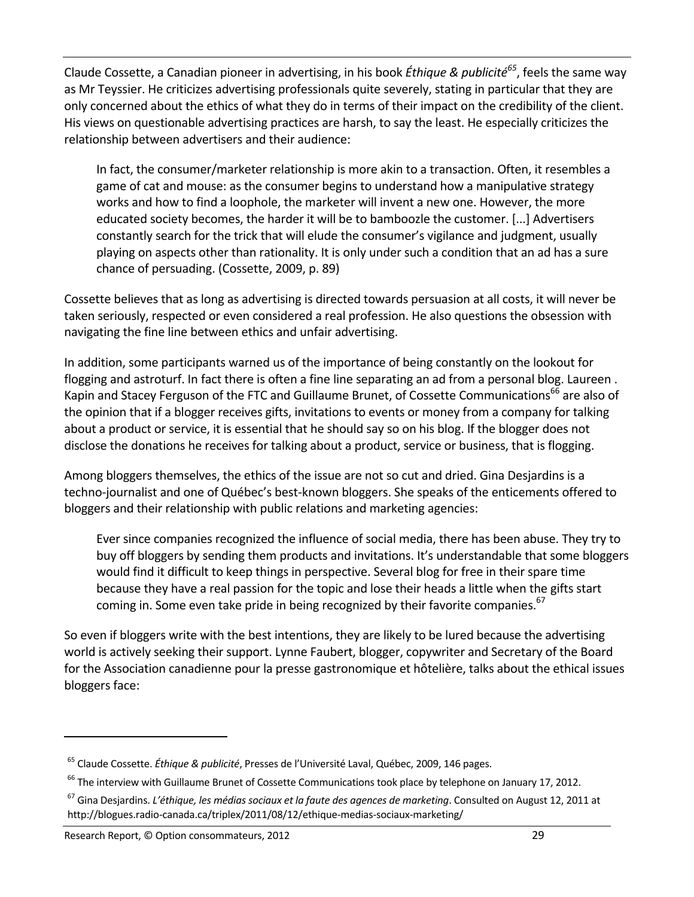Claude Cossette, a Canadian pioneer in advertising, in his book *Éthique & publicité*[65], feels the same way as Mr Teyssier. He criticizes advertising professionals quite severely, stating in particular that they are only concerned about the ethics of what they do in terms of their impact on the credibility of the client. His views on questionable advertising practices are harsh, to say the least. He especially criticizes the relationship between advertisers and their audience:

> In fact, the consumer/marketer relationship is more akin to a transaction. Often, it resembles a game of cat and mouse: as the consumer begins to understand how a manipulative strategy works and how to find a loophole, the marketer will invent a new one. However, the more educated society becomes, the harder it will be to bamboozle the customer. [...] Advertisers constantly search for the trick that will elude the consumer's vigilance and judgment, usually playing on aspects other than rationality. It is only under such a condition that an ad has a sure chance of persuading. (Cossette, 2009, p. 89)

Cossette believes that as long as advertising is directed towards persuasion at all costs, it will never be taken seriously, respected or even considered a real profession. He also questions the obsession with navigating the fine line between ethics and unfair advertising.

In addition, some participants warned us of the importance of being constantly on the lookout for flogging and astroturf. In fact there is often a fine line separating an ad from a personal blog. Laureen . Kapin and Stacey Ferguson of the FTC and Guillaume Brunet, of Cossette Communications[66] are also of the opinion that if a blogger receives gifts, invitations to events or money from a company for talking about a product or service, it is essential that he should say so on his blog. If the blogger does not disclose the donations he receives for talking about a product, service or business, that is flogging.

Among bloggers themselves, the ethics of the issue are not so cut and dried. Gina Desjardins is a techno-journalist and one of Québec's best-known bloggers. She speaks of the enticements offered to bloggers and their relationship with public relations and marketing agencies:

> Ever since companies recognized the influence of social media, there has been abuse. They try to buy off bloggers by sending them products and invitations. It's understandable that some bloggers would find it difficult to keep things in perspective. Several blog for free in their spare time because they have a real passion for the topic and lose their heads a little when the gifts start coming in. Some even take pride in being recognized by their favorite companies.[67]

So even if bloggers write with the best intentions, they are likely to be lured because the advertising world is actively seeking their support. Lynne Faubert, blogger, copywriter and Secretary of the Board for the Association canadienne pour la presse gastronomique et hôtelière, talks about the ethical issues bloggers face:

---

[65] Claude Cossette. *Éthique & publicité*, Presses de l'Université Laval, Québec, 2009, 146 pages.

[66] The interview with Guillaume Brunet of Cossette Communications took place by telephone on January 17, 2012.

[67] Gina Desjardins. *L'éthique, les médias sociaux et la faute des agences de marketing*. Consulted on August 12, 2011 at http://blogues.radio-canada.ca/triplex/2011/08/12/ethique-medias-sociaux-marketing/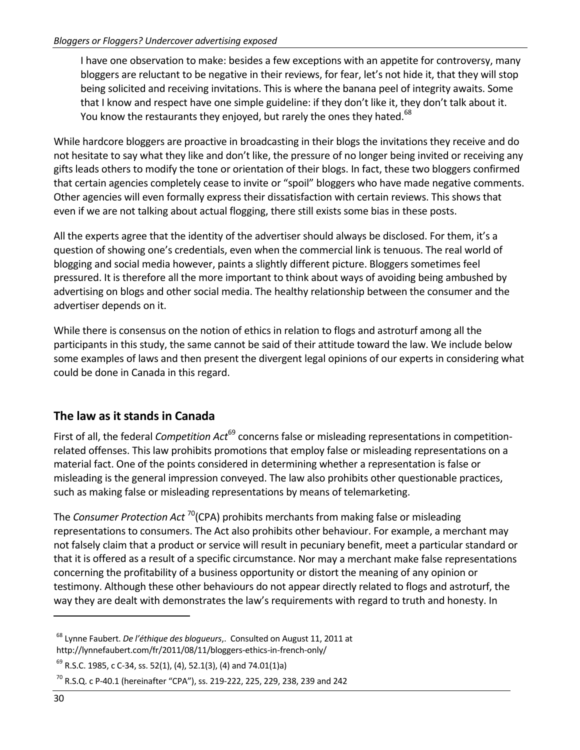> I have one observation to make: besides a few exceptions with an appetite for controversy, many bloggers are reluctant to be negative in their reviews, for fear, let's not hide it, that they will stop being solicited and receiving invitations. This is where the banana peel of integrity awaits. Some that I know and respect have one simple guideline: if they don't like it, they don't talk about it. You know the restaurants they enjoyed, but rarely the ones they hated.[68]

While hardcore bloggers are proactive in broadcasting in their blogs the invitations they receive and do not hesitate to say what they like and don't like, the pressure of no longer being invited or receiving any gifts leads others to modify the tone or orientation of their blogs. In fact, these two bloggers confirmed that certain agencies completely cease to invite or "spoil" bloggers who have made negative comments. Other agencies will even formally express their dissatisfaction with certain reviews. This shows that even if we are not talking about actual flogging, there still exists some bias in these posts.

All the experts agree that the identity of the advertiser should always be disclosed. For them, it's a question of showing one's credentials, even when the commercial link is tenuous. The real world of blogging and social media however, paints a slightly different picture. Bloggers sometimes feel pressured. It is therefore all the more important to think about ways of avoiding being ambushed by advertising on blogs and other social media. The healthy relationship between the consumer and the advertiser depends on it.

While there is consensus on the notion of ethics in relation to flogs and astroturf among all the participants in this study, the same cannot be said of their attitude toward the law. We include below some examples of laws and then present the divergent legal opinions of our experts in considering what could be done in Canada in this regard.

## The law as it stands in Canada

First of all, the federal *Competition Act*[69] concerns false or misleading representations in competition-related offenses. This law prohibits promotions that employ false or misleading representations on a material fact. One of the points considered in determining whether a representation is false or misleading is the general impression conveyed. The law also prohibits other questionable practices, such as making false or misleading representations by means of telemarketing.

The *Consumer Protection Act*[70] (CPA) prohibits merchants from making false or misleading representations to consumers. The Act also prohibits other behaviour. For example, a merchant may not falsely claim that a product or service will result in pecuniary benefit, meet a particular standard or that it is offered as a result of a specific circumstance. Nor may a merchant make false representations concerning the profitability of a business opportunity or distort the meaning of any opinion or testimony. Although these other behaviours do not appear directly related to flogs and astroturf, the way they are dealt with demonstrates the law's requirements with regard to truth and honesty. In

---

[68] Lynne Faubert. *De l'éthique des blogueurs*,. Consulted on August 11, 2011 at http://lynnefaubert.com/fr/2011/08/11/bloggers-ethics-in-french-only/

[69] R.S.C. 1985, c C-34, ss. 52(1), (4), 52.1(3), (4) and 74.01(1)a)

[70] R.S.Q. c P-40.1 (hereinafter "CPA"), ss. 219-222, 225, 229, 238, 239 and 242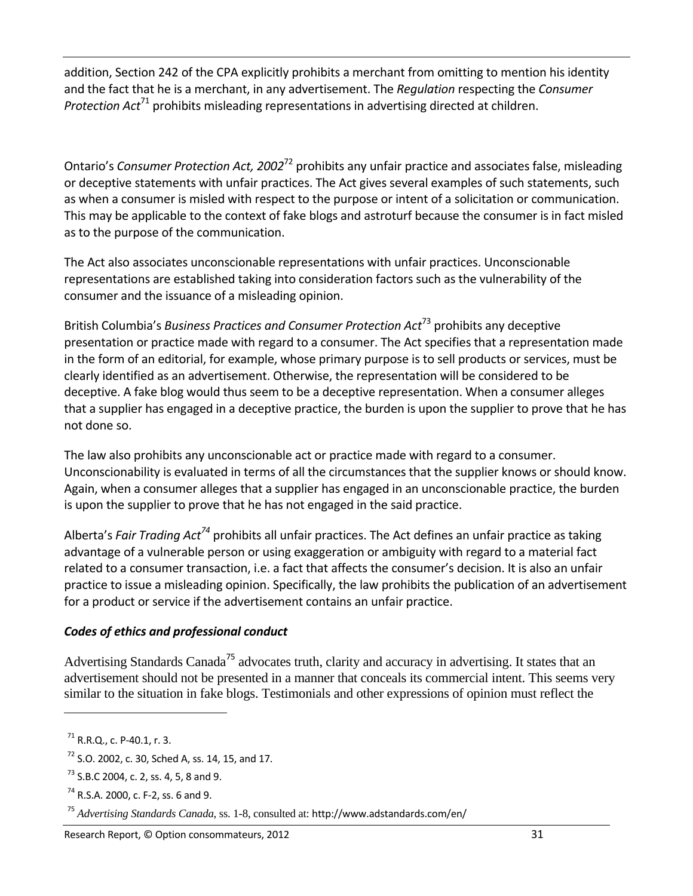addition, Section 242 of the CPA explicitly prohibits a merchant from omitting to mention his identity and the fact that he is a merchant, in any advertisement. The *Regulation* respecting the *Consumer Protection Act*[71] prohibits misleading representations in advertising directed at children.

Ontario's *Consumer Protection Act, 2002*[72] prohibits any unfair practice and associates false, misleading or deceptive statements with unfair practices. The Act gives several examples of such statements, such as when a consumer is misled with respect to the purpose or intent of a solicitation or communication. This may be applicable to the context of fake blogs and astroturf because the consumer is in fact misled as to the purpose of the communication.

The Act also associates unconscionable representations with unfair practices. Unconscionable representations are established taking into consideration factors such as the vulnerability of the consumer and the issuance of a misleading opinion.

British Columbia's *Business Practices and Consumer Protection Act*[73] prohibits any deceptive presentation or practice made with regard to a consumer. The Act specifies that a representation made in the form of an editorial, for example, whose primary purpose is to sell products or services, must be clearly identified as an advertisement. Otherwise, the representation will be considered to be deceptive. A fake blog would thus seem to be a deceptive representation. When a consumer alleges that a supplier has engaged in a deceptive practice, the burden is upon the supplier to prove that he has not done so.

The law also prohibits any unconscionable act or practice made with regard to a consumer. Unconscionability is evaluated in terms of all the circumstances that the supplier knows or should know. Again, when a consumer alleges that a supplier has engaged in an unconscionable practice, the burden is upon the supplier to prove that he has not engaged in the said practice.

Alberta's *Fair Trading Act*[74] prohibits all unfair practices. The Act defines an unfair practice as taking advantage of a vulnerable person or using exaggeration or ambiguity with regard to a material fact related to a consumer transaction, i.e. a fact that affects the consumer's decision. It is also an unfair practice to issue a misleading opinion. Specifically, the law prohibits the publication of an advertisement for a product or service if the advertisement contains an unfair practice.

***Codes of ethics and professional conduct***

Advertising Standards Canada[75] advocates truth, clarity and accuracy in advertising. It states that an advertisement should not be presented in a manner that conceals its commercial intent. This seems very similar to the situation in fake blogs. Testimonials and other expressions of opinion must reflect the

---

[71] R.R.Q., c. P-40.1, r. 3.

[72] S.O. 2002, c. 30, Sched A, ss. 14, 15, and 17.

[73] S.B.C 2004, c. 2, ss. 4, 5, 8 and 9.

[74] R.S.A. 2000, c. F-2, ss. 6 and 9.

[75] *Advertising Standards Canada*, ss. 1-8, consulted at: http://www.adstandards.com/en/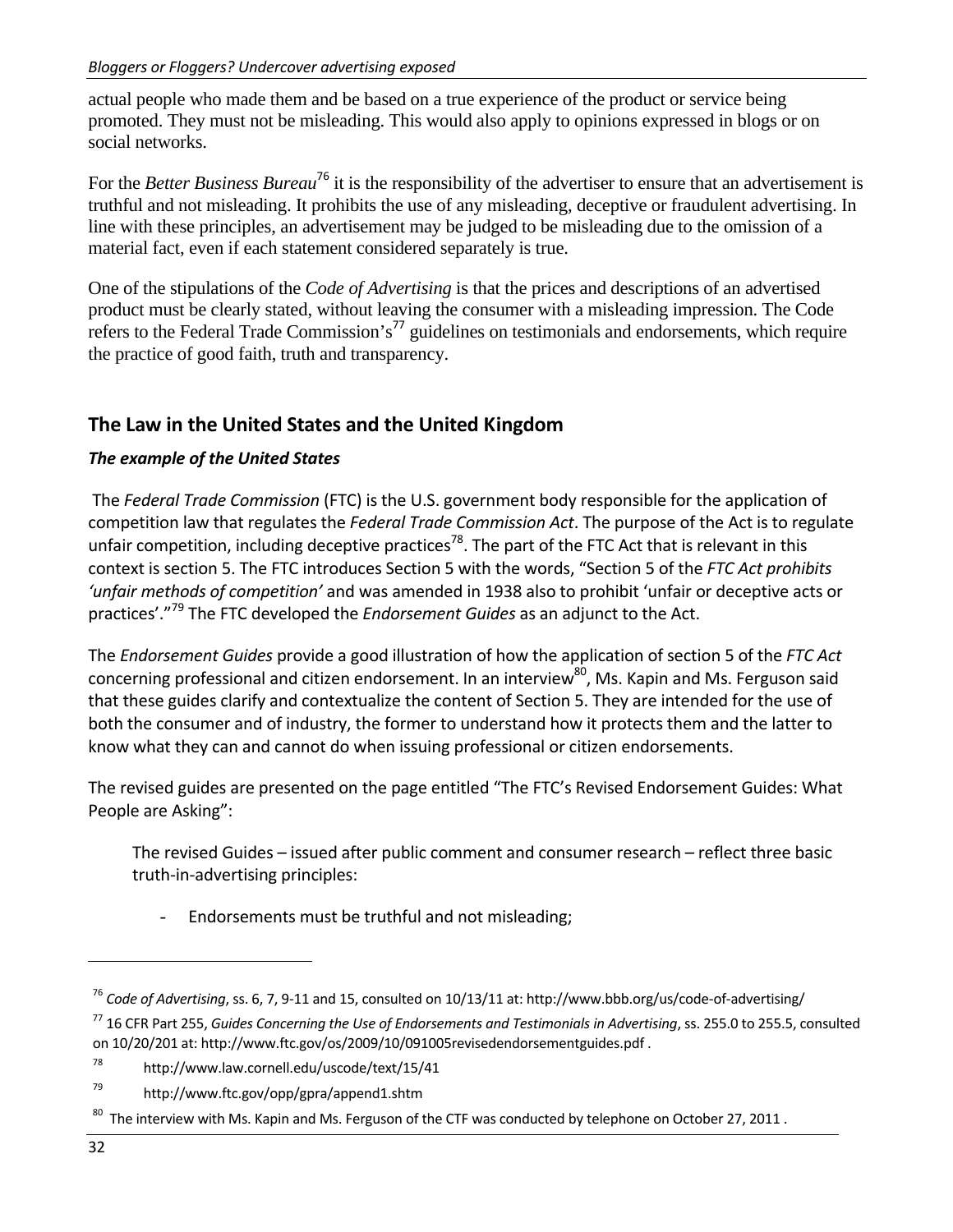actual people who made them and be based on a true experience of the product or service being promoted. They must not be misleading. This would also apply to opinions expressed in blogs or on social networks.

For the *Better Business Bureau*[76] it is the responsibility of the advertiser to ensure that an advertisement is truthful and not misleading. It prohibits the use of any misleading, deceptive or fraudulent advertising. In line with these principles, an advertisement may be judged to be misleading due to the omission of a material fact, even if each statement considered separately is true.

One of the stipulations of the *Code of Advertising* is that the prices and descriptions of an advertised product must be clearly stated, without leaving the consumer with a misleading impression. The Code refers to the Federal Trade Commission's[77] guidelines on testimonials and endorsements, which require the practice of good faith, truth and transparency.

## The Law in the United States and the United Kingdom

### *The example of the United States*

The *Federal Trade Commission* (FTC) is the U.S. government body responsible for the application of competition law that regulates the *Federal Trade Commission Act*. The purpose of the Act is to regulate unfair competition, including deceptive practices[78]. The part of the FTC Act that is relevant in this context is section 5. The FTC introduces Section 5 with the words, "Section 5 of the *FTC Act prohibits 'unfair methods of competition'* and was amended in 1938 also to prohibit 'unfair or deceptive acts or practices'."[79] The FTC developed the *Endorsement Guides* as an adjunct to the Act.

The *Endorsement Guides* provide a good illustration of how the application of section 5 of the *FTC Act* concerning professional and citizen endorsement. In an interview[80], Ms. Kapin and Ms. Ferguson said that these guides clarify and contextualize the content of Section 5. They are intended for the use of both the consumer and of industry, the former to understand how it protects them and the latter to know what they can and cannot do when issuing professional or citizen endorsements.

The revised guides are presented on the page entitled "The FTC's Revised Endorsement Guides: What People are Asking":

> The revised Guides – issued after public comment and consumer research – reflect three basic truth-in-advertising principles:
>
> - Endorsements must be truthful and not misleading;

---

[76] *Code of Advertising*, ss. 6, 7, 9-11 and 15, consulted on 10/13/11 at: http://www.bbb.org/us/code-of-advertising/

[77] 16 CFR Part 255, *Guides Concerning the Use of Endorsements and Testimonials in Advertising*, ss. 255.0 to 255.5, consulted on 10/20/201 at: http://www.ftc.gov/os/2009/10/091005revisedendorsementguides.pdf .

[78] http://www.law.cornell.edu/uscode/text/15/41

[79] http://www.ftc.gov/opp/gpra/append1.shtm

[80] The interview with Ms. Kapin and Ms. Ferguson of the CTF was conducted by telephone on October 27, 2011 .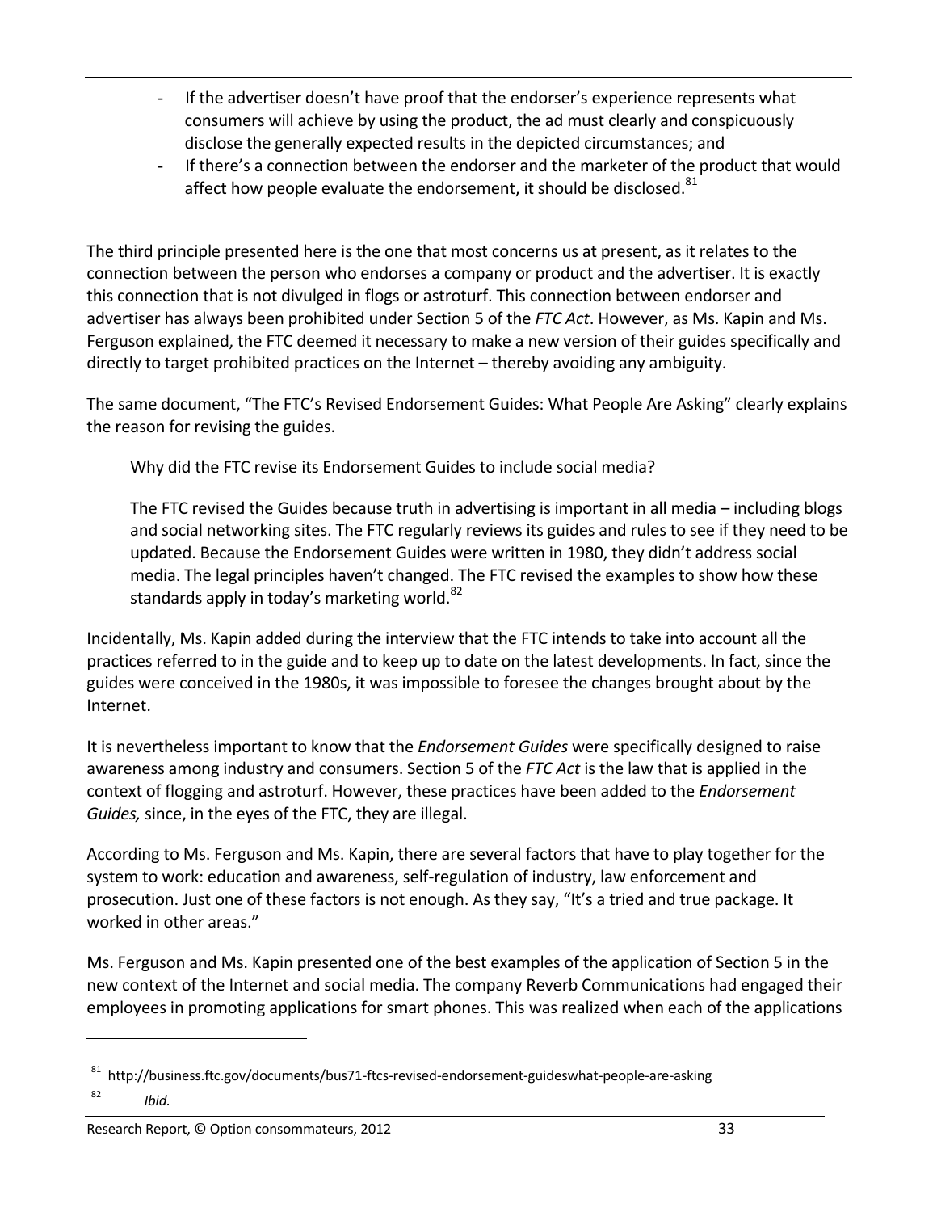- If the advertiser doesn't have proof that the endorser's experience represents what consumers will achieve by using the product, the ad must clearly and conspicuously disclose the generally expected results in the depicted circumstances; and
- If there's a connection between the endorser and the marketer of the product that would affect how people evaluate the endorsement, it should be disclosed.[81]

The third principle presented here is the one that most concerns us at present, as it relates to the connection between the person who endorses a company or product and the advertiser. It is exactly this connection that is not divulged in flogs or astroturf. This connection between endorser and advertiser has always been prohibited under Section 5 of the *FTC Act*. However, as Ms. Kapin and Ms. Ferguson explained, the FTC deemed it necessary to make a new version of their guides specifically and directly to target prohibited practices on the Internet – thereby avoiding any ambiguity.

The same document, "The FTC's Revised Endorsement Guides: What People Are Asking" clearly explains the reason for revising the guides.

> Why did the FTC revise its Endorsement Guides to include social media?
>
> The FTC revised the Guides because truth in advertising is important in all media – including blogs and social networking sites. The FTC regularly reviews its guides and rules to see if they need to be updated. Because the Endorsement Guides were written in 1980, they didn't address social media. The legal principles haven't changed. The FTC revised the examples to show how these standards apply in today's marketing world.[82]

Incidentally, Ms. Kapin added during the interview that the FTC intends to take into account all the practices referred to in the guide and to keep up to date on the latest developments. In fact, since the guides were conceived in the 1980s, it was impossible to foresee the changes brought about by the Internet.

It is nevertheless important to know that the *Endorsement Guides* were specifically designed to raise awareness among industry and consumers. Section 5 of the *FTC Act* is the law that is applied in the context of flogging and astroturf. However, these practices have been added to the *Endorsement Guides,* since, in the eyes of the FTC, they are illegal.

According to Ms. Ferguson and Ms. Kapin, there are several factors that have to play together for the system to work: education and awareness, self-regulation of industry, law enforcement and prosecution. Just one of these factors is not enough. As they say, "It's a tried and true package. It worked in other areas."

Ms. Ferguson and Ms. Kapin presented one of the best examples of the application of Section 5 in the new context of the Internet and social media. The company Reverb Communications had engaged their employees in promoting applications for smart phones. This was realized when each of the applications

---

[81] http://business.ftc.gov/documents/bus71-ftcs-revised-endorsement-guideswhat-people-are-asking

[82] *Ibid.*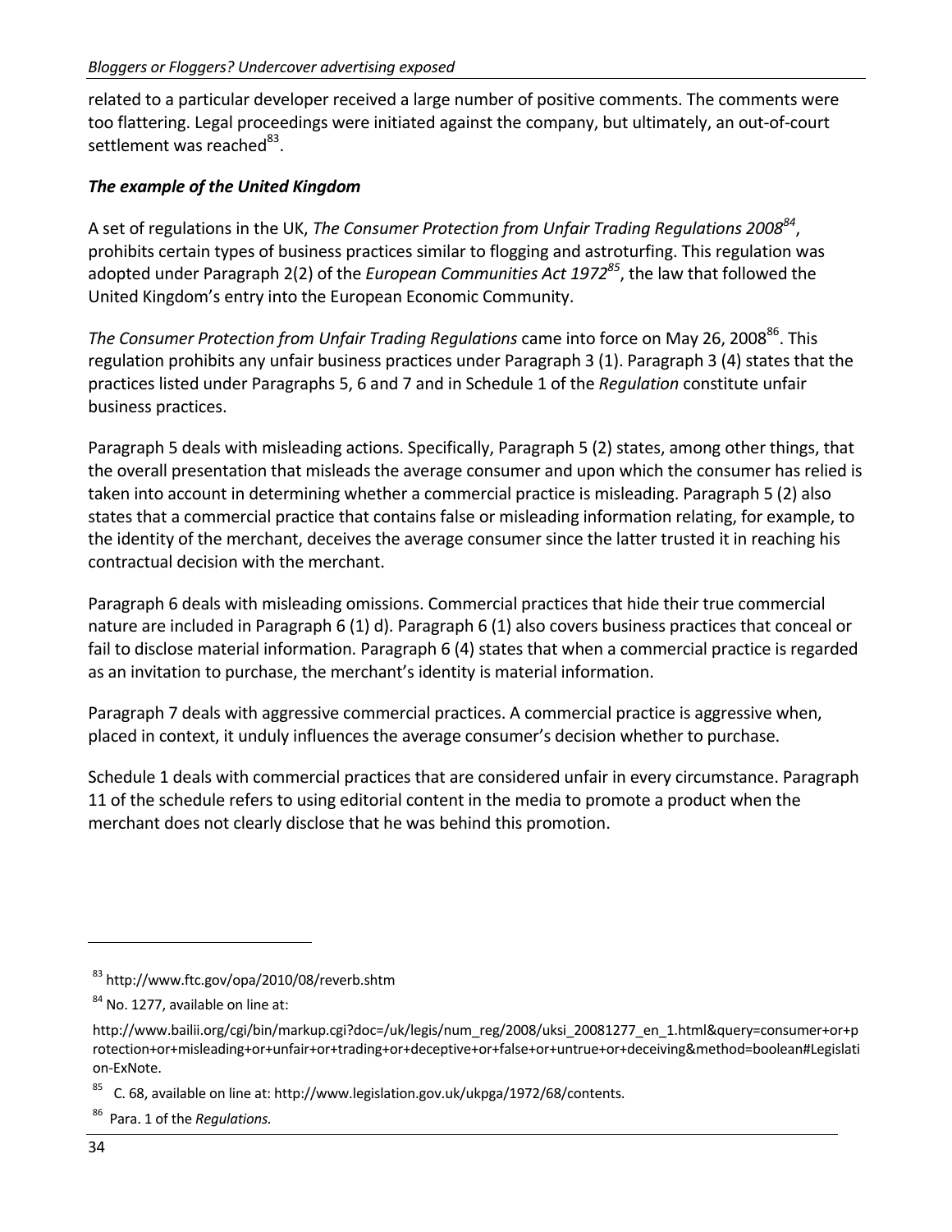related to a particular developer received a large number of positive comments. The comments were too flattering. Legal proceedings were initiated against the company, but ultimately, an out-of-court settlement was reached[83].

***The example of the United Kingdom***

A set of regulations in the UK, *The Consumer Protection from Unfair Trading Regulations 2008*[84], prohibits certain types of business practices similar to flogging and astroturfing. This regulation was adopted under Paragraph 2(2) of the *European Communities Act 1972*[85], the law that followed the United Kingdom's entry into the European Economic Community.

*The Consumer Protection from Unfair Trading Regulations* came into force on May 26, 2008[86]. This regulation prohibits any unfair business practices under Paragraph 3 (1). Paragraph 3 (4) states that the practices listed under Paragraphs 5, 6 and 7 and in Schedule 1 of the *Regulation* constitute unfair business practices.

Paragraph 5 deals with misleading actions. Specifically, Paragraph 5 (2) states, among other things, that the overall presentation that misleads the average consumer and upon which the consumer has relied is taken into account in determining whether a commercial practice is misleading. Paragraph 5 (2) also states that a commercial practice that contains false or misleading information relating, for example, to the identity of the merchant, deceives the average consumer since the latter trusted it in reaching his contractual decision with the merchant.

Paragraph 6 deals with misleading omissions. Commercial practices that hide their true commercial nature are included in Paragraph 6 (1) d). Paragraph 6 (1) also covers business practices that conceal or fail to disclose material information. Paragraph 6 (4) states that when a commercial practice is regarded as an invitation to purchase, the merchant's identity is material information.

Paragraph 7 deals with aggressive commercial practices. A commercial practice is aggressive when, placed in context, it unduly influences the average consumer's decision whether to purchase.

Schedule 1 deals with commercial practices that are considered unfair in every circumstance. Paragraph 11 of the schedule refers to using editorial content in the media to promote a product when the merchant does not clearly disclose that he was behind this promotion.

---

[83] http://www.ftc.gov/opa/2010/08/reverb.shtm

[84] No. 1277, available on line at:

http://www.bailii.org/cgi/bin/markup.cgi?doc=/uk/legis/num_reg/2008/uksi_20081277_en_1.html&query=consumer+or+protection+or+misleading+or+unfair+or+trading+or+deceptive+or+false+or+untrue+or+deceiving&method=boolean#Legislation-ExNote.

[85] C. 68, available on line at: http://www.legislation.gov.uk/ukpga/1972/68/contents.

[86] Para. 1 of the *Regulations.*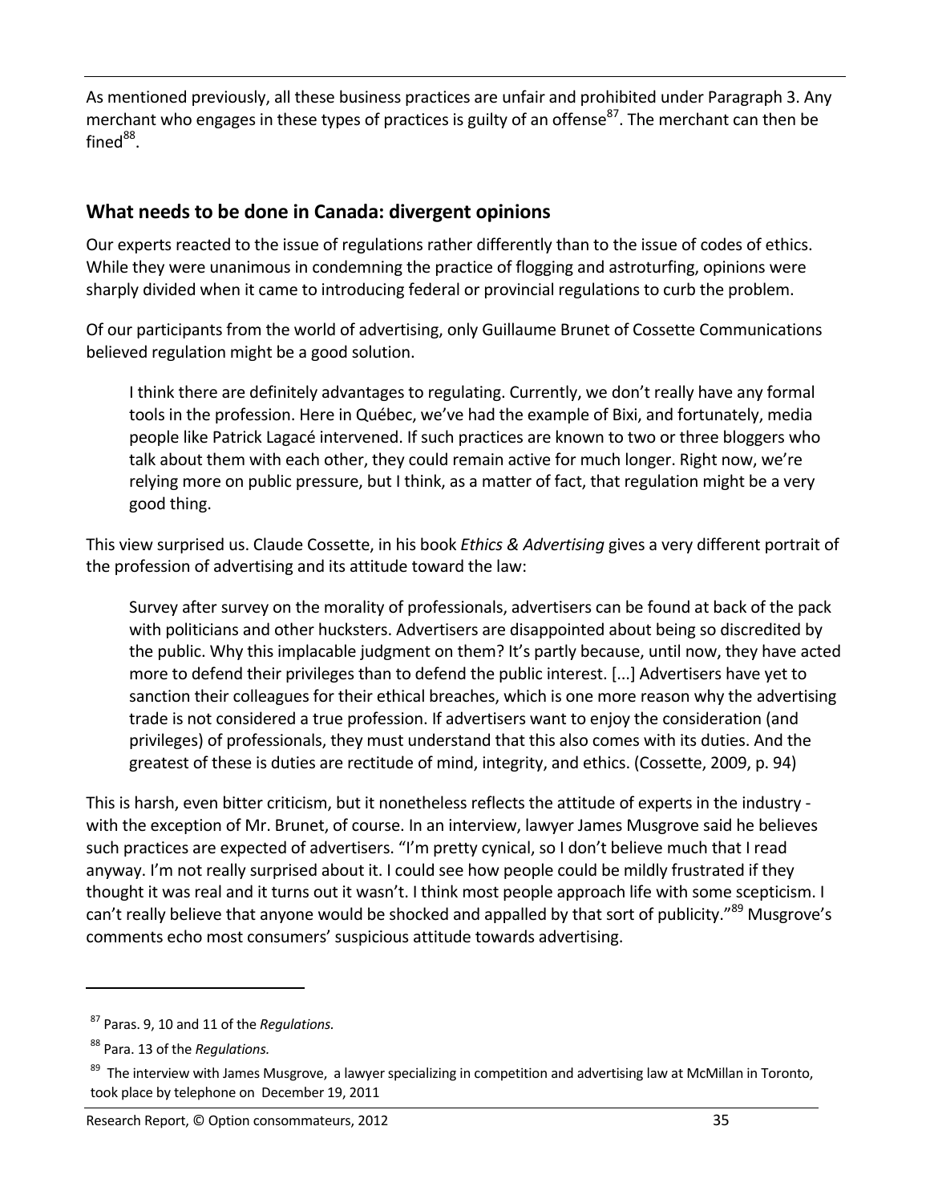As mentioned previously, all these business practices are unfair and prohibited under Paragraph 3. Any merchant who engages in these types of practices is guilty of an offense[87]. The merchant can then be fined[88].

## What needs to be done in Canada: divergent opinions

Our experts reacted to the issue of regulations rather differently than to the issue of codes of ethics. While they were unanimous in condemning the practice of flogging and astroturfing, opinions were sharply divided when it came to introducing federal or provincial regulations to curb the problem.

Of our participants from the world of advertising, only Guillaume Brunet of Cossette Communications believed regulation might be a good solution.

> I think there are definitely advantages to regulating. Currently, we don't really have any formal tools in the profession. Here in Québec, we've had the example of Bixi, and fortunately, media people like Patrick Lagacé intervened. If such practices are known to two or three bloggers who talk about them with each other, they could remain active for much longer. Right now, we're relying more on public pressure, but I think, as a matter of fact, that regulation might be a very good thing.

This view surprised us. Claude Cossette, in his book *Ethics & Advertising* gives a very different portrait of the profession of advertising and its attitude toward the law:

> Survey after survey on the morality of professionals, advertisers can be found at back of the pack with politicians and other hucksters. Advertisers are disappointed about being so discredited by the public. Why this implacable judgment on them? It's partly because, until now, they have acted more to defend their privileges than to defend the public interest. [...] Advertisers have yet to sanction their colleagues for their ethical breaches, which is one more reason why the advertising trade is not considered a true profession. If advertisers want to enjoy the consideration (and privileges) of professionals, they must understand that this also comes with its duties. And the greatest of these is duties are rectitude of mind, integrity, and ethics. (Cossette, 2009, p. 94)

This is harsh, even bitter criticism, but it nonetheless reflects the attitude of experts in the industry - with the exception of Mr. Brunet, of course. In an interview, lawyer James Musgrove said he believes such practices are expected of advertisers. "I'm pretty cynical, so I don't believe much that I read anyway. I'm not really surprised about it. I could see how people could be mildly frustrated if they thought it was real and it turns out it wasn't. I think most people approach life with some scepticism. I can't really believe that anyone would be shocked and appalled by that sort of publicity."[89] Musgrove's comments echo most consumers' suspicious attitude towards advertising.

---

[87] Paras. 9, 10 and 11 of the *Regulations.*

[88] Para. 13 of the *Regulations.*

[89] The interview with James Musgrove, a lawyer specializing in competition and advertising law at McMillan in Toronto, took place by telephone on December 19, 2011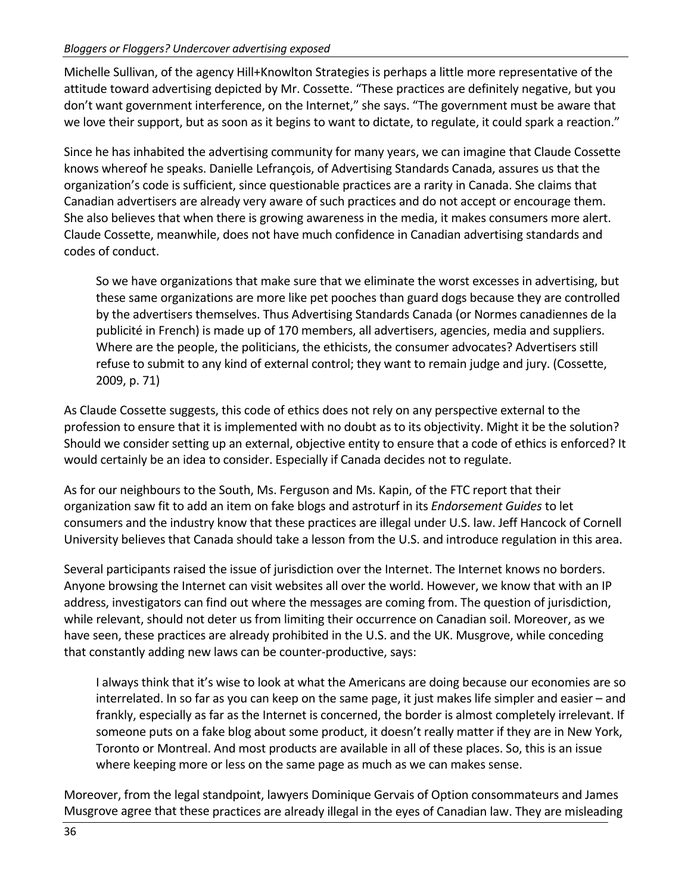Michelle Sullivan, of the agency Hill+Knowlton Strategies is perhaps a little more representative of the attitude toward advertising depicted by Mr. Cossette. "These practices are definitely negative, but you don't want government interference, on the Internet," she says. "The government must be aware that we love their support, but as soon as it begins to want to dictate, to regulate, it could spark a reaction."

Since he has inhabited the advertising community for many years, we can imagine that Claude Cossette knows whereof he speaks. Danielle Lefrançois, of Advertising Standards Canada, assures us that the organization's code is sufficient, since questionable practices are a rarity in Canada. She claims that Canadian advertisers are already very aware of such practices and do not accept or encourage them. She also believes that when there is growing awareness in the media, it makes consumers more alert. Claude Cossette, meanwhile, does not have much confidence in Canadian advertising standards and codes of conduct.

> So we have organizations that make sure that we eliminate the worst excesses in advertising, but these same organizations are more like pet pooches than guard dogs because they are controlled by the advertisers themselves. Thus Advertising Standards Canada (or Normes canadiennes de la publicité in French) is made up of 170 members, all advertisers, agencies, media and suppliers. Where are the people, the politicians, the ethicists, the consumer advocates? Advertisers still refuse to submit to any kind of external control; they want to remain judge and jury. (Cossette, 2009, p. 71)

As Claude Cossette suggests, this code of ethics does not rely on any perspective external to the profession to ensure that it is implemented with no doubt as to its objectivity. Might it be the solution? Should we consider setting up an external, objective entity to ensure that a code of ethics is enforced? It would certainly be an idea to consider. Especially if Canada decides not to regulate.

As for our neighbours to the South, Ms. Ferguson and Ms. Kapin, of the FTC report that their organization saw fit to add an item on fake blogs and astroturf in its *Endorsement Guides* to let consumers and the industry know that these practices are illegal under U.S. law. Jeff Hancock of Cornell University believes that Canada should take a lesson from the U.S. and introduce regulation in this area.

Several participants raised the issue of jurisdiction over the Internet. The Internet knows no borders. Anyone browsing the Internet can visit websites all over the world. However, we know that with an IP address, investigators can find out where the messages are coming from. The question of jurisdiction, while relevant, should not deter us from limiting their occurrence on Canadian soil. Moreover, as we have seen, these practices are already prohibited in the U.S. and the UK. Musgrove, while conceding that constantly adding new laws can be counter-productive, says:

> I always think that it's wise to look at what the Americans are doing because our economies are so interrelated. In so far as you can keep on the same page, it just makes life simpler and easier – and frankly, especially as far as the Internet is concerned, the border is almost completely irrelevant. If someone puts on a fake blog about some product, it doesn't really matter if they are in New York, Toronto or Montreal. And most products are available in all of these places. So, this is an issue where keeping more or less on the same page as much as we can makes sense.

Moreover, from the legal standpoint, lawyers Dominique Gervais of Option consommateurs and James Musgrove agree that these practices are already illegal in the eyes of Canadian law. They are misleading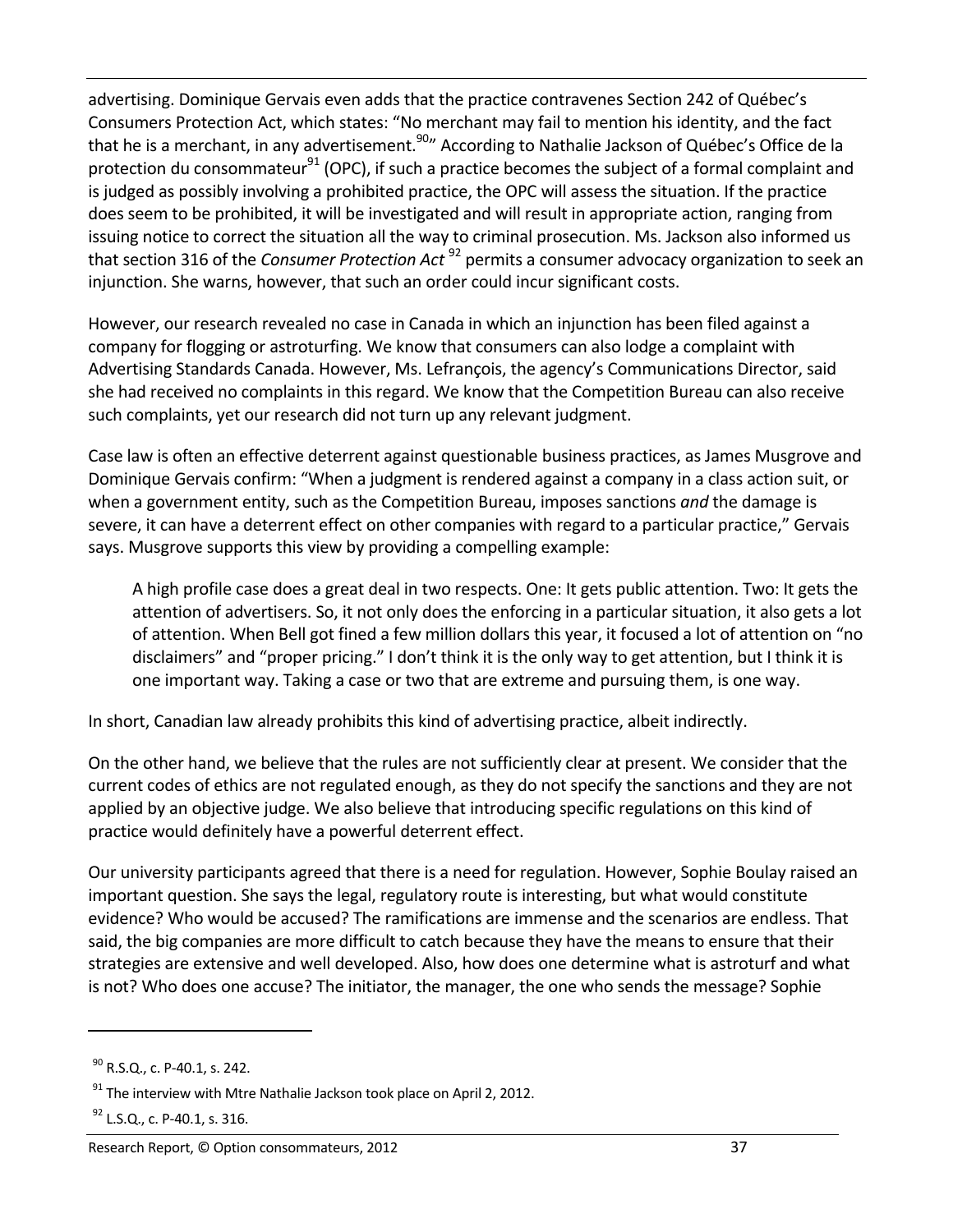advertising. Dominique Gervais even adds that the practice contravenes Section 242 of Québec's Consumers Protection Act, which states: "No merchant may fail to mention his identity, and the fact that he is a merchant, in any advertisement.[90]" According to Nathalie Jackson of Québec's Office de la protection du consommateur[91] (OPC), if such a practice becomes the subject of a formal complaint and is judged as possibly involving a prohibited practice, the OPC will assess the situation. If the practice does seem to be prohibited, it will be investigated and will result in appropriate action, ranging from issuing notice to correct the situation all the way to criminal prosecution. Ms. Jackson also informed us that section 316 of the *Consumer Protection Act*[92] permits a consumer advocacy organization to seek an injunction. She warns, however, that such an order could incur significant costs.

However, our research revealed no case in Canada in which an injunction has been filed against a company for flogging or astroturfing. We know that consumers can also lodge a complaint with Advertising Standards Canada. However, Ms. Lefrançois, the agency's Communications Director, said she had received no complaints in this regard. We know that the Competition Bureau can also receive such complaints, yet our research did not turn up any relevant judgment.

Case law is often an effective deterrent against questionable business practices, as James Musgrove and Dominique Gervais confirm: "When a judgment is rendered against a company in a class action suit, or when a government entity, such as the Competition Bureau, imposes sanctions *and* the damage is severe, it can have a deterrent effect on other companies with regard to a particular practice," Gervais says. Musgrove supports this view by providing a compelling example:

> A high profile case does a great deal in two respects. One: It gets public attention. Two: It gets the attention of advertisers. So, it not only does the enforcing in a particular situation, it also gets a lot of attention. When Bell got fined a few million dollars this year, it focused a lot of attention on "no disclaimers" and "proper pricing." I don't think it is the only way to get attention, but I think it is one important way. Taking a case or two that are extreme and pursuing them, is one way.

In short, Canadian law already prohibits this kind of advertising practice, albeit indirectly.

On the other hand, we believe that the rules are not sufficiently clear at present. We consider that the current codes of ethics are not regulated enough, as they do not specify the sanctions and they are not applied by an objective judge. We also believe that introducing specific regulations on this kind of practice would definitely have a powerful deterrent effect.

Our university participants agreed that there is a need for regulation. However, Sophie Boulay raised an important question. She says the legal, regulatory route is interesting, but what would constitute evidence? Who would be accused? The ramifications are immense and the scenarios are endless. That said, the big companies are more difficult to catch because they have the means to ensure that their strategies are extensive and well developed. Also, how does one determine what is astroturf and what is not? Who does one accuse? The initiator, the manager, the one who sends the message? Sophie

---

[90] R.S.Q., c. P-40.1, s. 242.

[91] The interview with Mtre Nathalie Jackson took place on April 2, 2012.

[92] L.S.Q., c. P-40.1, s. 316.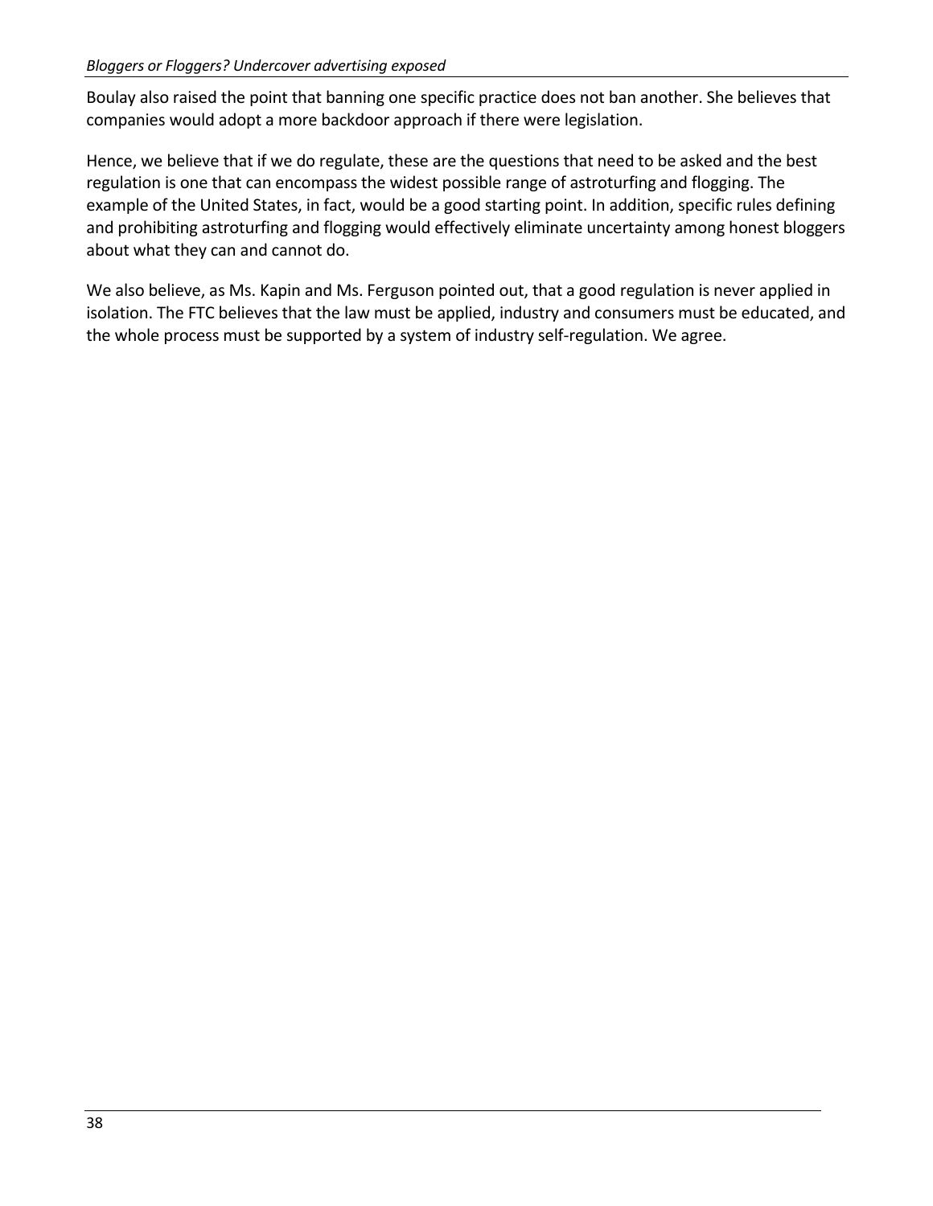Boulay also raised the point that banning one specific practice does not ban another. She believes that companies would adopt a more backdoor approach if there were legislation.

Hence, we believe that if we do regulate, these are the questions that need to be asked and the best regulation is one that can encompass the widest possible range of astroturfing and flogging. The example of the United States, in fact, would be a good starting point. In addition, specific rules defining and prohibiting astroturfing and flogging would effectively eliminate uncertainty among honest bloggers about what they can and cannot do.

We also believe, as Ms. Kapin and Ms. Ferguson pointed out, that a good regulation is never applied in isolation. The FTC believes that the law must be applied, industry and consumers must be educated, and the whole process must be supported by a system of industry self-regulation. We agree.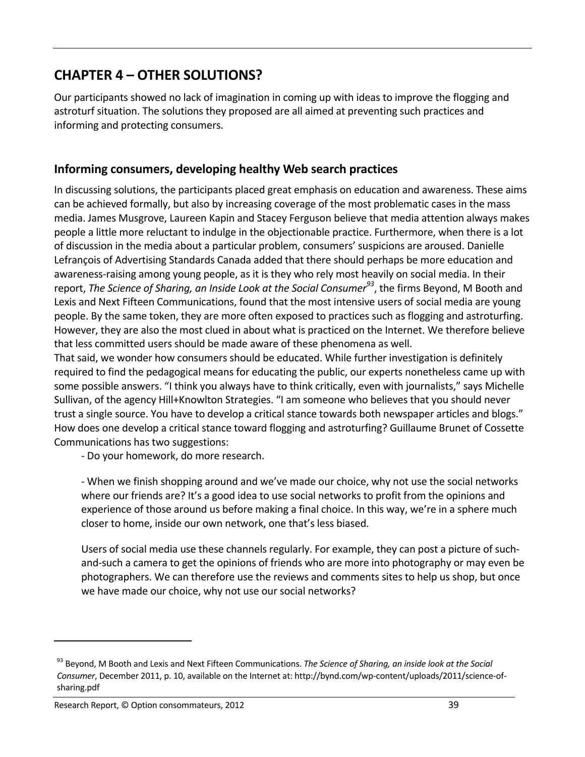# CHAPTER 4 – OTHER SOLUTIONS?

Our participants showed no lack of imagination in coming up with ideas to improve the flogging and astroturf situation. The solutions they proposed are all aimed at preventing such practices and informing and protecting consumers.

## Informing consumers, developing healthy Web search practices

In discussing solutions, the participants placed great emphasis on education and awareness. These aims can be achieved formally, but also by increasing coverage of the most problematic cases in the mass media. James Musgrove, Laureen Kapin and Stacey Ferguson believe that media attention always makes people a little more reluctant to indulge in the objectionable practice. Furthermore, when there is a lot of discussion in the media about a particular problem, consumers' suspicions are aroused. Danielle Lefrançois of Advertising Standards Canada added that there should perhaps be more education and awareness-raising among young people, as it is they who rely most heavily on social media. In their report, *The Science of Sharing, an Inside Look at the Social Consumer*[93], the firms Beyond, M Booth and Lexis and Next Fifteen Communications, found that the most intensive users of social media are young people. By the same token, they are more often exposed to practices such as flogging and astroturfing. However, they are also the most clued in about what is practiced on the Internet. We therefore believe that less committed users should be made aware of these phenomena as well.

That said, we wonder how consumers should be educated. While further investigation is definitely required to find the pedagogical means for educating the public, our experts nonetheless came up with some possible answers. "I think you always have to think critically, even with journalists," says Michelle Sullivan, of the agency Hill+Knowlton Strategies. "I am someone who believes that you should never trust a single source. You have to develop a critical stance towards both newspaper articles and blogs." How does one develop a critical stance toward flogging and astroturfing? Guillaume Brunet of Cossette Communications has two suggestions:

> - Do your homework, do more research.
>
> - When we finish shopping around and we've made our choice, why not use the social networks where our friends are? It's a good idea to use social networks to profit from the opinions and experience of those around us before making a final choice. In this way, we're in a sphere much closer to home, inside our own network, one that's less biased.
>
> Users of social media use these channels regularly. For example, they can post a picture of such-and-such a camera to get the opinions of friends who are more into photography or may even be photographers. We can therefore use the reviews and comments sites to help us shop, but once we have made our choice, why not use our social networks?

---

[93] Beyond, M Booth and Lexis and Next Fifteen Communications. *The Science of Sharing, an inside look at the Social Consumer*, December 2011, p. 10, available on the Internet at: http://bynd.com/wp-content/uploads/2011/science-of-sharing.pdf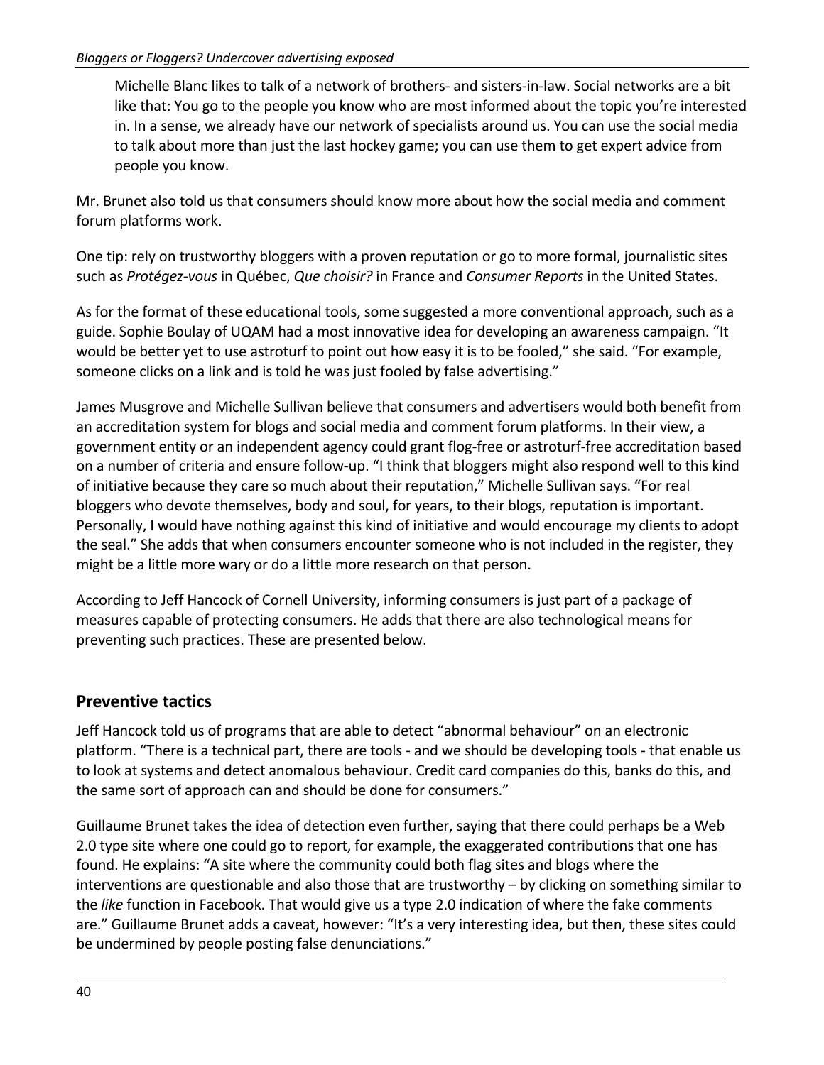> Michelle Blanc likes to talk of a network of brothers- and sisters-in-law. Social networks are a bit like that: You go to the people you know who are most informed about the topic you're interested in. In a sense, we already have our network of specialists around us. You can use the social media to talk about more than just the last hockey game; you can use them to get expert advice from people you know.

Mr. Brunet also told us that consumers should know more about how the social media and comment forum platforms work.

One tip: rely on trustworthy bloggers with a proven reputation or go to more formal, journalistic sites such as *Protégez-vous* in Québec, *Que choisir?* in France and *Consumer Reports* in the United States.

As for the format of these educational tools, some suggested a more conventional approach, such as a guide. Sophie Boulay of UQAM had a most innovative idea for developing an awareness campaign. "It would be better yet to use astroturf to point out how easy it is to be fooled," she said. "For example, someone clicks on a link and is told he was just fooled by false advertising."

James Musgrove and Michelle Sullivan believe that consumers and advertisers would both benefit from an accreditation system for blogs and social media and comment forum platforms. In their view, a government entity or an independent agency could grant flog-free or astroturf-free accreditation based on a number of criteria and ensure follow-up. "I think that bloggers might also respond well to this kind of initiative because they care so much about their reputation," Michelle Sullivan says. "For real bloggers who devote themselves, body and soul, for years, to their blogs, reputation is important. Personally, I would have nothing against this kind of initiative and would encourage my clients to adopt the seal." She adds that when consumers encounter someone who is not included in the register, they might be a little more wary or do a little more research on that person.

According to Jeff Hancock of Cornell University, informing consumers is just part of a package of measures capable of protecting consumers. He adds that there are also technological means for preventing such practices. These are presented below.

## Preventive tactics

Jeff Hancock told us of programs that are able to detect "abnormal behaviour" on an electronic platform. "There is a technical part, there are tools - and we should be developing tools - that enable us to look at systems and detect anomalous behaviour. Credit card companies do this, banks do this, and the same sort of approach can and should be done for consumers."

Guillaume Brunet takes the idea of detection even further, saying that there could perhaps be a Web 2.0 type site where one could go to report, for example, the exaggerated contributions that one has found. He explains: "A site where the community could both flag sites and blogs where the interventions are questionable and also those that are trustworthy – by clicking on something similar to the *like* function in Facebook. That would give us a type 2.0 indication of where the fake comments are." Guillaume Brunet adds a caveat, however: "It's a very interesting idea, but then, these sites could be undermined by people posting false denunciations."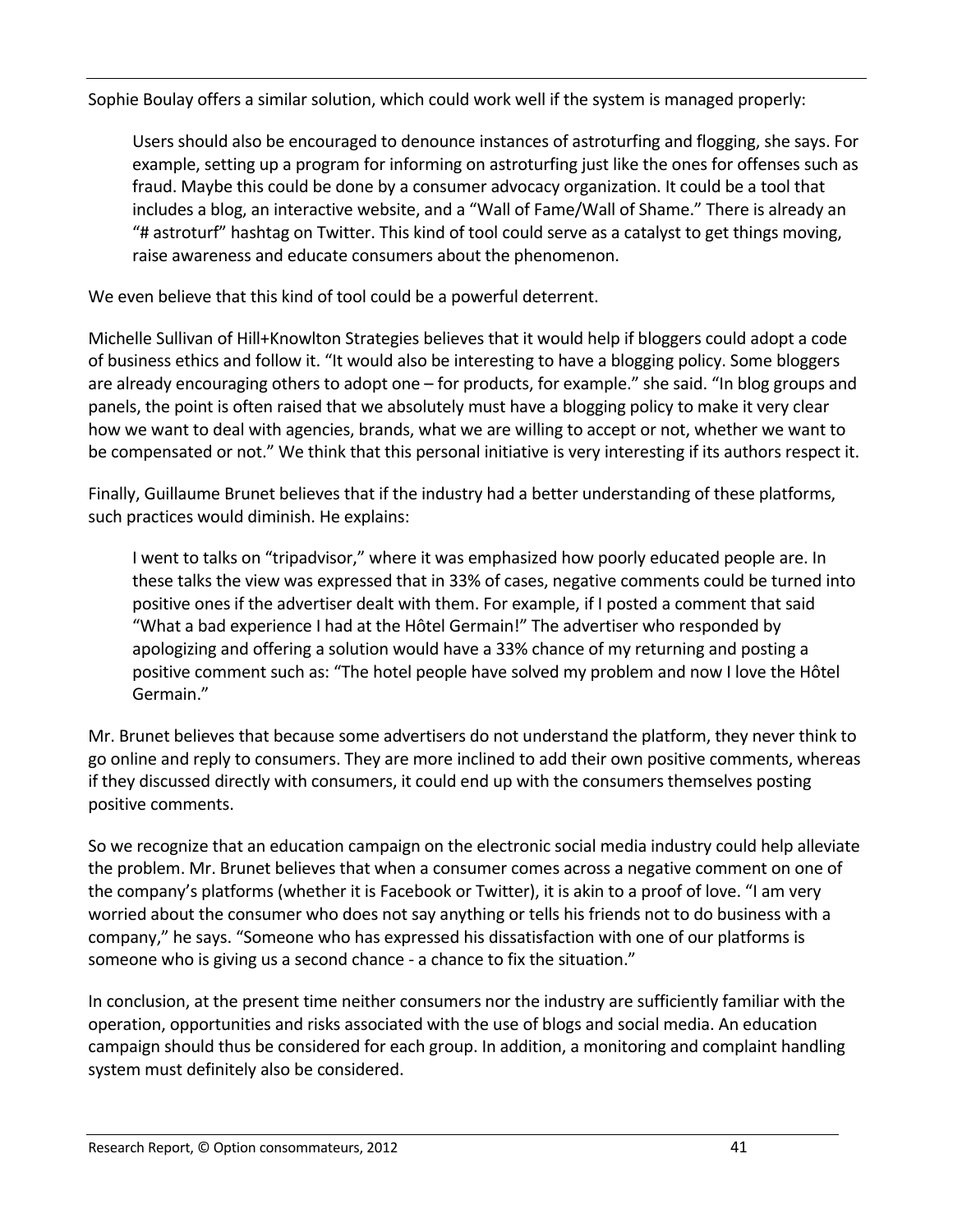Sophie Boulay offers a similar solution, which could work well if the system is managed properly:

> Users should also be encouraged to denounce instances of astroturfing and flogging, she says. For example, setting up a program for informing on astroturfing just like the ones for offenses such as fraud. Maybe this could be done by a consumer advocacy organization. It could be a tool that includes a blog, an interactive website, and a "Wall of Fame/Wall of Shame." There is already an "# astroturf" hashtag on Twitter. This kind of tool could serve as a catalyst to get things moving, raise awareness and educate consumers about the phenomenon.

We even believe that this kind of tool could be a powerful deterrent.

Michelle Sullivan of Hill+Knowlton Strategies believes that it would help if bloggers could adopt a code of business ethics and follow it. "It would also be interesting to have a blogging policy. Some bloggers are already encouraging others to adopt one – for products, for example." she said. "In blog groups and panels, the point is often raised that we absolutely must have a blogging policy to make it very clear how we want to deal with agencies, brands, what we are willing to accept or not, whether we want to be compensated or not." We think that this personal initiative is very interesting if its authors respect it.

Finally, Guillaume Brunet believes that if the industry had a better understanding of these platforms, such practices would diminish. He explains:

> I went to talks on "tripadvisor," where it was emphasized how poorly educated people are. In these talks the view was expressed that in 33% of cases, negative comments could be turned into positive ones if the advertiser dealt with them. For example, if I posted a comment that said "What a bad experience I had at the Hôtel Germain!" The advertiser who responded by apologizing and offering a solution would have a 33% chance of my returning and posting a positive comment such as: "The hotel people have solved my problem and now I love the Hôtel Germain."

Mr. Brunet believes that because some advertisers do not understand the platform, they never think to go online and reply to consumers. They are more inclined to add their own positive comments, whereas if they discussed directly with consumers, it could end up with the consumers themselves posting positive comments.

So we recognize that an education campaign on the electronic social media industry could help alleviate the problem. Mr. Brunet believes that when a consumer comes across a negative comment on one of the company's platforms (whether it is Facebook or Twitter), it is akin to a proof of love. "I am very worried about the consumer who does not say anything or tells his friends not to do business with a company," he says. "Someone who has expressed his dissatisfaction with one of our platforms is someone who is giving us a second chance - a chance to fix the situation."

In conclusion, at the present time neither consumers nor the industry are sufficiently familiar with the operation, opportunities and risks associated with the use of blogs and social media. An education campaign should thus be considered for each group. In addition, a monitoring and complaint handling system must definitely also be considered.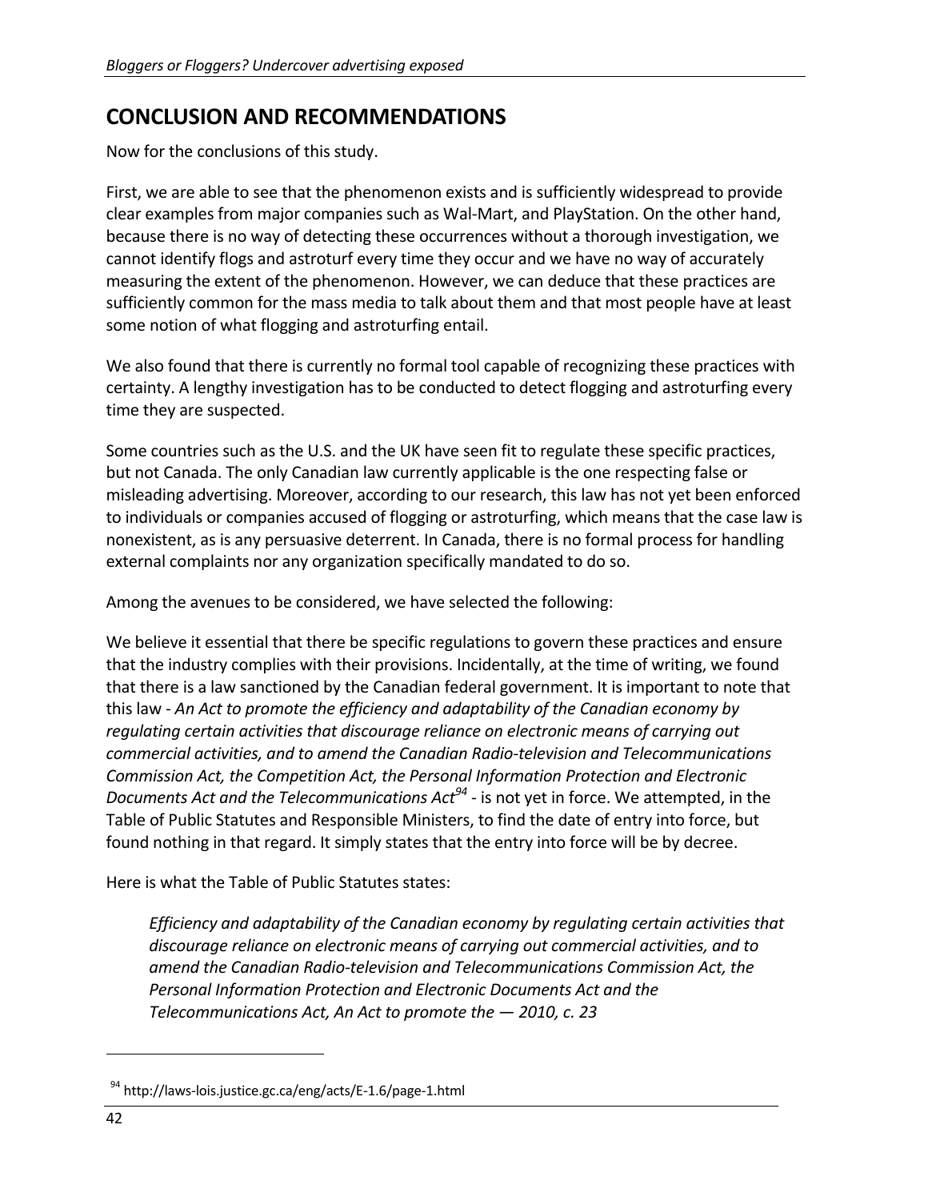## CONCLUSION AND RECOMMENDATIONS

Now for the conclusions of this study.

First, we are able to see that the phenomenon exists and is sufficiently widespread to provide clear examples from major companies such as Wal-Mart, and PlayStation. On the other hand, because there is no way of detecting these occurrences without a thorough investigation, we cannot identify flogs and astroturf every time they occur and we have no way of accurately measuring the extent of the phenomenon. However, we can deduce that these practices are sufficiently common for the mass media to talk about them and that most people have at least some notion of what flogging and astroturfing entail.

We also found that there is currently no formal tool capable of recognizing these practices with certainty. A lengthy investigation has to be conducted to detect flogging and astroturfing every time they are suspected.

Some countries such as the U.S. and the UK have seen fit to regulate these specific practices, but not Canada. The only Canadian law currently applicable is the one respecting false or misleading advertising. Moreover, according to our research, this law has not yet been enforced to individuals or companies accused of flogging or astroturfing, which means that the case law is nonexistent, as is any persuasive deterrent. In Canada, there is no formal process for handling external complaints nor any organization specifically mandated to do so.

Among the avenues to be considered, we have selected the following:

We believe it essential that there be specific regulations to govern these practices and ensure that the industry complies with their provisions. Incidentally, at the time of writing, we found that there is a law sanctioned by the Canadian federal government. It is important to note that this law - *An Act to promote the efficiency and adaptability of the Canadian economy by regulating certain activities that discourage reliance on electronic means of carrying out commercial activities, and to amend the Canadian Radio-television and Telecommunications Commission Act, the Competition Act, the Personal Information Protection and Electronic Documents Act and the Telecommunications Act*[94] - is not yet in force. We attempted, in the Table of Public Statutes and Responsible Ministers, to find the date of entry into force, but found nothing in that regard. It simply states that the entry into force will be by decree.

Here is what the Table of Public Statutes states:

> *Efficiency and adaptability of the Canadian economy by regulating certain activities that discourage reliance on electronic means of carrying out commercial activities, and to amend the Canadian Radio-television and Telecommunications Commission Act, the Personal Information Protection and Electronic Documents Act and the Telecommunications Act, An Act to promote the — 2010, c. 23*

---

[94] http://laws-lois.justice.gc.ca/eng/acts/E-1.6/page-1.html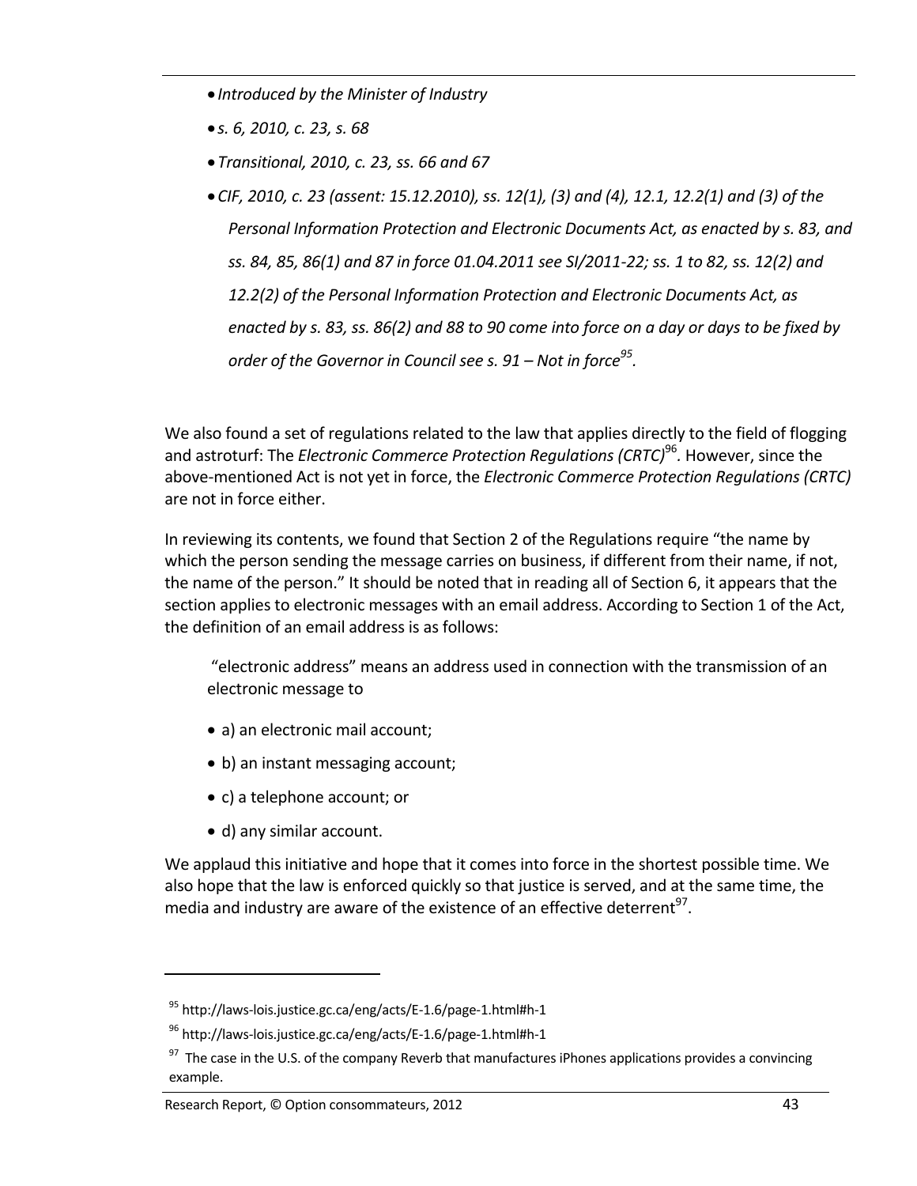- *Introduced by the Minister of Industry*
- *s. 6, 2010, c. 23, s. 68*
- *Transitional, 2010, c. 23, ss. 66 and 67*
- *CIF, 2010, c. 23 (assent: 15.12.2010), ss. 12(1), (3) and (4), 12.1, 12.2(1) and (3) of the Personal Information Protection and Electronic Documents Act, as enacted by s. 83, and ss. 84, 85, 86(1) and 87 in force 01.04.2011 see SI/2011-22; ss. 1 to 82, ss. 12(2) and 12.2(2) of the Personal Information Protection and Electronic Documents Act, as enacted by s. 83, ss. 86(2) and 88 to 90 come into force on a day or days to be fixed by order of the Governor in Council see s. 91 – Not in force*[95].

We also found a set of regulations related to the law that applies directly to the field of flogging and astroturf: The *Electronic Commerce Protection Regulations (CRTC)*[96]*.* However, since the above-mentioned Act is not yet in force, the *Electronic Commerce Protection Regulations (CRTC)* are not in force either.

In reviewing its contents, we found that Section 2 of the Regulations require "the name by which the person sending the message carries on business, if different from their name, if not, the name of the person." It should be noted that in reading all of Section 6, it appears that the section applies to electronic messages with an email address. According to Section 1 of the Act, the definition of an email address is as follows:

> "electronic address" means an address used in connection with the transmission of an electronic message to
>
> - a) an electronic mail account;
> - b) an instant messaging account;
> - c) a telephone account; or
> - d) any similar account.

We applaud this initiative and hope that it comes into force in the shortest possible time. We also hope that the law is enforced quickly so that justice is served, and at the same time, the media and industry are aware of the existence of an effective deterrent[97].

---

[95] http://laws-lois.justice.gc.ca/eng/acts/E-1.6/page-1.html#h-1

[96] http://laws-lois.justice.gc.ca/eng/acts/E-1.6/page-1.html#h-1

[97] The case in the U.S. of the company Reverb that manufactures iPhones applications provides a convincing example.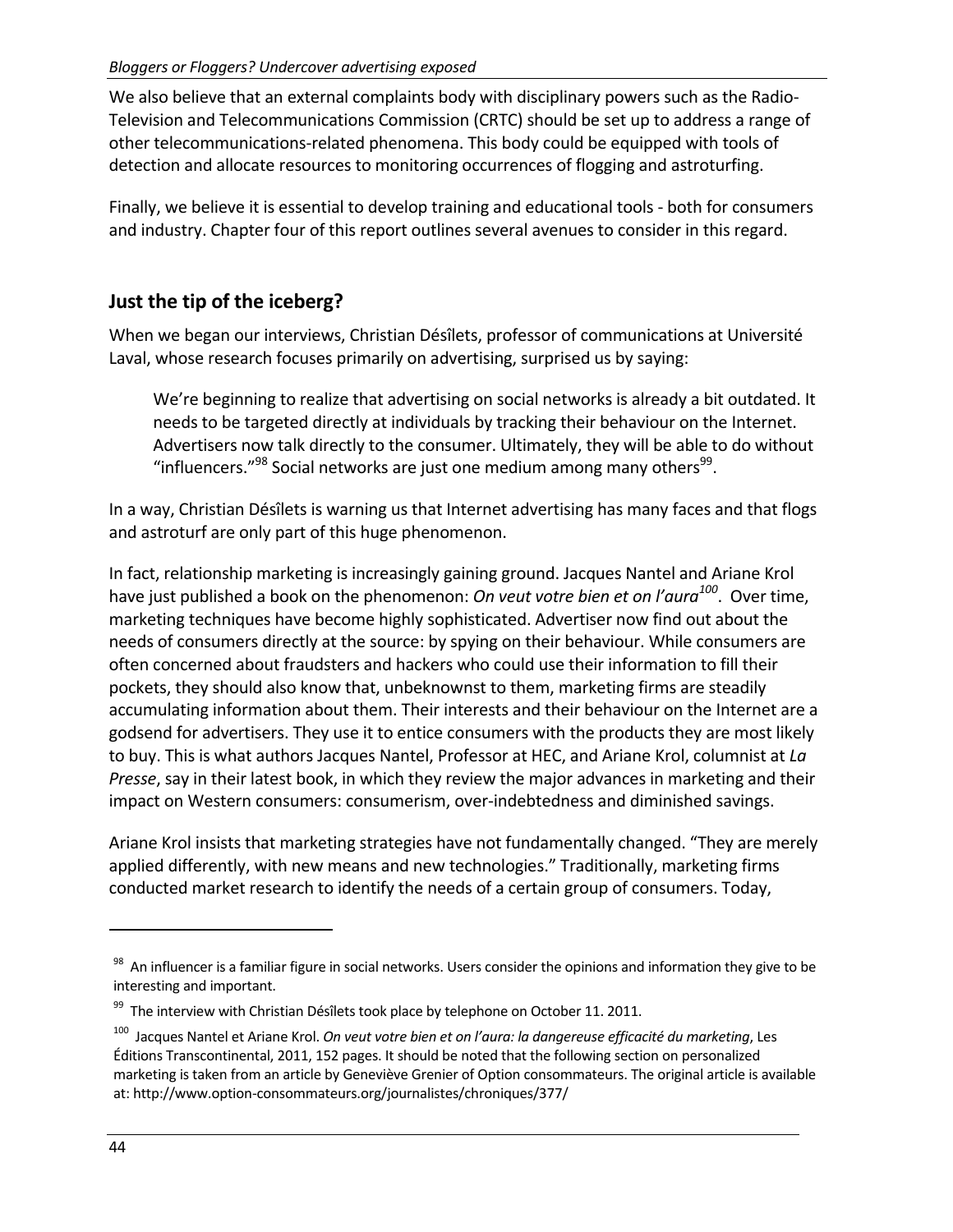We also believe that an external complaints body with disciplinary powers such as the Radio-Television and Telecommunications Commission (CRTC) should be set up to address a range of other telecommunications-related phenomena. This body could be equipped with tools of detection and allocate resources to monitoring occurrences of flogging and astroturfing.

Finally, we believe it is essential to develop training and educational tools - both for consumers and industry. Chapter four of this report outlines several avenues to consider in this regard.

## Just the tip of the iceberg?

When we began our interviews, Christian Désîlets, professor of communications at Université Laval, whose research focuses primarily on advertising, surprised us by saying:

> We're beginning to realize that advertising on social networks is already a bit outdated. It needs to be targeted directly at individuals by tracking their behaviour on the Internet. Advertisers now talk directly to the consumer. Ultimately, they will be able to do without "influencers."[98] Social networks are just one medium among many others[99].

In a way, Christian Désîlets is warning us that Internet advertising has many faces and that flogs and astroturf are only part of this huge phenomenon.

In fact, relationship marketing is increasingly gaining ground. Jacques Nantel and Ariane Krol have just published a book on the phenomenon: *On veut votre bien et on l'aura*[100]. Over time, marketing techniques have become highly sophisticated. Advertiser now find out about the needs of consumers directly at the source: by spying on their behaviour. While consumers are often concerned about fraudsters and hackers who could use their information to fill their pockets, they should also know that, unbeknownst to them, marketing firms are steadily accumulating information about them. Their interests and their behaviour on the Internet are a godsend for advertisers. They use it to entice consumers with the products they are most likely to buy. This is what authors Jacques Nantel, Professor at HEC, and Ariane Krol, columnist at *La Presse*, say in their latest book, in which they review the major advances in marketing and their impact on Western consumers: consumerism, over-indebtedness and diminished savings.

Ariane Krol insists that marketing strategies have not fundamentally changed. "They are merely applied differently, with new means and new technologies." Traditionally, marketing firms conducted market research to identify the needs of a certain group of consumers. Today,

---

[98] An influencer is a familiar figure in social networks. Users consider the opinions and information they give to be interesting and important.

[99] The interview with Christian Désîlets took place by telephone on October 11. 2011.

[100] Jacques Nantel et Ariane Krol. *On veut votre bien et on l'aura: la dangereuse efficacité du marketing*, Les Éditions Transcontinental, 2011, 152 pages. It should be noted that the following section on personalized marketing is taken from an article by Geneviève Grenier of Option consommateurs. The original article is available at: http://www.option-consommateurs.org/journalistes/chroniques/377/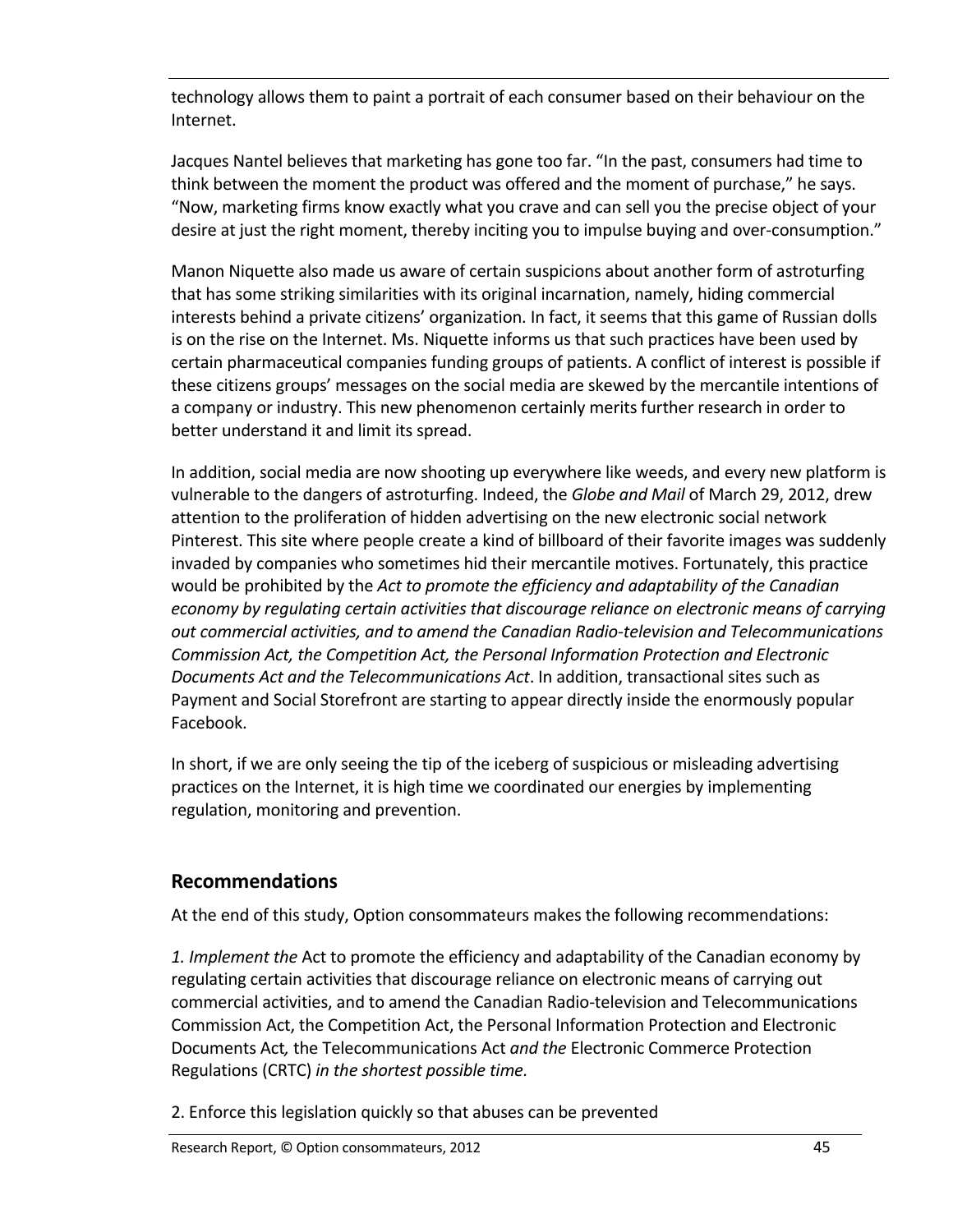technology allows them to paint a portrait of each consumer based on their behaviour on the Internet.

Jacques Nantel believes that marketing has gone too far. “In the past, consumers had time to think between the moment the product was offered and the moment of purchase,” he says. “Now, marketing firms know exactly what you crave and can sell you the precise object of your desire at just the right moment, thereby inciting you to impulse buying and over-consumption.”

Manon Niquette also made us aware of certain suspicions about another form of astroturfing that has some striking similarities with its original incarnation, namely, hiding commercial interests behind a private citizens’ organization. In fact, it seems that this game of Russian dolls is on the rise on the Internet. Ms. Niquette informs us that such practices have been used by certain pharmaceutical companies funding groups of patients. A conflict of interest is possible if these citizens groups’ messages on the social media are skewed by the mercantile intentions of a company or industry. This new phenomenon certainly merits further research in order to better understand it and limit its spread.

In addition, social media are now shooting up everywhere like weeds, and every new platform is vulnerable to the dangers of astroturfing. Indeed, the *Globe and Mail* of March 29, 2012, drew attention to the proliferation of hidden advertising on the new electronic social network Pinterest. This site where people create a kind of billboard of their favorite images was suddenly invaded by companies who sometimes hid their mercantile motives. Fortunately, this practice would be prohibited by the *Act to promote the efficiency and adaptability of the Canadian economy by regulating certain activities that discourage reliance on electronic means of carrying out commercial activities, and to amend the Canadian Radio-television and Telecommunications Commission Act, the Competition Act, the Personal Information Protection and Electronic Documents Act and the Telecommunications Act*. In addition, transactional sites such as Payment and Social Storefront are starting to appear directly inside the enormously popular Facebook.

In short, if we are only seeing the tip of the iceberg of suspicious or misleading advertising practices on the Internet, it is high time we coordinated our energies by implementing regulation, monitoring and prevention.

## Recommendations

At the end of this study, Option consommateurs makes the following recommendations:

*1. Implement the* Act to promote the efficiency and adaptability of the Canadian economy by regulating certain activities that discourage reliance on electronic means of carrying out commercial activities, and to amend the Canadian Radio-television and Telecommunications Commission Act, the Competition Act, the Personal Information Protection and Electronic Documents Act*,* the Telecommunications Act *and the* Electronic Commerce Protection Regulations (CRTC) *in the shortest possible time.*

2. Enforce this legislation quickly so that abuses can be prevented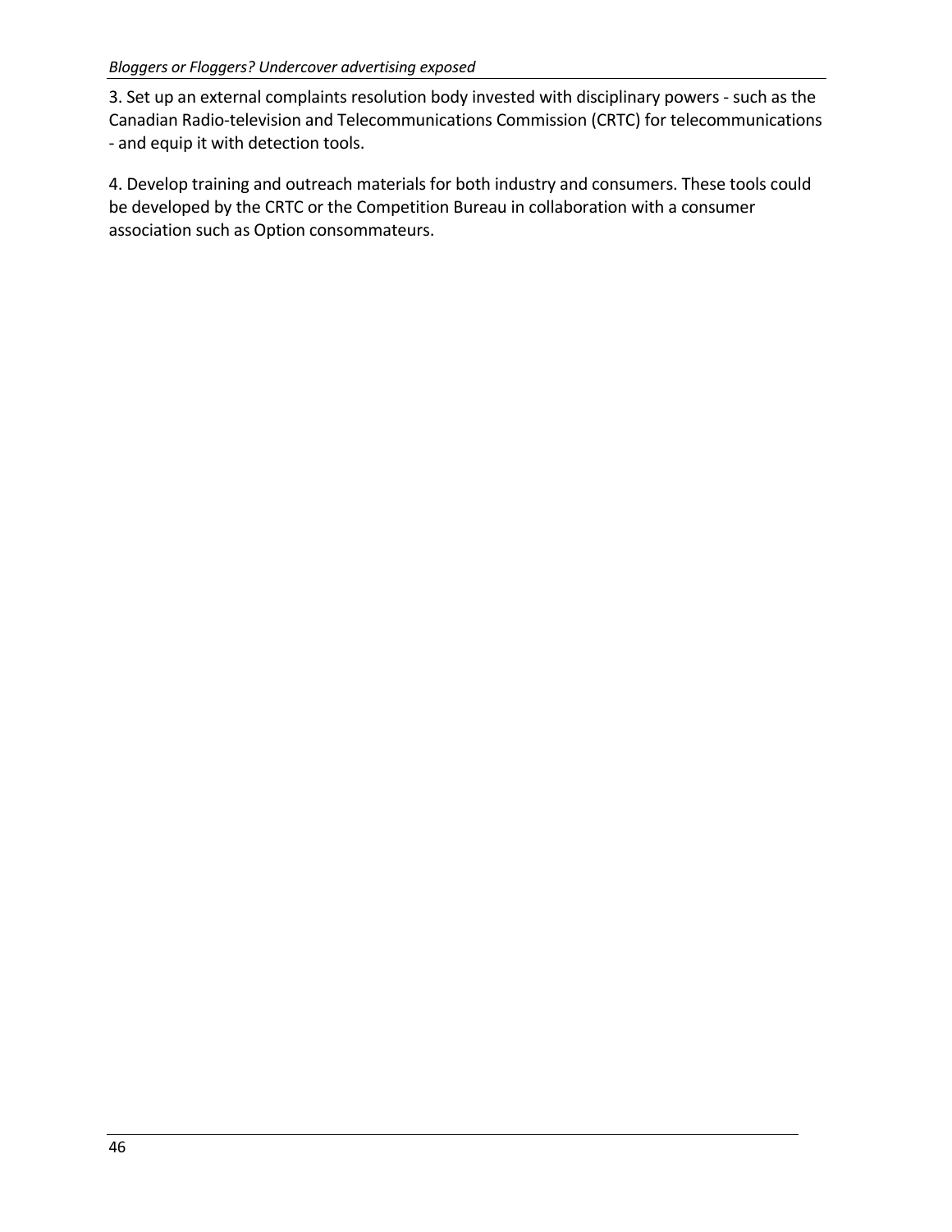3. Set up an external complaints resolution body invested with disciplinary powers - such as the Canadian Radio-television and Telecommunications Commission (CRTC) for telecommunications - and equip it with detection tools.

4. Develop training and outreach materials for both industry and consumers. These tools could be developed by the CRTC or the Competition Bureau in collaboration with a consumer association such as Option consommateurs.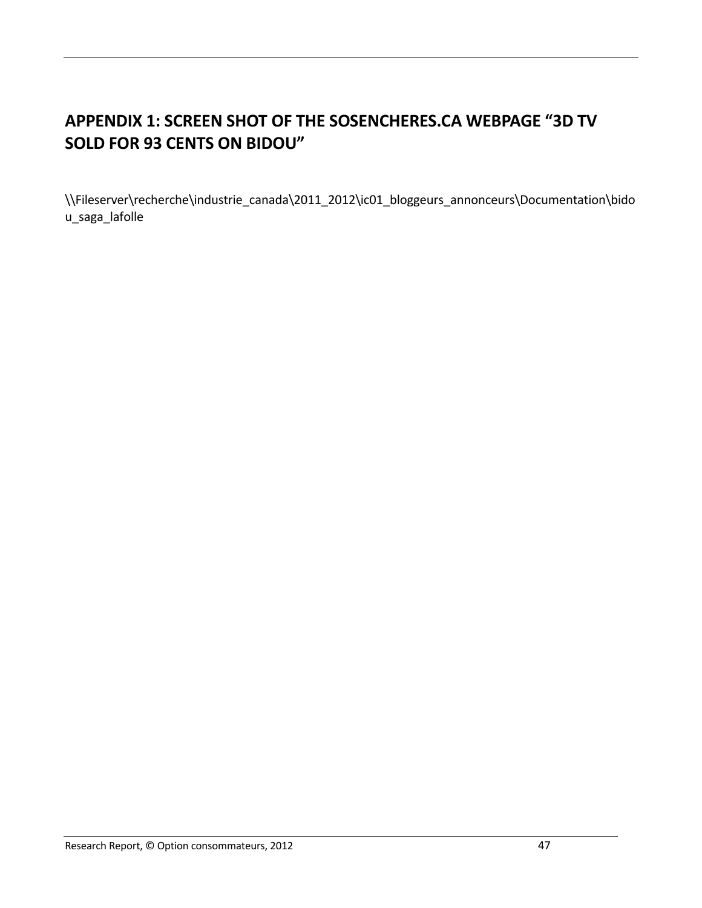## APPENDIX 1: SCREEN SHOT OF THE SOSENCHERES.CA WEBPAGE "3D TV SOLD FOR 93 CENTS ON BIDOU"

\\Fileserver\recherche\industrie_canada\2011_2012\ic01_bloggeurs_annonceurs\Documentation\bidou_saga_lafolle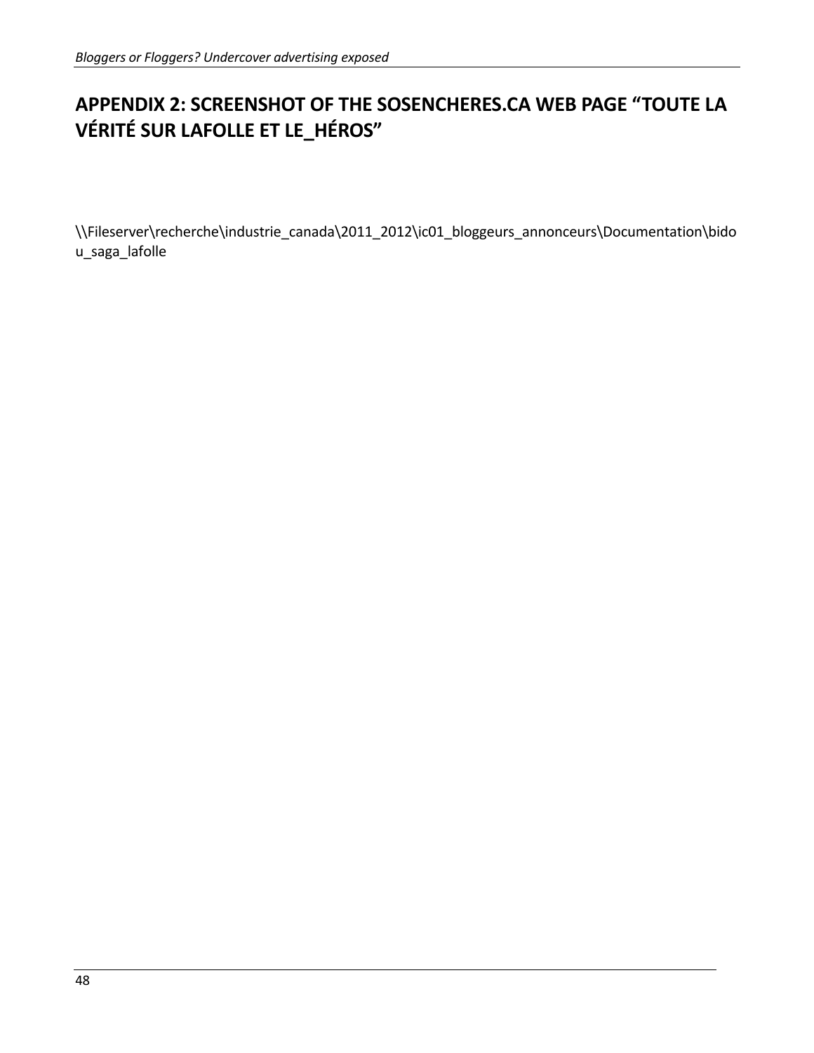## APPENDIX 2: SCREENSHOT OF THE SOSENCHERES.CA WEB PAGE "TOUTE LA VÉRITÉ SUR LAFOLLE ET LE_HÉROS"

\\Fileserver\recherche\industrie_canada\2011_2012\ic01_bloggeurs_annonceurs\Documentation\bidou_saga_lafolle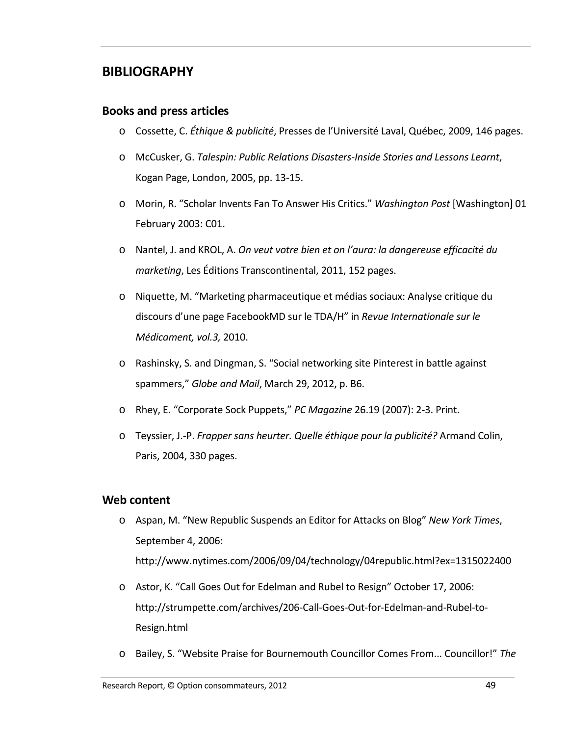## BIBLIOGRAPHY

### Books and press articles

- Cossette, C. *Éthique & publicité*, Presses de l'Université Laval, Québec, 2009, 146 pages.
- McCusker, G. *Talespin: Public Relations Disasters-Inside Stories and Lessons Learnt*, Kogan Page, London, 2005, pp. 13-15.
- Morin, R. "Scholar Invents Fan To Answer His Critics." *Washington Post* [Washington] 01 February 2003: C01.
- Nantel, J. and KROL, A. *On veut votre bien et on l'aura: la dangereuse efficacité du marketing*, Les Éditions Transcontinental, 2011, 152 pages.
- Niquette, M. "Marketing pharmaceutique et médias sociaux: Analyse critique du discours d'une page FacebookMD sur le TDA/H" in *Revue Internationale sur le Médicament, vol.3,* 2010.
- Rashinsky, S. and Dingman, S. "Social networking site Pinterest in battle against spammers," *Globe and Mail*, March 29, 2012, p. B6.
- Rhey, E. "Corporate Sock Puppets," *PC Magazine* 26.19 (2007): 2-3. Print.
- Teyssier, J.-P. *Frapper sans heurter. Quelle éthique pour la publicité?* Armand Colin, Paris, 2004, 330 pages.

### Web content

- Aspan, M. "New Republic Suspends an Editor for Attacks on Blog" *New York Times*, September 4, 2006: http://www.nytimes.com/2006/09/04/technology/04republic.html?ex=1315022400
- Astor, K. "Call Goes Out for Edelman and Rubel to Resign" October 17, 2006: http://strumpette.com/archives/206-Call-Goes-Out-for-Edelman-and-Rubel-to-Resign.html
- Bailey, S. "Website Praise for Bournemouth Councillor Comes From... Councillor!" *The*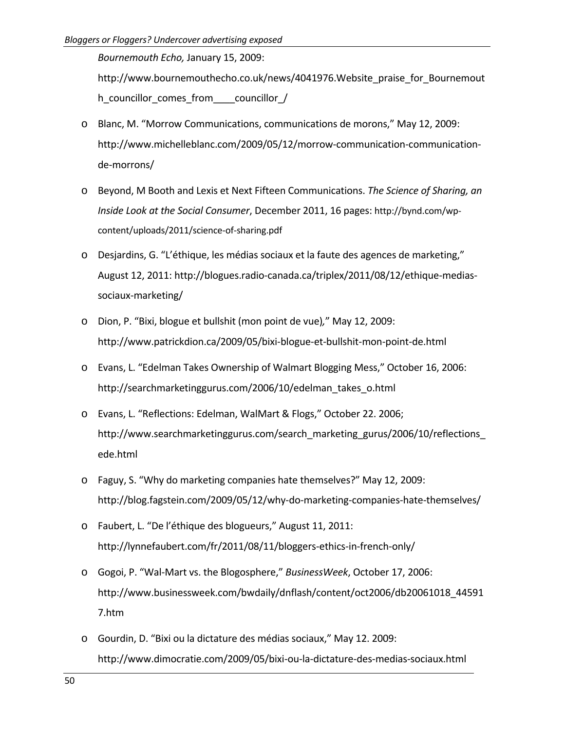*Bournemouth Echo,* January 15, 2009: http://www.bournemouthecho.co.uk/news/4041976.Website_praise_for_Bournemouth_councillor_comes_from____councillor_/

- Blanc, M. "Morrow Communications, communications de morons," May 12, 2009: http://www.michelleblanc.com/2009/05/12/morrow-communication-communication-de-morrons/
- Beyond, M Booth and Lexis et Next Fifteen Communications. *The Science of Sharing, an Inside Look at the Social Consumer*, December 2011, 16 pages: http://bynd.com/wp-content/uploads/2011/science-of-sharing.pdf
- Desjardins, G. "L'éthique, les médias sociaux et la faute des agences de marketing," August 12, 2011: http://blogues.radio-canada.ca/triplex/2011/08/12/ethique-medias-sociaux-marketing/
- Dion, P. "Bixi, blogue et bullshit (mon point de vue)," May 12, 2009: http://www.patrickdion.ca/2009/05/bixi-blogue-et-bullshit-mon-point-de.html
- Evans, L. "Edelman Takes Ownership of Walmart Blogging Mess," October 16, 2006: http://searchmarketinggurus.com/2006/10/edelman_takes_o.html
- Evans, L. "Reflections: Edelman, WalMart & Flogs," October 22. 2006; http://www.searchmarketinggurus.com/search_marketing_gurus/2006/10/reflections_ede.html
- Faguy, S. "Why do marketing companies hate themselves?" May 12, 2009: http://blog.fagstein.com/2009/05/12/why-do-marketing-companies-hate-themselves/
- Faubert, L. "De l'éthique des blogueurs," August 11, 2011: http://lynnefaubert.com/fr/2011/08/11/bloggers-ethics-in-french-only/
- Gogoi, P. "Wal-Mart vs. the Blogosphere," *BusinessWeek*, October 17, 2006: http://www.businessweek.com/bwdaily/dnflash/content/oct2006/db20061018_445917.htm
- Gourdin, D. "Bixi ou la dictature des médias sociaux," May 12. 2009: http://www.dimocratie.com/2009/05/bixi-ou-la-dictature-des-medias-sociaux.html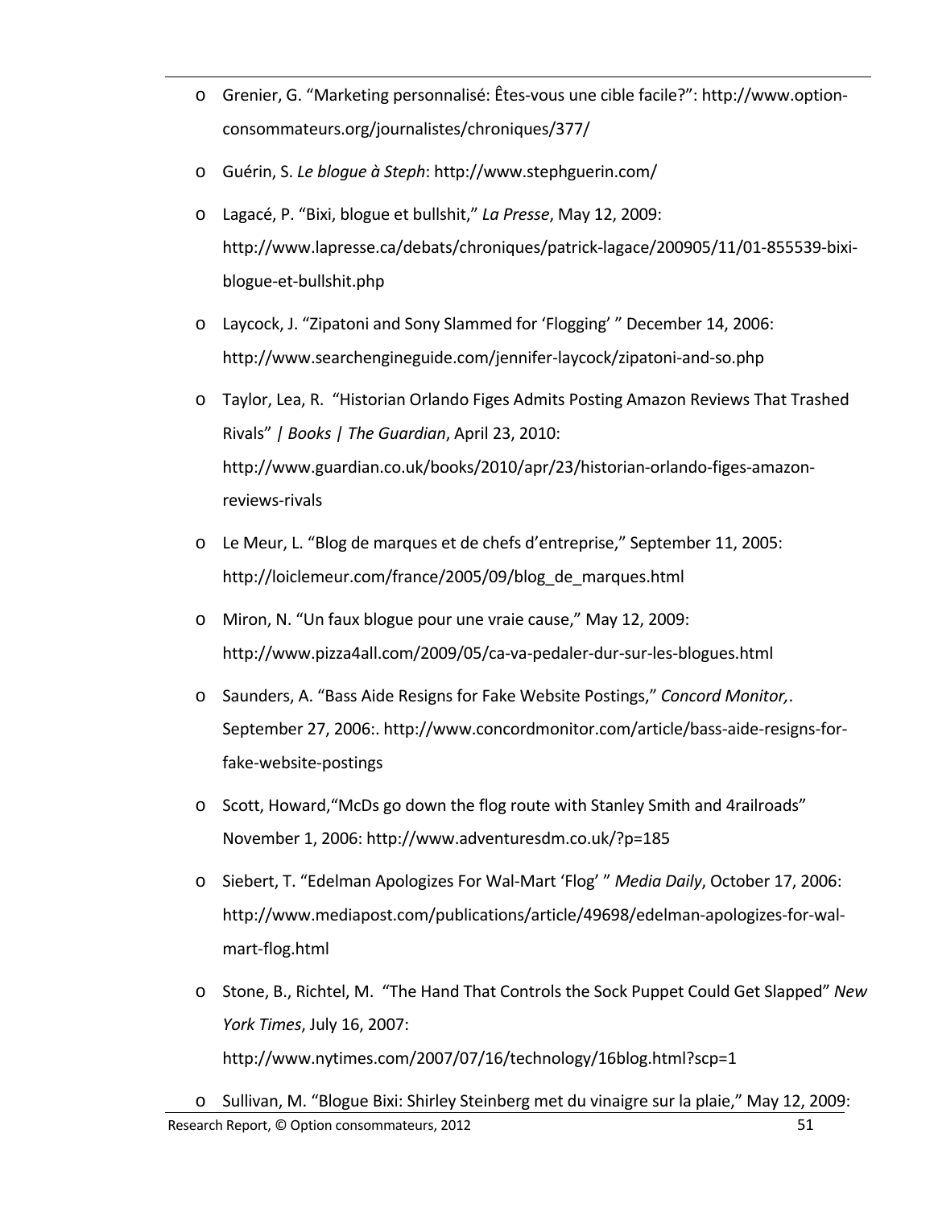- Grenier, G. "Marketing personnalisé: Êtes-vous une cible facile?": http://www.option-consommateurs.org/journalistes/chroniques/377/
- Guérin, S. *Le blogue à Steph*: http://www.stephguerin.com/
- Lagacé, P. "Bixi, blogue et bullshit," *La Presse*, May 12, 2009: http://www.lapresse.ca/debats/chroniques/patrick-lagace/200905/11/01-855539-bixi-blogue-et-bullshit.php
- Laycock, J. "Zipatoni and Sony Slammed for 'Flogging' " December 14, 2006: http://www.searchengineguide.com/jennifer-laycock/zipatoni-and-so.php
- Taylor, Lea, R. "Historian Orlando Figes Admits Posting Amazon Reviews That Trashed Rivals" | *Books | The Guardian*, April 23, 2010: http://www.guardian.co.uk/books/2010/apr/23/historian-orlando-figes-amazon-reviews-rivals
- Le Meur, L. "Blog de marques et de chefs d'entreprise," September 11, 2005: http://loiclemeur.com/france/2005/09/blog_de_marques.html
- Miron, N. "Un faux blogue pour une vraie cause," May 12, 2009: http://www.pizza4all.com/2009/05/ca-va-pedaler-dur-sur-les-blogues.html
- Saunders, A. "Bass Aide Resigns for Fake Website Postings," *Concord Monitor,*. September 27, 2006:. http://www.concordmonitor.com/article/bass-aide-resigns-for-fake-website-postings
- Scott, Howard,"McDs go down the flog route with Stanley Smith and 4railroads" November 1, 2006: http://www.adventuresdm.co.uk/?p=185
- Siebert, T. "Edelman Apologizes For Wal-Mart 'Flog' " *Media Daily*, October 17, 2006: http://www.mediapost.com/publications/article/49698/edelman-apologizes-for-wal-mart-flog.html
- Stone, B., Richtel, M. "The Hand That Controls the Sock Puppet Could Get Slapped" *New York Times*, July 16, 2007: http://www.nytimes.com/2007/07/16/technology/16blog.html?scp=1
- Sullivan, M. "Blogue Bixi: Shirley Steinberg met du vinaigre sur la plaie," May 12, 2009: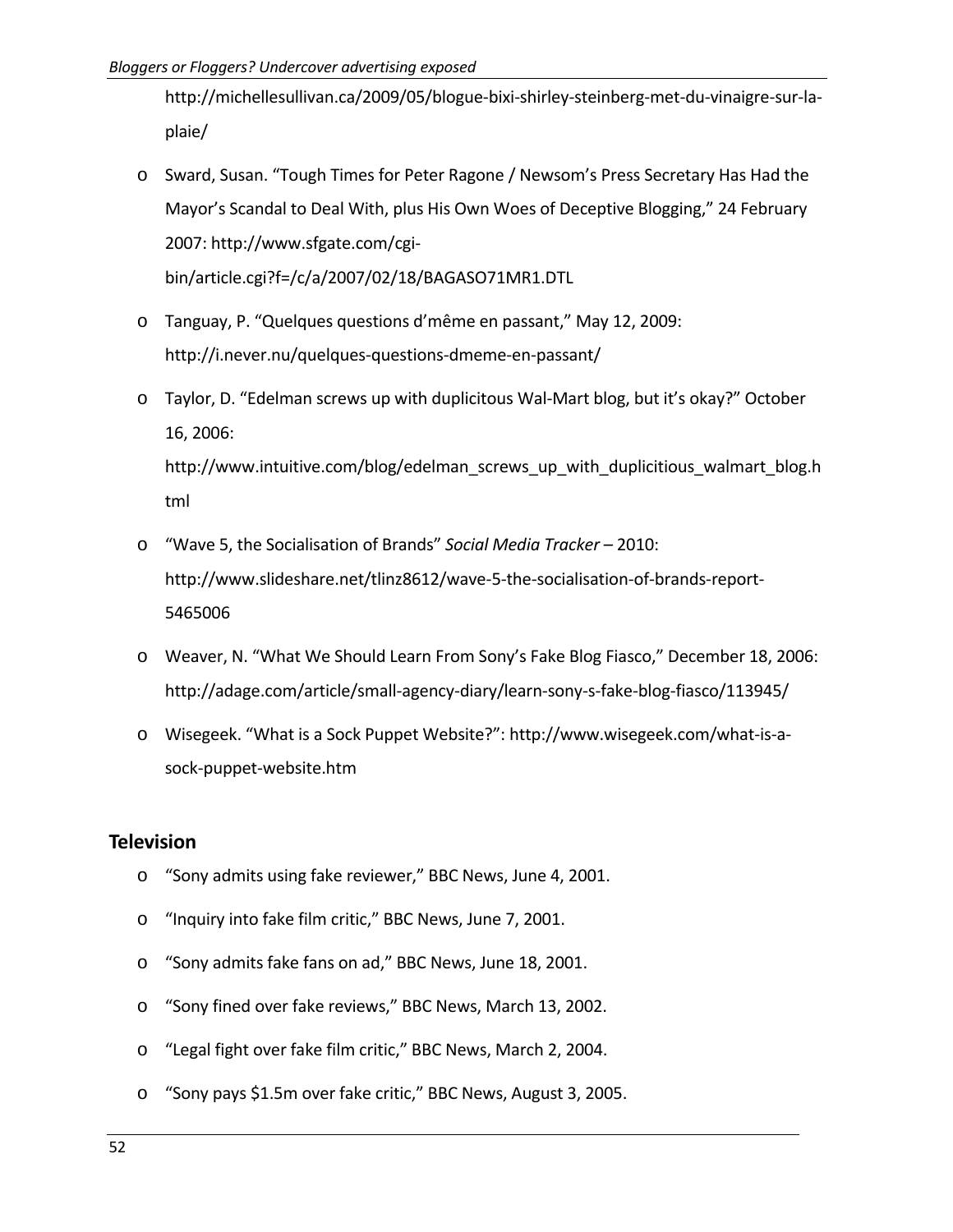http://michellesullivan.ca/2009/05/blogue-bixi-shirley-steinberg-met-du-vinaigre-sur-la-plaie/

- Sward, Susan. “Tough Times for Peter Ragone / Newsom’s Press Secretary Has Had the Mayor’s Scandal to Deal With, plus His Own Woes of Deceptive Blogging,” 24 February 2007: http://www.sfgate.com/cgi-bin/article.cgi?f=/c/a/2007/02/18/BAGASO71MR1.DTL
- Tanguay, P. “Quelques questions d’même en passant,” May 12, 2009: http://i.never.nu/quelques-questions-dmeme-en-passant/
- Taylor, D. “Edelman screws up with duplicitous Wal-Mart blog, but it’s okay?” October 16, 2006: http://www.intuitive.com/blog/edelman_screws_up_with_duplicitious_walmart_blog.html
- “Wave 5, the Socialisation of Brands” *Social Media Tracker* – 2010: http://www.slideshare.net/tlinz8612/wave-5-the-socialisation-of-brands-report-5465006
- Weaver, N. “What We Should Learn From Sony’s Fake Blog Fiasco,” December 18, 2006: http://adage.com/article/small-agency-diary/learn-sony-s-fake-blog-fiasco/113945/
- Wisegeek. “What is a Sock Puppet Website?”: http://www.wisegeek.com/what-is-a-sock-puppet-website.htm

## Television

- “Sony admits using fake reviewer,” BBC News, June 4, 2001.
- “Inquiry into fake film critic,” BBC News, June 7, 2001.
- “Sony admits fake fans on ad,” BBC News, June 18, 2001.
- “Sony fined over fake reviews,” BBC News, March 13, 2002.
- “Legal fight over fake film critic,” BBC News, March 2, 2004.
- “Sony pays $1.5m over fake critic,” BBC News, August 3, 2005.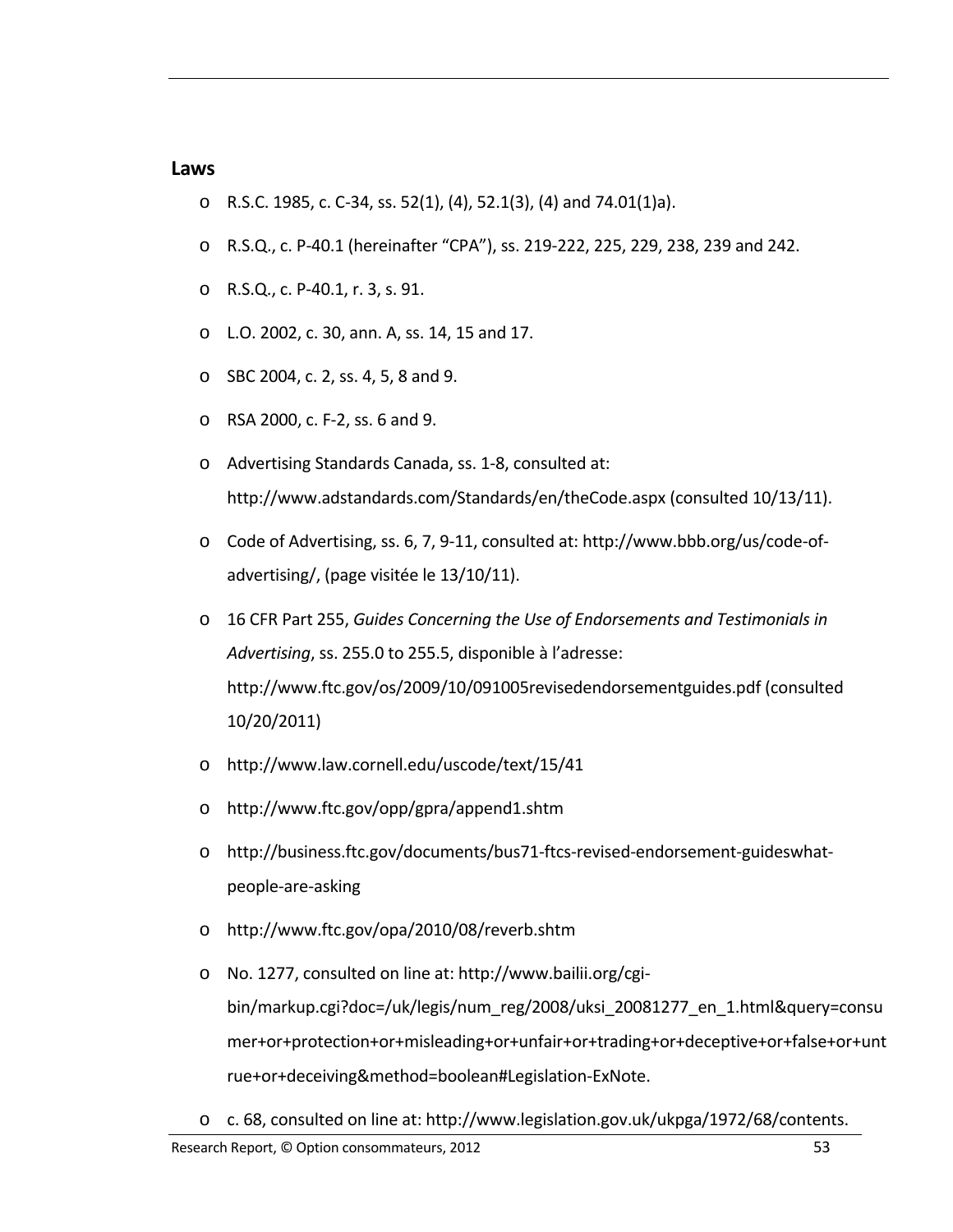## Laws

- R.S.C. 1985, c. C-34, ss. 52(1), (4), 52.1(3), (4) and 74.01(1)a).
- R.S.Q., c. P-40.1 (hereinafter "CPA"), ss. 219-222, 225, 229, 238, 239 and 242.
- R.S.Q., c. P-40.1, r. 3, s. 91.
- L.O. 2002, c. 30, ann. A, ss. 14, 15 and 17.
- SBC 2004, c. 2, ss. 4, 5, 8 and 9.
- RSA 2000, c. F-2, ss. 6 and 9.
- Advertising Standards Canada, ss. 1-8, consulted at: http://www.adstandards.com/Standards/en/theCode.aspx (consulted 10/13/11).
- Code of Advertising, ss. 6, 7, 9-11, consulted at: http://www.bbb.org/us/code-of-advertising/, (page visitée le 13/10/11).
- 16 CFR Part 255, *Guides Concerning the Use of Endorsements and Testimonials in Advertising*, ss. 255.0 to 255.5, disponible à l'adresse: http://www.ftc.gov/os/2009/10/091005revisedendorsementguides.pdf (consulted 10/20/2011)
- http://www.law.cornell.edu/uscode/text/15/41
- http://www.ftc.gov/opp/gpra/append1.shtm
- http://business.ftc.gov/documents/bus71-ftcs-revised-endorsement-guideswhat-people-are-asking
- http://www.ftc.gov/opa/2010/08/reverb.shtm
- No. 1277, consulted on line at: http://www.bailii.org/cgi-bin/markup.cgi?doc=/uk/legis/num_reg/2008/uksi_20081277_en_1.html&query=consumer+or+protection+or+misleading+or+unfair+or+trading+or+deceptive+or+false+or+untrue+or+deceiving&method=boolean#Legislation-ExNote.
- c. 68, consulted on line at: http://www.legislation.gov.uk/ukpga/1972/68/contents.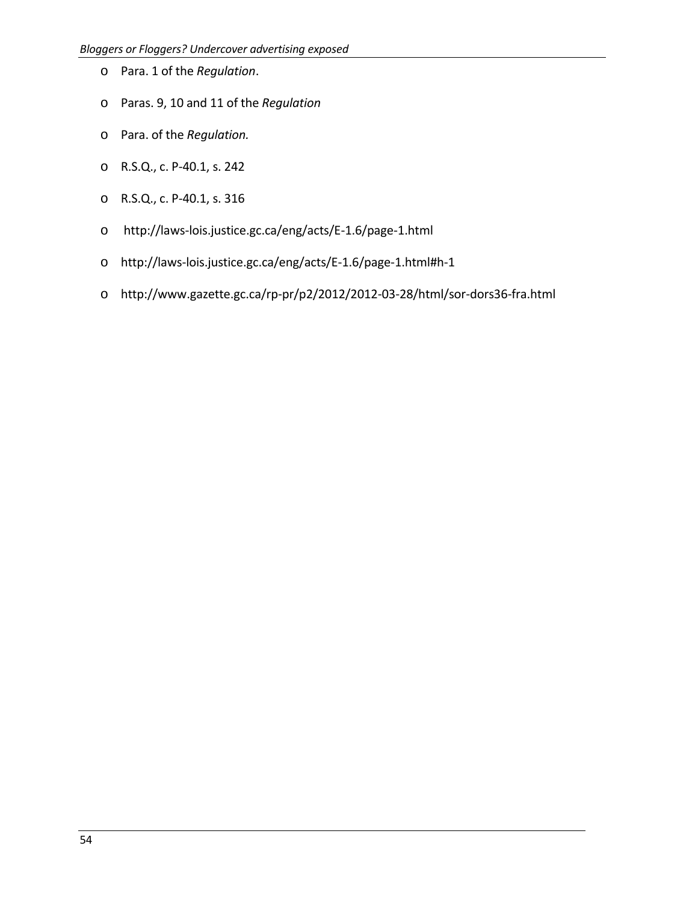- Para. 1 of the *Regulation*.
- Paras. 9, 10 and 11 of the *Regulation*
- Para. of the *Regulation.*
- R.S.Q., c. P-40.1, s. 242
- R.S.Q., c. P-40.1, s. 316
- http://laws-lois.justice.gc.ca/eng/acts/E-1.6/page-1.html
- http://laws-lois.justice.gc.ca/eng/acts/E-1.6/page-1.html#h-1
- http://www.gazette.gc.ca/rp-pr/p2/2012/2012-03-28/html/sor-dors36-fra.html